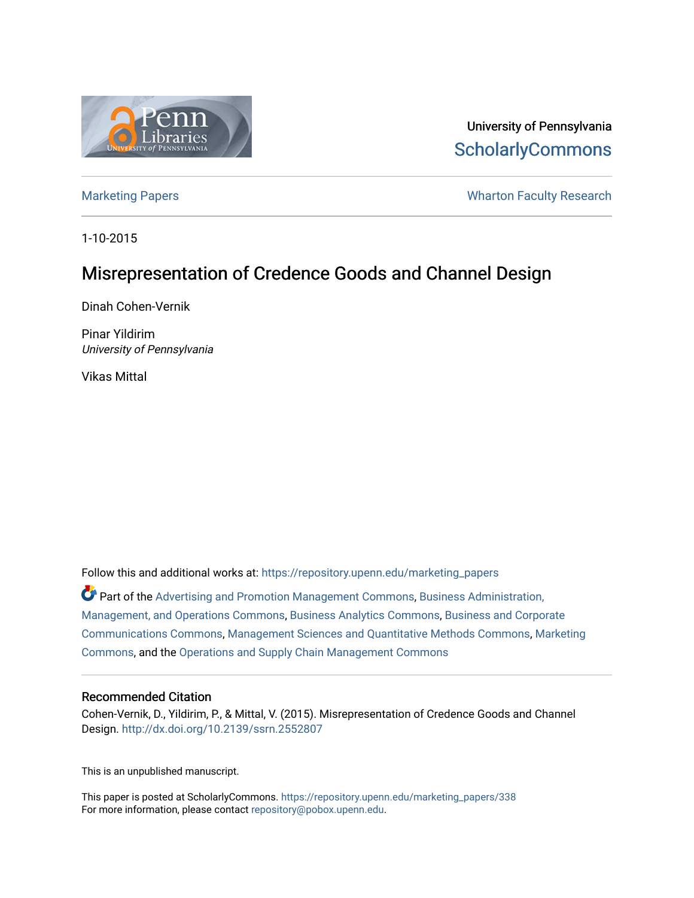University of Pennsylvania
ScholarlyCommons

Marketing Papers | Wharton Faculty Research

1-10-2015

# Misrepresentation of Credence Goods and Channel Design

Dinah Cohen-Vernik

Pinar Yildirim
*University of Pennsylvania*

Vikas Mittal

Follow this and additional works at: https://repository.upenn.edu/marketing_papers

Part of the Advertising and Promotion Management Commons, Business Administration, Management, and Operations Commons, Business Analytics Commons, Business and Corporate Communications Commons, Management Sciences and Quantitative Methods Commons, Marketing Commons, and the Operations and Supply Chain Management Commons

## Recommended Citation

Cohen-Vernik, D., Yildirim, P., & Mittal, V. (2015). Misrepresentation of Credence Goods and Channel Design. http://dx.doi.org/10.2139/ssrn.2552807

This is an unpublished manuscript.

This paper is posted at ScholarlyCommons. https://repository.upenn.edu/marketing_papers/338
For more information, please contact repository@pobox.upenn.edu.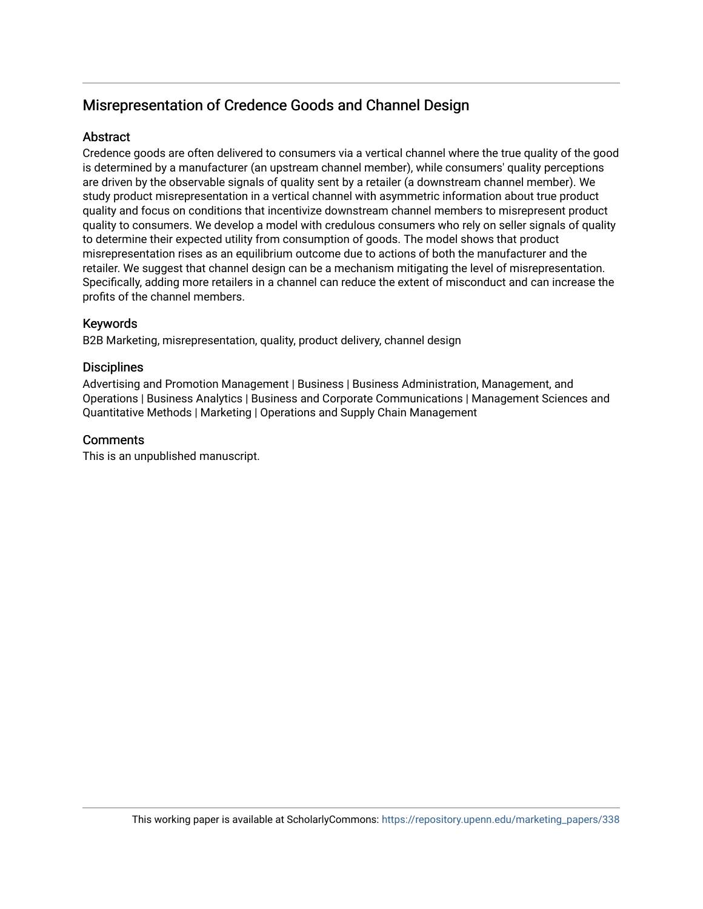## Misrepresentation of Credence Goods and Channel Design

### Abstract

Credence goods are often delivered to consumers via a vertical channel where the true quality of the good is determined by a manufacturer (an upstream channel member), while consumers' quality perceptions are driven by the observable signals of quality sent by a retailer (a downstream channel member). We study product misrepresentation in a vertical channel with asymmetric information about true product quality and focus on conditions that incentivize downstream channel members to misrepresent product quality to consumers. We develop a model with credulous consumers who rely on seller signals of quality to determine their expected utility from consumption of goods. The model shows that product misrepresentation rises as an equilibrium outcome due to actions of both the manufacturer and the retailer. We suggest that channel design can be a mechanism mitigating the level of misrepresentation. Specifically, adding more retailers in a channel can reduce the extent of misconduct and can increase the profits of the channel members.

### Keywords

B2B Marketing, misrepresentation, quality, product delivery, channel design

### Disciplines

Advertising and Promotion Management | Business | Business Administration, Management, and Operations | Business Analytics | Business and Corporate Communications | Management Sciences and Quantitative Methods | Marketing | Operations and Supply Chain Management

### Comments

This is an unpublished manuscript.

This working paper is available at ScholarlyCommons: https://repository.upenn.edu/marketing_papers/338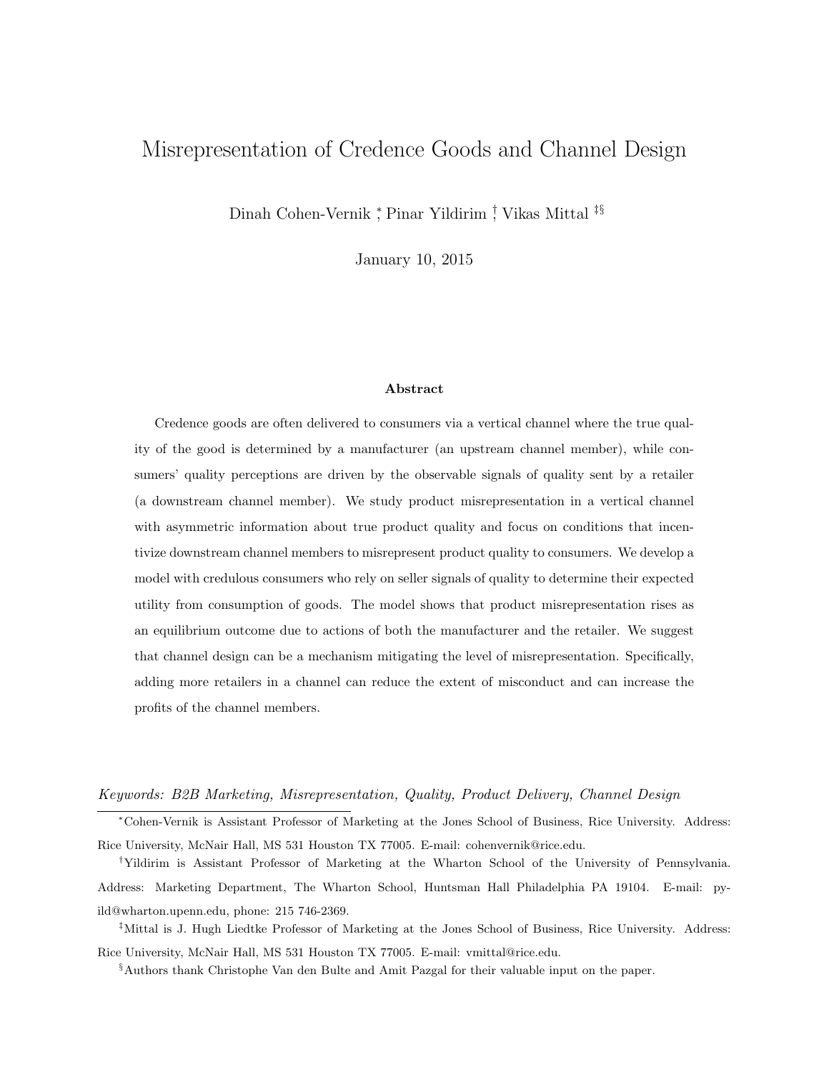# Misrepresentation of Credence Goods and Channel Design

Dinah Cohen-Vernik [*], Pinar Yildirim [†], Vikas Mittal [‡§]

January 10, 2015

## Abstract

Credence goods are often delivered to consumers via a vertical channel where the true quality of the good is determined by a manufacturer (an upstream channel member), while consumers' quality perceptions are driven by the observable signals of quality sent by a retailer (a downstream channel member). We study product misrepresentation in a vertical channel with asymmetric information about true product quality and focus on conditions that incentivize downstream channel members to misrepresent product quality to consumers. We develop a model with credulous consumers who rely on seller signals of quality to determine their expected utility from consumption of goods. The model shows that product misrepresentation rises as an equilibrium outcome due to actions of both the manufacturer and the retailer. We suggest that channel design can be a mechanism mitigating the level of misrepresentation. Specifically, adding more retailers in a channel can reduce the extent of misconduct and can increase the profits of the channel members.

*Keywords: B2B Marketing, Misrepresentation, Quality, Product Delivery, Channel Design*

[*] Cohen-Vernik is Assistant Professor of Marketing at the Jones School of Business, Rice University. Address: Rice University, McNair Hall, MS 531 Houston TX 77005. E-mail: cohenvernik@rice.edu.

[†] Yildirim is Assistant Professor of Marketing at the Wharton School of the University of Pennsylvania. Address: Marketing Department, The Wharton School, Huntsman Hall Philadelphia PA 19104. E-mail: pyild@wharton.upenn.edu, phone: 215 746-2369.

[‡] Mittal is J. Hugh Liedtke Professor of Marketing at the Jones School of Business, Rice University. Address: Rice University, McNair Hall, MS 531 Houston TX 77005. E-mail: vmittal@rice.edu.

[§] Authors thank Christophe Van den Bulte and Amit Pazgal for their valuable input on the paper.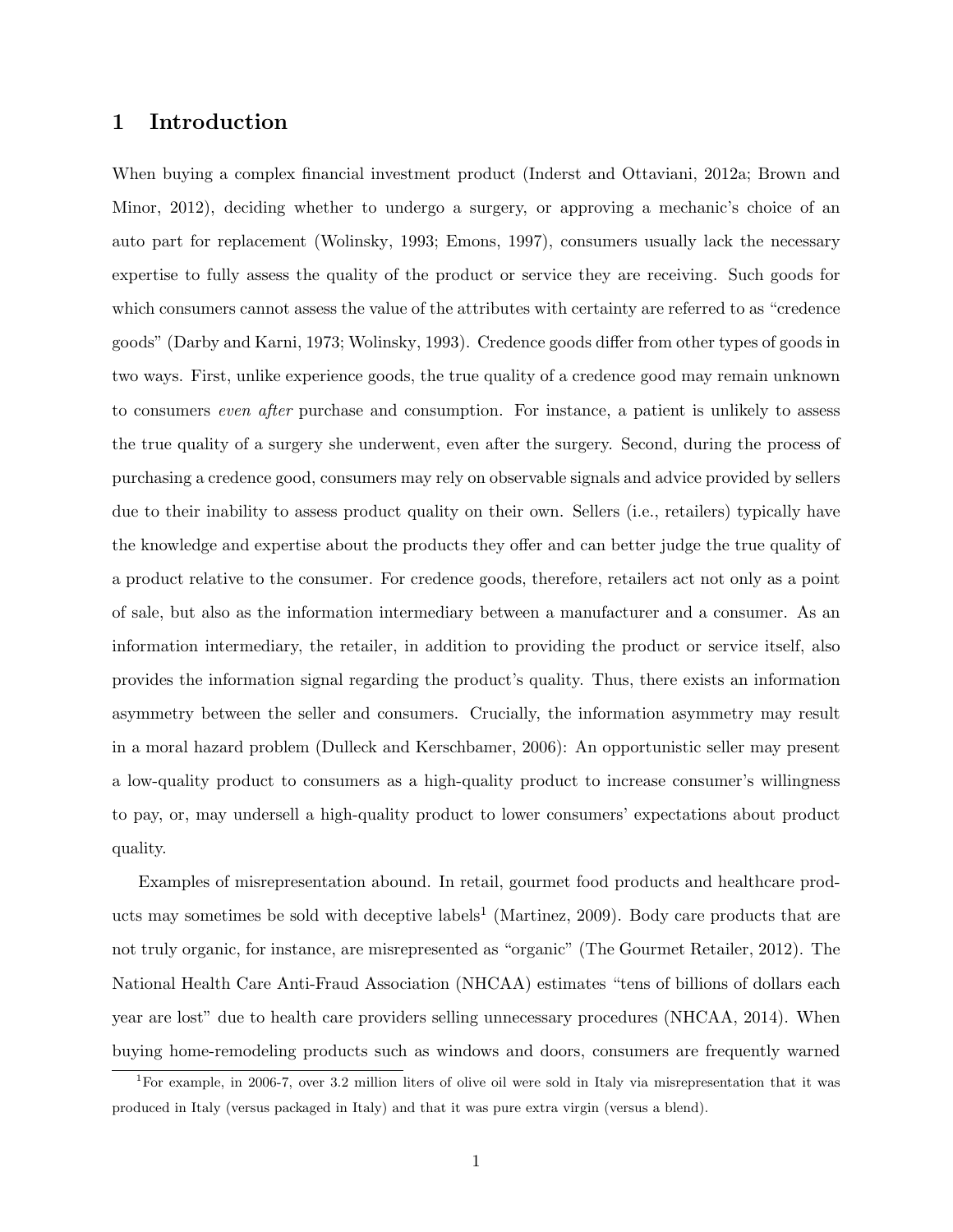# 1 Introduction

When buying a complex financial investment product (Inderst and Ottaviani, 2012a; Brown and Minor, 2012), deciding whether to undergo a surgery, or approving a mechanic's choice of an auto part for replacement (Wolinsky, 1993; Emons, 1997), consumers usually lack the necessary expertise to fully assess the quality of the product or service they are receiving. Such goods for which consumers cannot assess the value of the attributes with certainty are referred to as "credence goods" (Darby and Karni, 1973; Wolinsky, 1993). Credence goods differ from other types of goods in two ways. First, unlike experience goods, the true quality of a credence good may remain unknown to consumers *even after* purchase and consumption. For instance, a patient is unlikely to assess the true quality of a surgery she underwent, even after the surgery. Second, during the process of purchasing a credence good, consumers may rely on observable signals and advice provided by sellers due to their inability to assess product quality on their own. Sellers (i.e., retailers) typically have the knowledge and expertise about the products they offer and can better judge the true quality of a product relative to the consumer. For credence goods, therefore, retailers act not only as a point of sale, but also as the information intermediary between a manufacturer and a consumer. As an information intermediary, the retailer, in addition to providing the product or service itself, also provides the information signal regarding the product's quality. Thus, there exists an information asymmetry between the seller and consumers. Crucially, the information asymmetry may result in a moral hazard problem (Dulleck and Kerschbamer, 2006): An opportunistic seller may present a low-quality product to consumers as a high-quality product to increase consumer's willingness to pay, or, may undersell a high-quality product to lower consumers' expectations about product quality.

Examples of misrepresentation abound. In retail, gourmet food products and healthcare products may sometimes be sold with deceptive labels[1] (Martinez, 2009). Body care products that are not truly organic, for instance, are misrepresented as "organic" (The Gourmet Retailer, 2012). The National Health Care Anti-Fraud Association (NHCAA) estimates "tens of billions of dollars each year are lost" due to health care providers selling unnecessary procedures (NHCAA, 2014). When buying home-remodeling products such as windows and doors, consumers are frequently warned

[1] For example, in 2006-7, over 3.2 million liters of olive oil were sold in Italy via misrepresentation that it was produced in Italy (versus packaged in Italy) and that it was pure extra virgin (versus a blend).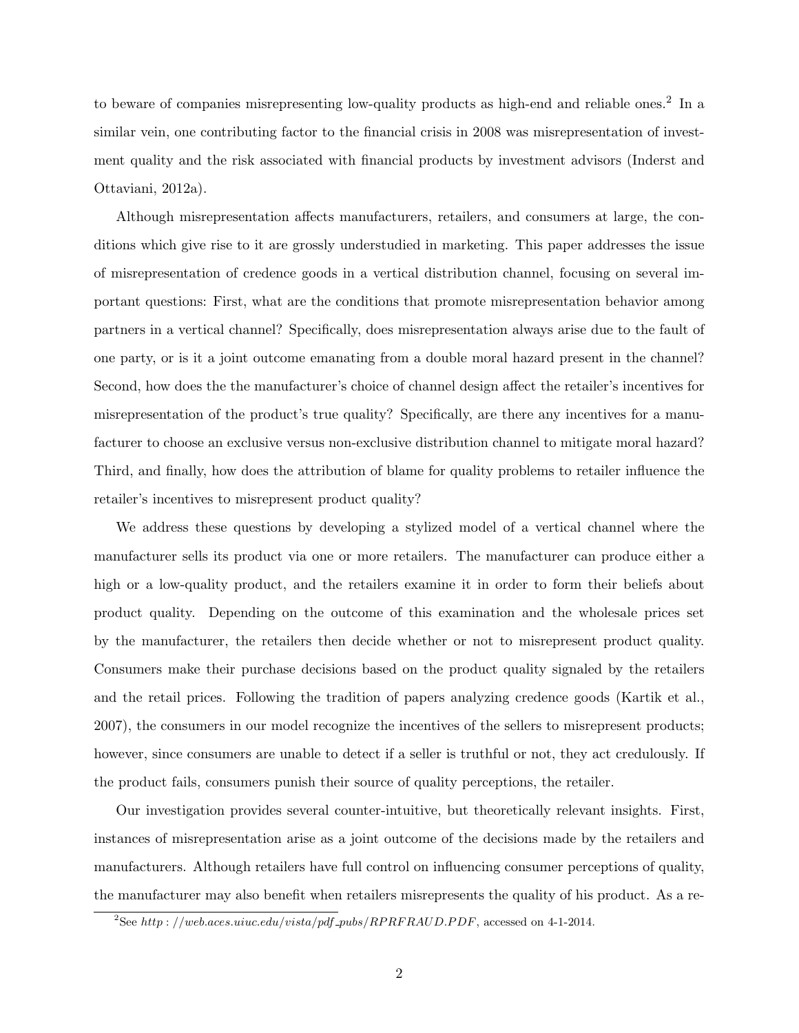to beware of companies misrepresenting low-quality products as high-end and reliable ones.[2] In a similar vein, one contributing factor to the financial crisis in 2008 was misrepresentation of investment quality and the risk associated with financial products by investment advisors (Inderst and Ottaviani, 2012a).

Although misrepresentation affects manufacturers, retailers, and consumers at large, the conditions which give rise to it are grossly understudied in marketing. This paper addresses the issue of misrepresentation of credence goods in a vertical distribution channel, focusing on several important questions: First, what are the conditions that promote misrepresentation behavior among partners in a vertical channel? Specifically, does misrepresentation always arise due to the fault of one party, or is it a joint outcome emanating from a double moral hazard present in the channel? Second, how does the the manufacturer's choice of channel design affect the retailer's incentives for misrepresentation of the product's true quality? Specifically, are there any incentives for a manufacturer to choose an exclusive versus non-exclusive distribution channel to mitigate moral hazard? Third, and finally, how does the attribution of blame for quality problems to retailer influence the retailer's incentives to misrepresent product quality?

We address these questions by developing a stylized model of a vertical channel where the manufacturer sells its product via one or more retailers. The manufacturer can produce either a high or a low-quality product, and the retailers examine it in order to form their beliefs about product quality. Depending on the outcome of this examination and the wholesale prices set by the manufacturer, the retailers then decide whether or not to misrepresent product quality. Consumers make their purchase decisions based on the product quality signaled by the retailers and the retail prices. Following the tradition of papers analyzing credence goods (Kartik et al., 2007), the consumers in our model recognize the incentives of the sellers to misrepresent products; however, since consumers are unable to detect if a seller is truthful or not, they act credulously. If the product fails, consumers punish their source of quality perceptions, the retailer.

Our investigation provides several counter-intuitive, but theoretically relevant insights. First, instances of misrepresentation arise as a joint outcome of the decisions made by the retailers and manufacturers. Although retailers have full control on influencing consumer perceptions of quality, the manufacturer may also benefit when retailers misrepresents the quality of his product. As a re-

[2] See *http://web.aces.uiuc.edu/vista/pdf_pubs/RPRFRAUD.PDF*, accessed on 4-1-2014.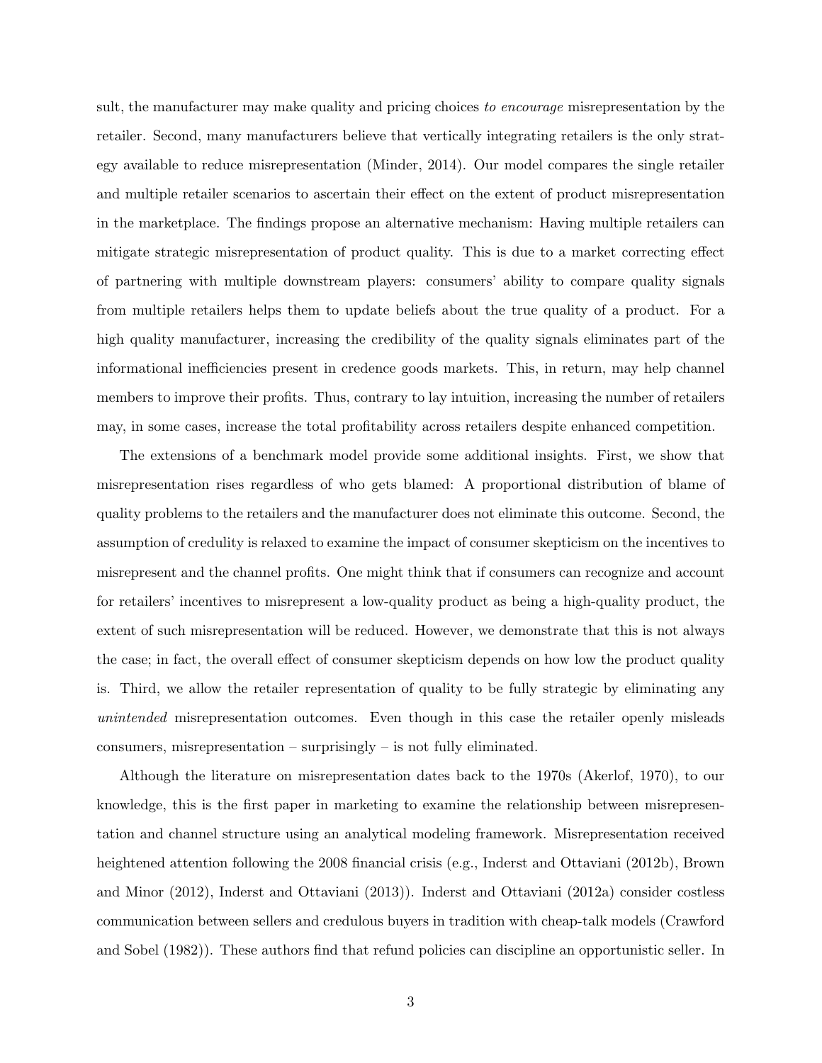sult, the manufacturer may make quality and pricing choices *to encourage* misrepresentation by the retailer. Second, many manufacturers believe that vertically integrating retailers is the only strategy available to reduce misrepresentation (Minder, 2014). Our model compares the single retailer and multiple retailer scenarios to ascertain their effect on the extent of product misrepresentation in the marketplace. The findings propose an alternative mechanism: Having multiple retailers can mitigate strategic misrepresentation of product quality. This is due to a market correcting effect of partnering with multiple downstream players: consumers' ability to compare quality signals from multiple retailers helps them to update beliefs about the true quality of a product. For a high quality manufacturer, increasing the credibility of the quality signals eliminates part of the informational inefficiencies present in credence goods markets. This, in return, may help channel members to improve their profits. Thus, contrary to lay intuition, increasing the number of retailers may, in some cases, increase the total profitability across retailers despite enhanced competition.

The extensions of a benchmark model provide some additional insights. First, we show that misrepresentation rises regardless of who gets blamed: A proportional distribution of blame of quality problems to the retailers and the manufacturer does not eliminate this outcome. Second, the assumption of credulity is relaxed to examine the impact of consumer skepticism on the incentives to misrepresent and the channel profits. One might think that if consumers can recognize and account for retailers' incentives to misrepresent a low-quality product as being a high-quality product, the extent of such misrepresentation will be reduced. However, we demonstrate that this is not always the case; in fact, the overall effect of consumer skepticism depends on how low the product quality is. Third, we allow the retailer representation of quality to be fully strategic by eliminating any *unintended* misrepresentation outcomes. Even though in this case the retailer openly misleads consumers, misrepresentation – surprisingly – is not fully eliminated.

Although the literature on misrepresentation dates back to the 1970s (Akerlof, 1970), to our knowledge, this is the first paper in marketing to examine the relationship between misrepresentation and channel structure using an analytical modeling framework. Misrepresentation received heightened attention following the 2008 financial crisis (e.g., Inderst and Ottaviani (2012b), Brown and Minor (2012), Inderst and Ottaviani (2013)). Inderst and Ottaviani (2012a) consider costless communication between sellers and credulous buyers in tradition with cheap-talk models (Crawford and Sobel (1982)). These authors find that refund policies can discipline an opportunistic seller. In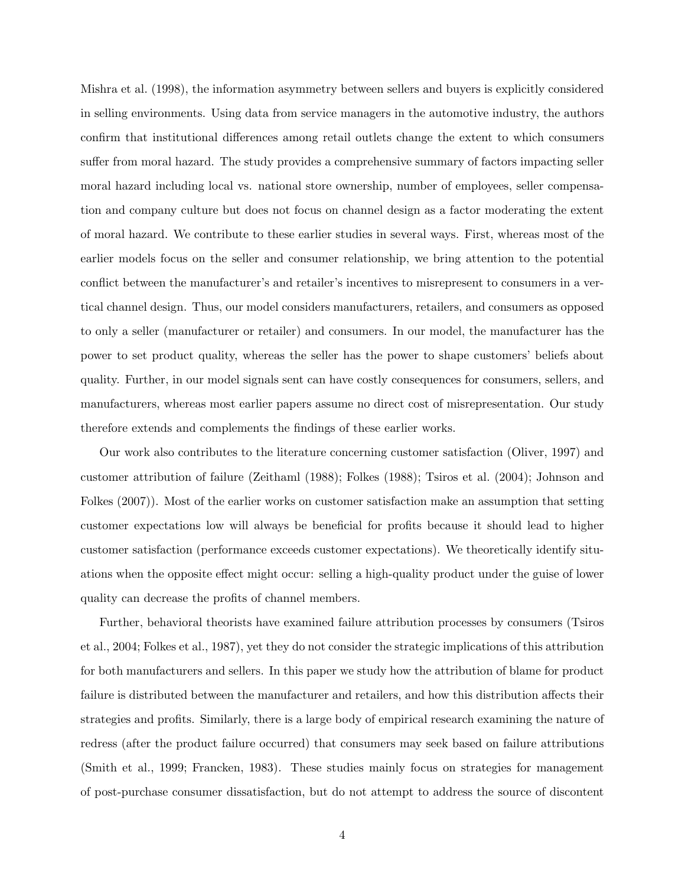Mishra et al. (1998), the information asymmetry between sellers and buyers is explicitly considered in selling environments. Using data from service managers in the automotive industry, the authors confirm that institutional differences among retail outlets change the extent to which consumers suffer from moral hazard. The study provides a comprehensive summary of factors impacting seller moral hazard including local vs. national store ownership, number of employees, seller compensation and company culture but does not focus on channel design as a factor moderating the extent of moral hazard. We contribute to these earlier studies in several ways. First, whereas most of the earlier models focus on the seller and consumer relationship, we bring attention to the potential conflict between the manufacturer's and retailer's incentives to misrepresent to consumers in a vertical channel design. Thus, our model considers manufacturers, retailers, and consumers as opposed to only a seller (manufacturer or retailer) and consumers. In our model, the manufacturer has the power to set product quality, whereas the seller has the power to shape customers' beliefs about quality. Further, in our model signals sent can have costly consequences for consumers, sellers, and manufacturers, whereas most earlier papers assume no direct cost of misrepresentation. Our study therefore extends and complements the findings of these earlier works.

Our work also contributes to the literature concerning customer satisfaction (Oliver, 1997) and customer attribution of failure (Zeithaml (1988); Folkes (1988); Tsiros et al. (2004); Johnson and Folkes (2007)). Most of the earlier works on customer satisfaction make an assumption that setting customer expectations low will always be beneficial for profits because it should lead to higher customer satisfaction (performance exceeds customer expectations). We theoretically identify situations when the opposite effect might occur: selling a high-quality product under the guise of lower quality can decrease the profits of channel members.

Further, behavioral theorists have examined failure attribution processes by consumers (Tsiros et al., 2004; Folkes et al., 1987), yet they do not consider the strategic implications of this attribution for both manufacturers and sellers. In this paper we study how the attribution of blame for product failure is distributed between the manufacturer and retailers, and how this distribution affects their strategies and profits. Similarly, there is a large body of empirical research examining the nature of redress (after the product failure occurred) that consumers may seek based on failure attributions (Smith et al., 1999; Francken, 1983). These studies mainly focus on strategies for management of post-purchase consumer dissatisfaction, but do not attempt to address the source of discontent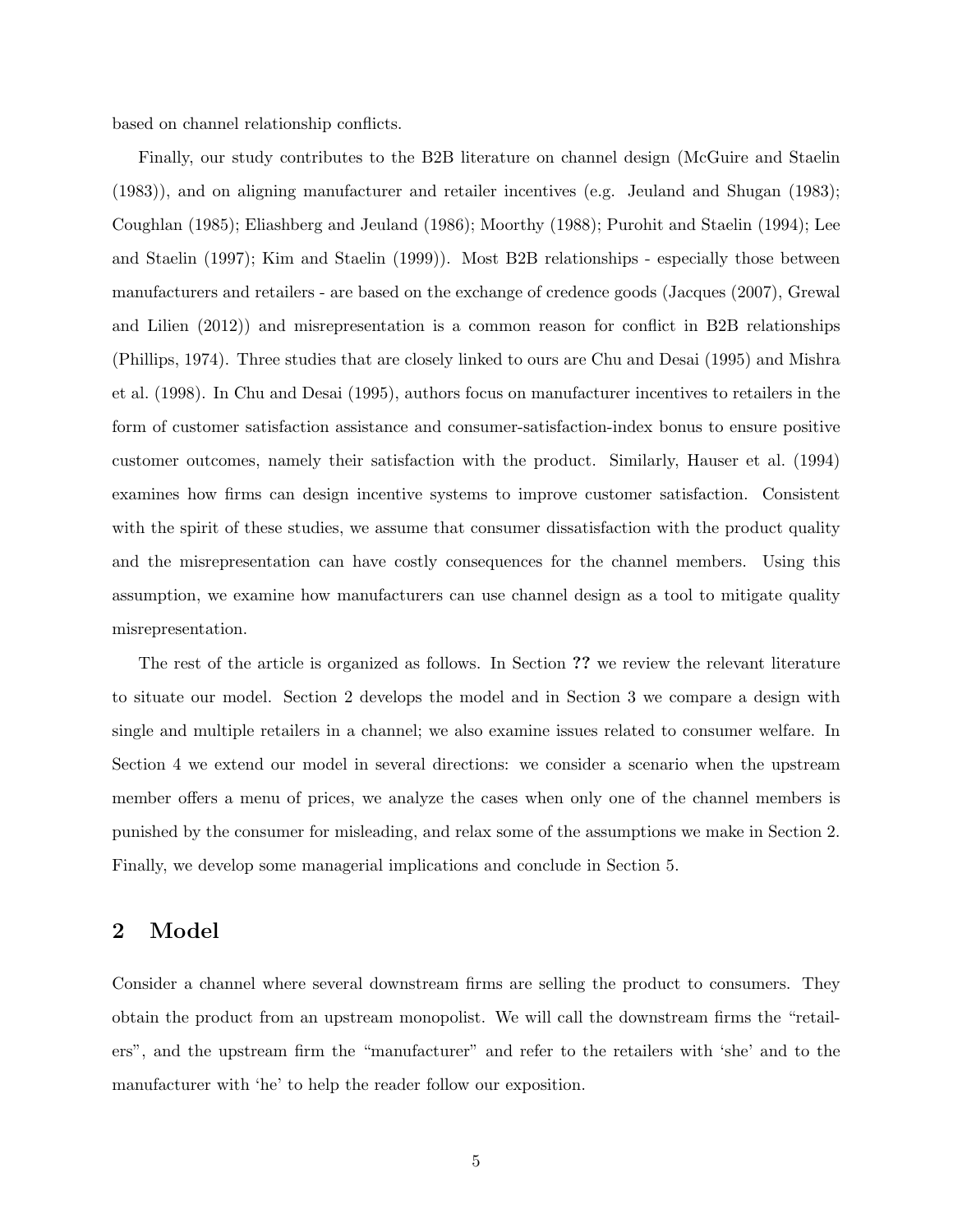based on channel relationship conflicts.

Finally, our study contributes to the B2B literature on channel design (McGuire and Staelin (1983)), and on aligning manufacturer and retailer incentives (e.g. Jeuland and Shugan (1983); Coughlan (1985); Eliashberg and Jeuland (1986); Moorthy (1988); Purohit and Staelin (1994); Lee and Staelin (1997); Kim and Staelin (1999)). Most B2B relationships - especially those between manufacturers and retailers - are based on the exchange of credence goods (Jacques (2007), Grewal and Lilien (2012)) and misrepresentation is a common reason for conflict in B2B relationships (Phillips, 1974). Three studies that are closely linked to ours are Chu and Desai (1995) and Mishra et al. (1998). In Chu and Desai (1995), authors focus on manufacturer incentives to retailers in the form of customer satisfaction assistance and consumer-satisfaction-index bonus to ensure positive customer outcomes, namely their satisfaction with the product. Similarly, Hauser et al. (1994) examines how firms can design incentive systems to improve customer satisfaction. Consistent with the spirit of these studies, we assume that consumer dissatisfaction with the product quality and the misrepresentation can have costly consequences for the channel members. Using this assumption, we examine how manufacturers can use channel design as a tool to mitigate quality misrepresentation.

The rest of the article is organized as follows. In Section **??** we review the relevant literature to situate our model. Section 2 develops the model and in Section 3 we compare a design with single and multiple retailers in a channel; we also examine issues related to consumer welfare. In Section 4 we extend our model in several directions: we consider a scenario when the upstream member offers a menu of prices, we analyze the cases when only one of the channel members is punished by the consumer for misleading, and relax some of the assumptions we make in Section 2. Finally, we develop some managerial implications and conclude in Section 5.

## 2 Model

Consider a channel where several downstream firms are selling the product to consumers. They obtain the product from an upstream monopolist. We will call the downstream firms the "retailers", and the upstream firm the "manufacturer" and refer to the retailers with 'she' and to the manufacturer with 'he' to help the reader follow our exposition.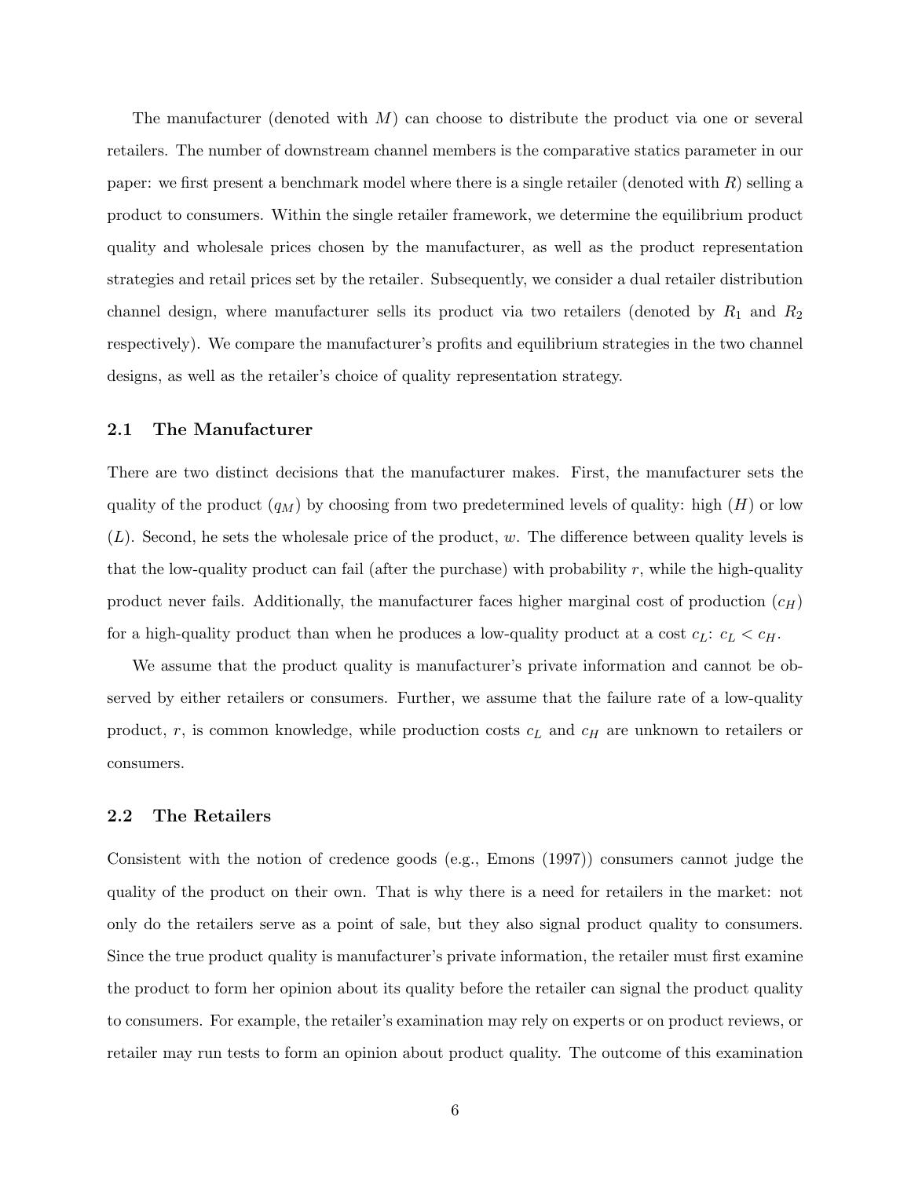The manufacturer (denoted with $M$) can choose to distribute the product via one or several retailers. The number of downstream channel members is the comparative statics parameter in our paper: we first present a benchmark model where there is a single retailer (denoted with $R$) selling a product to consumers. Within the single retailer framework, we determine the equilibrium product quality and wholesale prices chosen by the manufacturer, as well as the product representation strategies and retail prices set by the retailer. Subsequently, we consider a dual retailer distribution channel design, where manufacturer sells its product via two retailers (denoted by $R_1$ and $R_2$ respectively). We compare the manufacturer's profits and equilibrium strategies in the two channel designs, as well as the retailer's choice of quality representation strategy.

### 2.1 The Manufacturer

There are two distinct decisions that the manufacturer makes. First, the manufacturer sets the quality of the product ($q_M$) by choosing from two predetermined levels of quality: high ($H$) or low ($L$). Second, he sets the wholesale price of the product, $w$. The difference between quality levels is that the low-quality product can fail (after the purchase) with probability $r$, while the high-quality product never fails. Additionally, the manufacturer faces higher marginal cost of production ($c_H$) for a high-quality product than when he produces a low-quality product at a cost $c_L$: $c_L < c_H$.

We assume that the product quality is manufacturer's private information and cannot be observed by either retailers or consumers. Further, we assume that the failure rate of a low-quality product, $r$, is common knowledge, while production costs $c_L$ and $c_H$ are unknown to retailers or consumers.

### 2.2 The Retailers

Consistent with the notion of credence goods (e.g., Emons (1997)) consumers cannot judge the quality of the product on their own. That is why there is a need for retailers in the market: not only do the retailers serve as a point of sale, but they also signal product quality to consumers. Since the true product quality is manufacturer's private information, the retailer must first examine the product to form her opinion about its quality before the retailer can signal the product quality to consumers. For example, the retailer's examination may rely on experts or on product reviews, or retailer may run tests to form an opinion about product quality. The outcome of this examination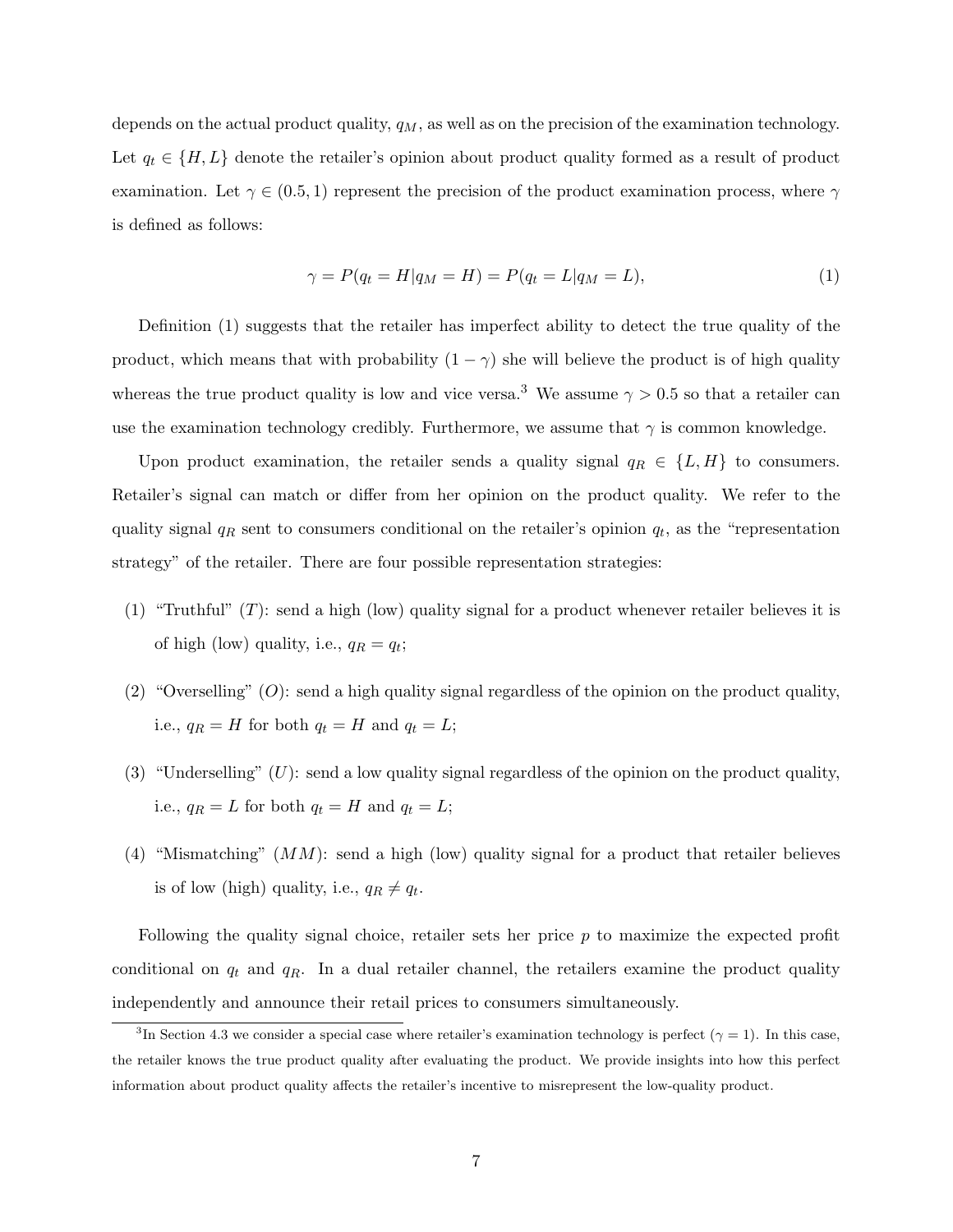depends on the actual product quality, $q_M$, as well as on the precision of the examination technology. Let $q_t \in \{H, L\}$ denote the retailer's opinion about product quality formed as a result of product examination. Let $\gamma \in (0.5, 1)$ represent the precision of the product examination process, where $\gamma$ is defined as follows:

$$\gamma = P(q_t = H | q_M = H) = P(q_t = L | q_M = L), \tag{1}$$

Definition (1) suggests that the retailer has imperfect ability to detect the true quality of the product, which means that with probability $(1 - \gamma)$ she will believe the product is of high quality whereas the true product quality is low and vice versa.[3] We assume $\gamma > 0.5$ so that a retailer can use the examination technology credibly. Furthermore, we assume that $\gamma$ is common knowledge.

Upon product examination, the retailer sends a quality signal $q_R \in \{L, H\}$ to consumers. Retailer's signal can match or differ from her opinion on the product quality. We refer to the quality signal $q_R$ sent to consumers conditional on the retailer's opinion $q_t$, as the "representation strategy" of the retailer. There are four possible representation strategies:

(1) "Truthful" ($T$): send a high (low) quality signal for a product whenever retailer believes it is of high (low) quality, i.e., $q_R = q_t$;

(2) "Overselling" ($O$): send a high quality signal regardless of the opinion on the product quality, i.e., $q_R = H$ for both $q_t = H$ and $q_t = L$;

(3) "Underselling" ($U$): send a low quality signal regardless of the opinion on the product quality, i.e., $q_R = L$ for both $q_t = H$ and $q_t = L$;

(4) "Mismatching" ($MM$): send a high (low) quality signal for a product that retailer believes is of low (high) quality, i.e., $q_R \neq q_t$.

Following the quality signal choice, retailer sets her price $p$ to maximize the expected profit conditional on $q_t$ and $q_R$. In a dual retailer channel, the retailers examine the product quality independently and announce their retail prices to consumers simultaneously.

[3] In Section 4.3 we consider a special case where retailer's examination technology is perfect ($\gamma = 1$). In this case, the retailer knows the true product quality after evaluating the product. We provide insights into how this perfect information about product quality affects the retailer's incentive to misrepresent the low-quality product.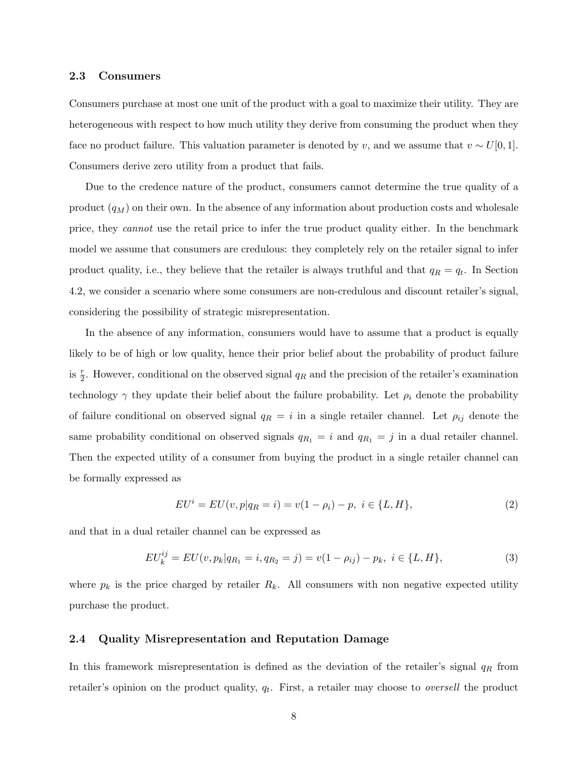### 2.3 Consumers

Consumers purchase at most one unit of the product with a goal to maximize their utility. They are heterogeneous with respect to how much utility they derive from consuming the product when they face no product failure. This valuation parameter is denoted by $v$, and we assume that $v \sim U[0,1]$. Consumers derive zero utility from a product that fails.

Due to the credence nature of the product, consumers cannot determine the true quality of a product ($q_M$) on their own. In the absence of any information about production costs and wholesale price, they *cannot* use the retail price to infer the true product quality either. In the benchmark model we assume that consumers are credulous: they completely rely on the retailer signal to infer product quality, i.e., they believe that the retailer is always truthful and that $q_R = q_t$. In Section 4.2, we consider a scenario where some consumers are non-credulous and discount retailer's signal, considering the possibility of strategic misrepresentation.

In the absence of any information, consumers would have to assume that a product is equally likely to be of high or low quality, hence their prior belief about the probability of product failure is $\frac{r}{2}$. However, conditional on the observed signal $q_R$ and the precision of the retailer's examination technology $\gamma$ they update their belief about the failure probability. Let $\rho_i$ denote the probability of failure conditional on observed signal $q_R = i$ in a single retailer channel. Let $\rho_{ij}$ denote the same probability conditional on observed signals $q_{R_1} = i$ and $q_{R_1} = j$ in a dual retailer channel. Then the expected utility of a consumer from buying the product in a single retailer channel can be formally expressed as

$$EU^i = EU(v, p | q_R = i) = v(1 - \rho_i) - p, \ i \in \{L, H\}, \tag{2}$$

and that in a dual retailer channel can be expressed as

$$EU_k^{ij} = EU(v, p_k | q_{R_1} = i, q_{R_2} = j) = v(1 - \rho_{ij}) - p_k, \ i \in \{L, H\}, \tag{3}$$

where $p_k$ is the price charged by retailer $R_k$. All consumers with non negative expected utility purchase the product.

### 2.4 Quality Misrepresentation and Reputation Damage

In this framework misrepresentation is defined as the deviation of the retailer's signal $q_R$ from retailer's opinion on the product quality, $q_t$. First, a retailer may choose to *oversell* the product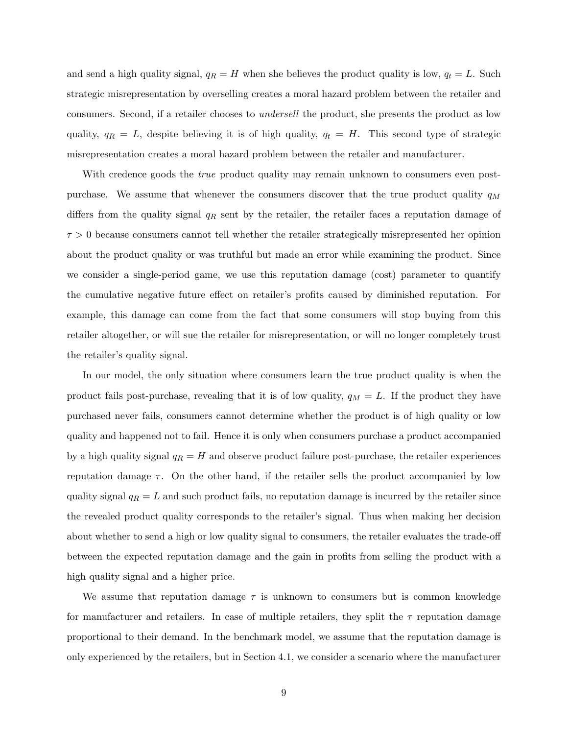and send a high quality signal, $q_R = H$ when she believes the product quality is low, $q_t = L$. Such strategic misrepresentation by overselling creates a moral hazard problem between the retailer and consumers. Second, if a retailer chooses to *undersell* the product, she presents the product as low quality, $q_R = L$, despite believing it is of high quality, $q_t = H$. This second type of strategic misrepresentation creates a moral hazard problem between the retailer and manufacturer.

With credence goods the *true* product quality may remain unknown to consumers even post-purchase. We assume that whenever the consumers discover that the true product quality $q_M$ differs from the quality signal $q_R$ sent by the retailer, the retailer faces a reputation damage of $\tau > 0$ because consumers cannot tell whether the retailer strategically misrepresented her opinion about the product quality or was truthful but made an error while examining the product. Since we consider a single-period game, we use this reputation damage (cost) parameter to quantify the cumulative negative future effect on retailer's profits caused by diminished reputation. For example, this damage can come from the fact that some consumers will stop buying from this retailer altogether, or will sue the retailer for misrepresentation, or will no longer completely trust the retailer's quality signal.

In our model, the only situation where consumers learn the true product quality is when the product fails post-purchase, revealing that it is of low quality, $q_M = L$. If the product they have purchased never fails, consumers cannot determine whether the product is of high quality or low quality and happened not to fail. Hence it is only when consumers purchase a product accompanied by a high quality signal $q_R = H$ and observe product failure post-purchase, the retailer experiences reputation damage $\tau$. On the other hand, if the retailer sells the product accompanied by low quality signal $q_R = L$ and such product fails, no reputation damage is incurred by the retailer since the revealed product quality corresponds to the retailer's signal. Thus when making her decision about whether to send a high or low quality signal to consumers, the retailer evaluates the trade-off between the expected reputation damage and the gain in profits from selling the product with a high quality signal and a higher price.

We assume that reputation damage $\tau$ is unknown to consumers but is common knowledge for manufacturer and retailers. In case of multiple retailers, they split the $\tau$ reputation damage proportional to their demand. In the benchmark model, we assume that the reputation damage is only experienced by the retailers, but in Section 4.1, we consider a scenario where the manufacturer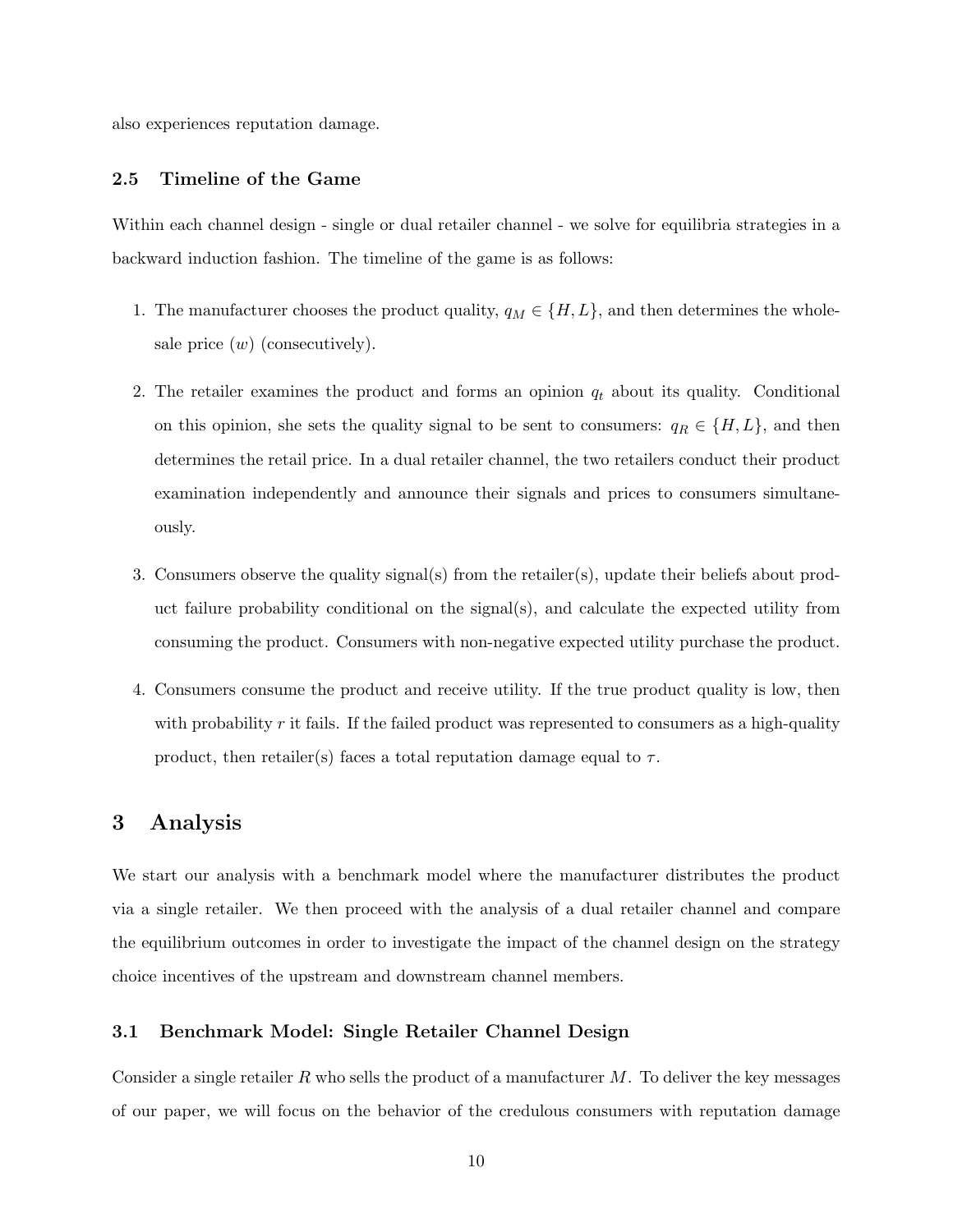also experiences reputation damage.

### 2.5 Timeline of the Game

Within each channel design - single or dual retailer channel - we solve for equilibria strategies in a backward induction fashion. The timeline of the game is as follows:

1. The manufacturer chooses the product quality, $q_M \in \{H, L\}$, and then determines the wholesale price ($w$) (consecutively).

2. The retailer examines the product and forms an opinion $q_t$ about its quality. Conditional on this opinion, she sets the quality signal to be sent to consumers: $q_R \in \{H, L\}$, and then determines the retail price. In a dual retailer channel, the two retailers conduct their product examination independently and announce their signals and prices to consumers simultaneously.

3. Consumers observe the quality signal(s) from the retailer(s), update their beliefs about product failure probability conditional on the signal(s), and calculate the expected utility from consuming the product. Consumers with non-negative expected utility purchase the product.

4. Consumers consume the product and receive utility. If the true product quality is low, then with probability $r$ it fails. If the failed product was represented to consumers as a high-quality product, then retailer(s) faces a total reputation damage equal to $\tau$.

## 3 Analysis

We start our analysis with a benchmark model where the manufacturer distributes the product via a single retailer. We then proceed with the analysis of a dual retailer channel and compare the equilibrium outcomes in order to investigate the impact of the channel design on the strategy choice incentives of the upstream and downstream channel members.

### 3.1 Benchmark Model: Single Retailer Channel Design

Consider a single retailer $R$ who sells the product of a manufacturer $M$. To deliver the key messages of our paper, we will focus on the behavior of the credulous consumers with reputation damage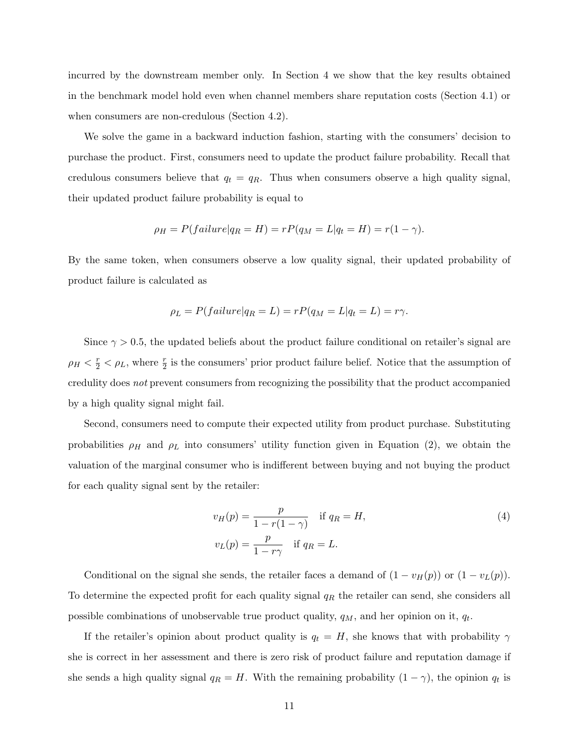incurred by the downstream member only. In Section 4 we show that the key results obtained in the benchmark model hold even when channel members share reputation costs (Section 4.1) or when consumers are non-credulous (Section 4.2).

We solve the game in a backward induction fashion, starting with the consumers' decision to purchase the product. First, consumers need to update the product failure probability. Recall that credulous consumers believe that $q_t = q_R$. Thus when consumers observe a high quality signal, their updated product failure probability is equal to

$$\rho_H = P(failure|q_R = H) = rP(q_M = L|q_t = H) = r(1-\gamma).$$

By the same token, when consumers observe a low quality signal, their updated probability of product failure is calculated as

$$\rho_L = P(failure|q_R = L) = rP(q_M = L|q_t = L) = r\gamma.$$

Since $\gamma > 0.5$, the updated beliefs about the product failure conditional on retailer's signal are $\rho_H < \frac{r}{2} < \rho_L$, where $\frac{r}{2}$ is the consumers' prior product failure belief. Notice that the assumption of credulity does *not* prevent consumers from recognizing the possibility that the product accompanied by a high quality signal might fail.

Second, consumers need to compute their expected utility from product purchase. Substituting probabilities $\rho_H$ and $\rho_L$ into consumers' utility function given in Equation (2), we obtain the valuation of the marginal consumer who is indifferent between buying and not buying the product for each quality signal sent by the retailer:

$$v_H(p) = \frac{p}{1 - r(1-\gamma)} \quad \text{if } q_R = H, \tag{4}$$
$$v_L(p) = \frac{p}{1 - r\gamma} \quad \text{if } q_R = L.$$

Conditional on the signal she sends, the retailer faces a demand of $(1 - v_H(p))$ or $(1 - v_L(p))$. To determine the expected profit for each quality signal $q_R$ the retailer can send, she considers all possible combinations of unobservable true product quality, $q_M$, and her opinion on it, $q_t$.

If the retailer's opinion about product quality is $q_t = H$, she knows that with probability $\gamma$ she is correct in her assessment and there is zero risk of product failure and reputation damage if she sends a high quality signal $q_R = H$. With the remaining probability $(1-\gamma)$, the opinion $q_t$ is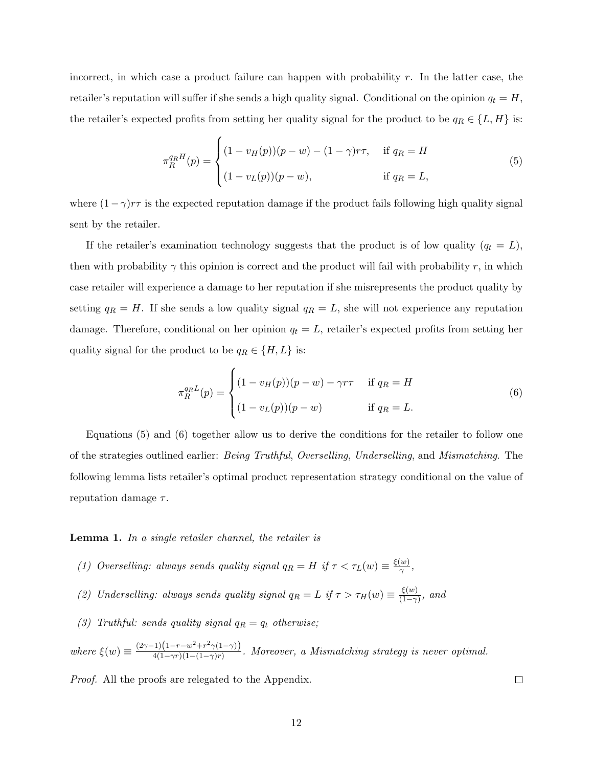incorrect, in which case a product failure can happen with probability $r$. In the latter case, the retailer's reputation will suffer if she sends a high quality signal. Conditional on the opinion $q_t = H$, the retailer's expected profits from setting her quality signal for the product to be $q_R \in \{L, H\}$ is:

$$\pi_R^{q_R H}(p) = \begin{cases} (1 - v_H(p))(p - w) - (1 - \gamma)r\tau, & \text{if } q_R = H \\ (1 - v_L(p))(p - w), & \text{if } q_R = L, \end{cases} \tag{5}$$

where $(1 - \gamma)r\tau$ is the expected reputation damage if the product fails following high quality signal sent by the retailer.

If the retailer's examination technology suggests that the product is of low quality ($q_t = L$), then with probability $\gamma$ this opinion is correct and the product will fail with probability $r$, in which case retailer will experience a damage to her reputation if she misrepresents the product quality by setting $q_R = H$. If she sends a low quality signal $q_R = L$, she will not experience any reputation damage. Therefore, conditional on her opinion $q_t = L$, retailer's expected profits from setting her quality signal for the product to be $q_R \in \{H, L\}$ is:

$$\pi_R^{q_R L}(p) = \begin{cases} (1 - v_H(p))(p - w) - \gamma r\tau & \text{if } q_R = H \\ (1 - v_L(p))(p - w) & \text{if } q_R = L. \end{cases} \tag{6}$$

Equations (5) and (6) together allow us to derive the conditions for the retailer to follow one of the strategies outlined earlier: *Being Truthful*, *Overselling*, *Underselling*, and *Mismatching*. The following lemma lists retailer's optimal product representation strategy conditional on the value of reputation damage $\tau$.

**Lemma 1.** *In a single retailer channel, the retailer is*

*(1) Overselling: always sends quality signal $q_R = H$ if $\tau < \tau_L(w) \equiv \frac{\xi(w)}{\gamma}$,*

*(2) Underselling: always sends quality signal $q_R = L$ if $\tau > \tau_H(w) \equiv \frac{\xi(w)}{(1-\gamma)}$, and*

*(3) Truthful: sends quality signal $q_R = q_t$ otherwise;*

*where $\xi(w) \equiv \frac{(2\gamma-1)\left(1-r-w^2+r^2\gamma(1-\gamma)\right)}{4(1-\gamma r)(1-(1-\gamma)r)}$. Moreover, a Mismatching strategy is never optimal.*

*Proof.* All the proofs are relegated to the Appendix. $\square$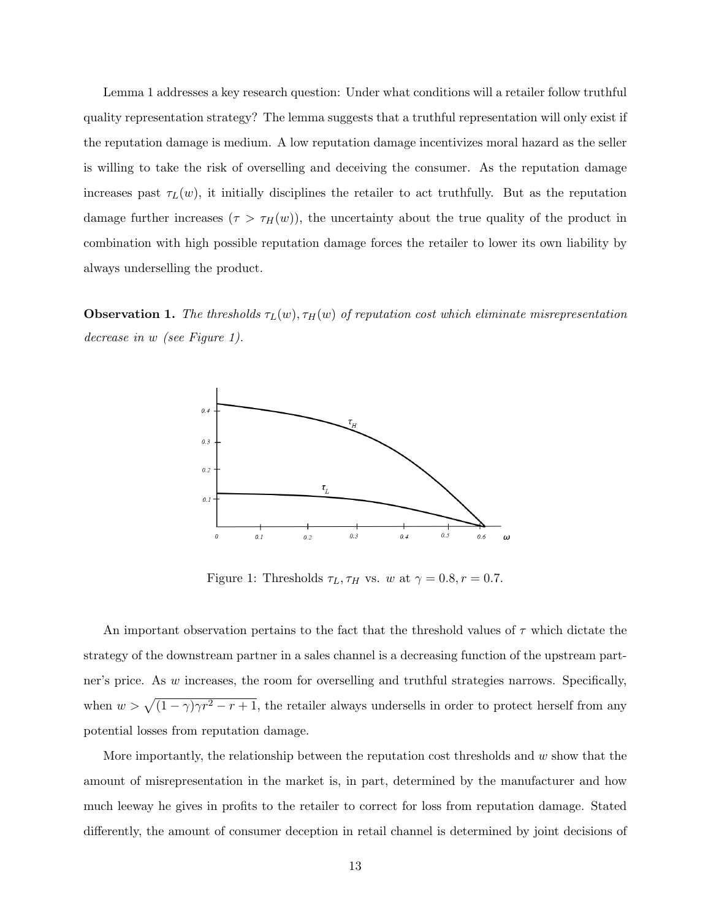Lemma 1 addresses a key research question: Under what conditions will a retailer follow truthful quality representation strategy? The lemma suggests that a truthful representation will only exist if the reputation damage is medium. A low reputation damage incentivizes moral hazard as the seller is willing to take the risk of overselling and deceiving the consumer. As the reputation damage increases past $\tau_L(w)$, it initially disciplines the retailer to act truthfully. But as the reputation damage further increases ($\tau > \tau_H(w)$), the uncertainty about the true quality of the product in combination with high possible reputation damage forces the retailer to lower its own liability by always underselling the product.

**Observation 1.** *The thresholds $\tau_L(w), \tau_H(w)$ of reputation cost which eliminate misrepresentation decrease in $w$ (see Figure 1).*

Figure 1: Thresholds $\tau_L, \tau_H$ vs. $w$ at $\gamma = 0.8, r = 0.7$.

An important observation pertains to the fact that the threshold values of $\tau$ which dictate the strategy of the downstream partner in a sales channel is a decreasing function of the upstream partner's price. As $w$ increases, the room for overselling and truthful strategies narrows. Specifically, when $w > \sqrt{(1-\gamma)\gamma r^2 - r + 1}$, the retailer always undersells in order to protect herself from any potential losses from reputation damage.

More importantly, the relationship between the reputation cost thresholds and $w$ show that the amount of misrepresentation in the market is, in part, determined by the manufacturer and how much leeway he gives in profits to the retailer to correct for loss from reputation damage. Stated differently, the amount of consumer deception in retail channel is determined by joint decisions of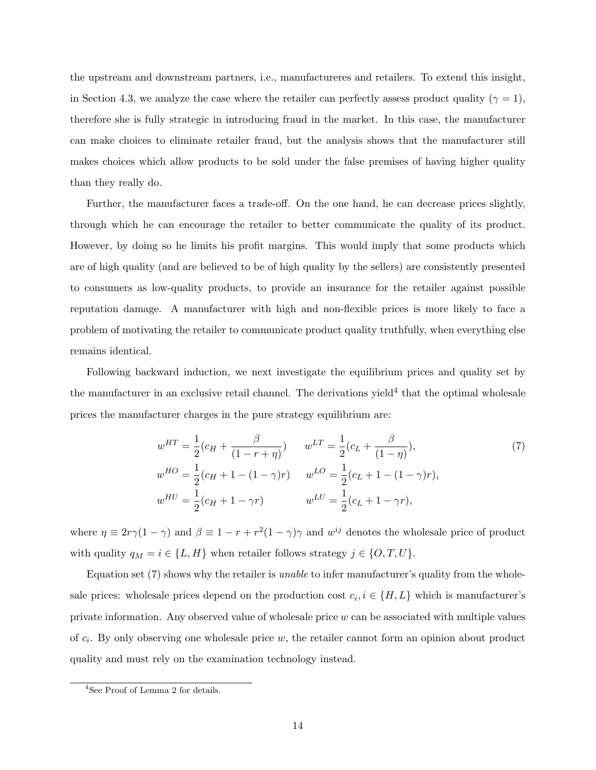the upstream and downstream partners, i.e., manufactureres and retailers. To extend this insight, in Section 4.3, we analyze the case where the retailer can perfectly assess product quality ($\gamma = 1$), therefore she is fully strategic in introducing fraud in the market. In this case, the manufacturer can make choices to eliminate retailer fraud, but the analysis shows that the manufacturer still makes choices which allow products to be sold under the false premises of having higher quality than they really do.

Further, the manufacturer faces a trade-off. On the one hand, he can decrease prices slightly, through which he can encourage the retailer to better communicate the quality of its product. However, by doing so he limits his profit margins. This would imply that some products which are of high quality (and are believed to be of high quality by the sellers) are consistently presented to consumers as low-quality products, to provide an insurance for the retailer against possible reputation damage. A manufacturer with high and non-flexible prices is more likely to face a problem of motivating the retailer to communicate product quality truthfully, when everything else remains identical.

Following backward induction, we next investigate the equilibrium prices and quality set by the manufacturer in an exclusive retail channel. The derivations yield[4] that the optimal wholesale prices the manufacturer charges in the pure strategy equilibrium are:

$$
\begin{aligned}
w^{HT} &= \frac{1}{2}(c_H + \frac{\beta}{(1-r+\eta)}) \qquad w^{LT} = \frac{1}{2}(c_L + \frac{\beta}{(1-\eta)}), \\
w^{HO} &= \frac{1}{2}(c_H + 1 - (1-\gamma)r) \qquad w^{LO} = \frac{1}{2}(c_L + 1 - (1-\gamma)r), \\
w^{HU} &= \frac{1}{2}(c_H + 1 - \gamma r) \qquad\qquad w^{LU} = \frac{1}{2}(c_L + 1 - \gamma r),
\end{aligned}
\tag{7}
$$

where $\eta \equiv 2r\gamma(1-\gamma)$ and $\beta \equiv 1 - r + r^2(1-\gamma)\gamma$ and $w^{ij}$ denotes the wholesale price of product with quality $q_M = i \in \{L, H\}$ when retailer follows strategy $j \in \{O, T, U\}$.

Equation set (7) shows why the retailer is *unable* to infer manufacturer's quality from the wholesale prices: wholesale prices depend on the production cost $c_i, i \in \{H, L\}$ which is manufacturer's private information. Any observed value of wholesale price $w$ can be associated with multiple values of $c_i$. By only observing one wholesale price $w$, the retailer cannot form an opinion about product quality and must rely on the examination technology instead.

[4] See Proof of Lemma 2 for details.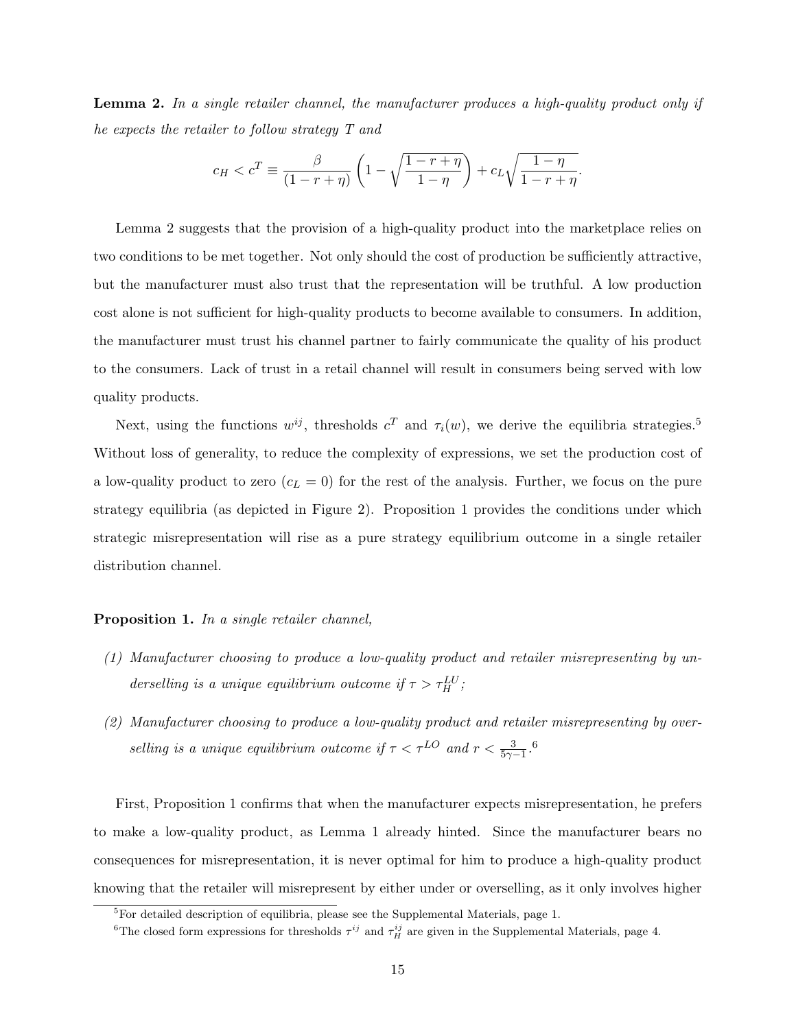**Lemma 2.** *In a single retailer channel, the manufacturer produces a high-quality product only if he expects the retailer to follow strategy $T$ and*

$$c_H < c^T \equiv \frac{\beta}{(1-r+\eta)}\left(1-\sqrt{\frac{1-r+\eta}{1-\eta}}\right)+c_L\sqrt{\frac{1-\eta}{1-r+\eta}}.$$

Lemma 2 suggests that the provision of a high-quality product into the marketplace relies on two conditions to be met together. Not only should the cost of production be sufficiently attractive, but the manufacturer must also trust that the representation will be truthful. A low production cost alone is not sufficient for high-quality products to become available to consumers. In addition, the manufacturer must trust his channel partner to fairly communicate the quality of his product to the consumers. Lack of trust in a retail channel will result in consumers being served with low quality products.

Next, using the functions $w^{ij}$, thresholds $c^T$ and $\tau_i(w)$, we derive the equilibria strategies.[5] Without loss of generality, to reduce the complexity of expressions, we set the production cost of a low-quality product to zero ($c_L = 0$) for the rest of the analysis. Further, we focus on the pure strategy equilibria (as depicted in Figure 2). Proposition 1 provides the conditions under which strategic misrepresentation will rise as a pure strategy equilibrium outcome in a single retailer distribution channel.

**Proposition 1.** *In a single retailer channel,*

*(1) Manufacturer choosing to produce a low-quality product and retailer misrepresenting by underselling is a unique equilibrium outcome if $\tau > \tau_H^{LU}$;*

*(2) Manufacturer choosing to produce a low-quality product and retailer misrepresenting by overselling is a unique equilibrium outcome if $\tau < \tau^{LO}$ and $r < \frac{3}{5\gamma-1}$.*[6]

First, Proposition 1 confirms that when the manufacturer expects misrepresentation, he prefers to make a low-quality product, as Lemma 1 already hinted. Since the manufacturer bears no consequences for misrepresentation, it is never optimal for him to produce a high-quality product knowing that the retailer will misrepresent by either under or overselling, as it only involves higher

[5] For detailed description of equilibria, please see the Supplemental Materials, page 1.

[6] The closed form expressions for thresholds $\tau^{ij}$ and $\tau_H^{ij}$ are given in the Supplemental Materials, page 4.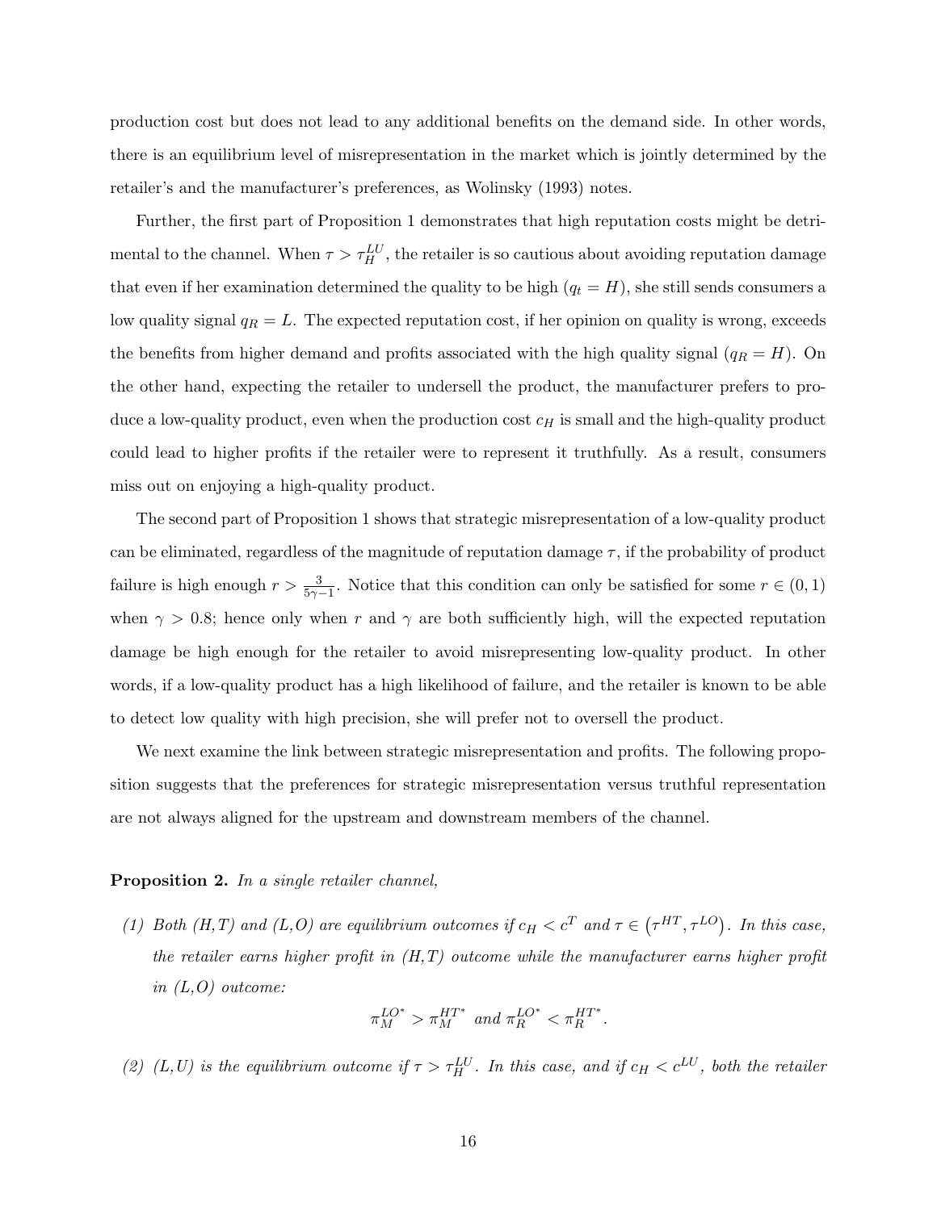production cost but does not lead to any additional benefits on the demand side. In other words, there is an equilibrium level of misrepresentation in the market which is jointly determined by the retailer's and the manufacturer's preferences, as Wolinsky (1993) notes.

Further, the first part of Proposition 1 demonstrates that high reputation costs might be detrimental to the channel. When $\tau > \tau_H^{LU}$, the retailer is so cautious about avoiding reputation damage that even if her examination determined the quality to be high ($q_t = H$), she still sends consumers a low quality signal $q_R = L$. The expected reputation cost, if her opinion on quality is wrong, exceeds the benefits from higher demand and profits associated with the high quality signal ($q_R = H$). On the other hand, expecting the retailer to undersell the product, the manufacturer prefers to produce a low-quality product, even when the production cost $c_H$ is small and the high-quality product could lead to higher profits if the retailer were to represent it truthfully. As a result, consumers miss out on enjoying a high-quality product.

The second part of Proposition 1 shows that strategic misrepresentation of a low-quality product can be eliminated, regardless of the magnitude of reputation damage $\tau$, if the probability of product failure is high enough $r > \frac{3}{5\gamma - 1}$. Notice that this condition can only be satisfied for some $r \in (0, 1)$ when $\gamma > 0.8$; hence only when $r$ and $\gamma$ are both sufficiently high, will the expected reputation damage be high enough for the retailer to avoid misrepresenting low-quality product. In other words, if a low-quality product has a high likelihood of failure, and the retailer is known to be able to detect low quality with high precision, she will prefer not to oversell the product.

We next examine the link between strategic misrepresentation and profits. The following proposition suggests that the preferences for strategic misrepresentation versus truthful representation are not always aligned for the upstream and downstream members of the channel.

**Proposition 2.** *In a single retailer channel,*

*(1) Both (H,T) and (L,O) are equilibrium outcomes if $c_H < c^T$ and $\tau \in \left(\tau^{HT}, \tau^{LO}\right)$. In this case, the retailer earns higher profit in (H,T) outcome while the manufacturer earns higher profit in (L,O) outcome:*

$$\pi_M^{LO^*} > \pi_M^{HT^*} \text{ and } \pi_R^{LO^*} < \pi_R^{HT^*}.$$

*(2) (L,U) is the equilibrium outcome if $\tau > \tau_H^{LU}$. In this case, and if $c_H < c^{LU}$, both the retailer*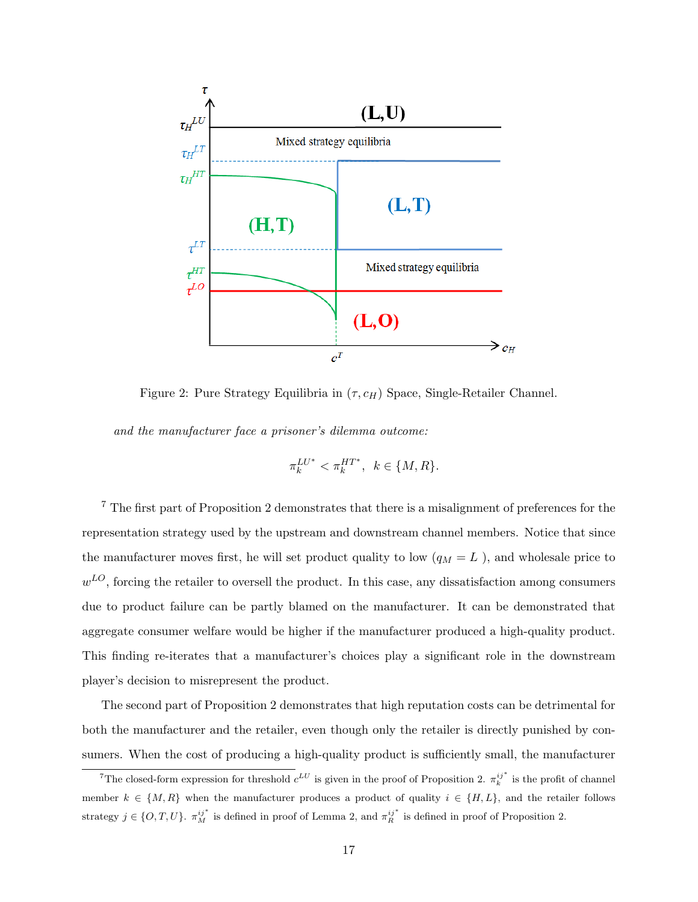Figure 2: Pure Strategy Equilibria in $(\tau, c_H)$ Space, Single-Retailer Channel.

*and the manufacturer face a prisoner's dilemma outcome:*

$$\pi_k^{LU^*} < \pi_k^{HT^*}, \quad k \in \{M, R\}.$$

[7] The first part of Proposition 2 demonstrates that there is a misalignment of preferences for the representation strategy used by the upstream and downstream channel members. Notice that since the manufacturer moves first, he will set product quality to low ($q_M = L$ ), and wholesale price to $w^{LO}$, forcing the retailer to oversell the product. In this case, any dissatisfaction among consumers due to product failure can be partly blamed on the manufacturer. It can be demonstrated that aggregate consumer welfare would be higher if the manufacturer produced a high-quality product. This finding re-iterates that a manufacturer's choices play a significant role in the downstream player's decision to misrepresent the product.

The second part of Proposition 2 demonstrates that high reputation costs can be detrimental for both the manufacturer and the retailer, even though only the retailer is directly punished by consumers. When the cost of producing a high-quality product is sufficiently small, the manufacturer

[7] The closed-form expression for threshold $c^{LU}$ is given in the proof of Proposition 2. $\pi_k^{ij^*}$ is the profit of channel member $k \in \{M, R\}$ when the manufacturer produces a product of quality $i \in \{H, L\}$, and the retailer follows strategy $j \in \{O, T, U\}$. $\pi_M^{ij^*}$ is defined in proof of Lemma 2, and $\pi_R^{ij^*}$ is defined in proof of Proposition 2.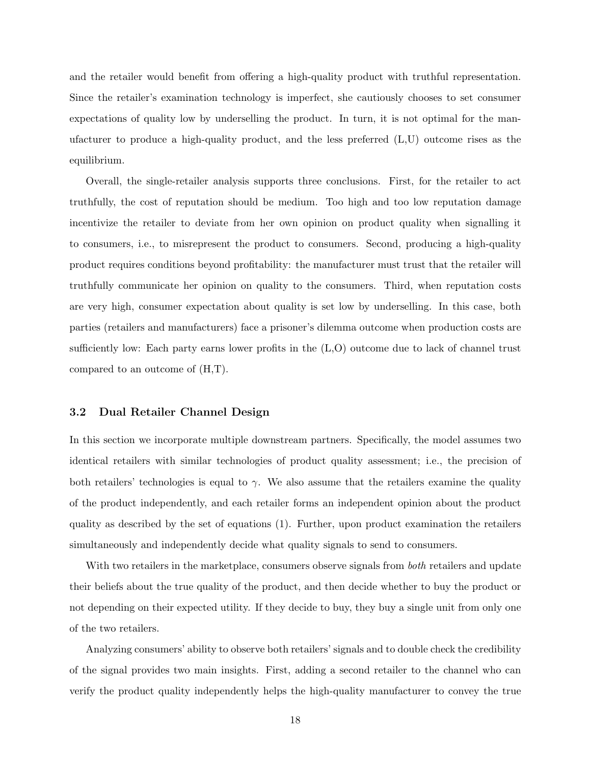and the retailer would benefit from offering a high-quality product with truthful representation. Since the retailer's examination technology is imperfect, she cautiously chooses to set consumer expectations of quality low by underselling the product. In turn, it is not optimal for the manufacturer to produce a high-quality product, and the less preferred (L,U) outcome rises as the equilibrium.

Overall, the single-retailer analysis supports three conclusions. First, for the retailer to act truthfully, the cost of reputation should be medium. Too high and too low reputation damage incentivize the retailer to deviate from her own opinion on product quality when signalling it to consumers, i.e., to misrepresent the product to consumers. Second, producing a high-quality product requires conditions beyond profitability: the manufacturer must trust that the retailer will truthfully communicate her opinion on quality to the consumers. Third, when reputation costs are very high, consumer expectation about quality is set low by underselling. In this case, both parties (retailers and manufacturers) face a prisoner's dilemma outcome when production costs are sufficiently low: Each party earns lower profits in the (L,O) outcome due to lack of channel trust compared to an outcome of (H,T).

### 3.2 Dual Retailer Channel Design

In this section we incorporate multiple downstream partners. Specifically, the model assumes two identical retailers with similar technologies of product quality assessment; i.e., the precision of both retailers' technologies is equal to $\gamma$. We also assume that the retailers examine the quality of the product independently, and each retailer forms an independent opinion about the product quality as described by the set of equations (1). Further, upon product examination the retailers simultaneously and independently decide what quality signals to send to consumers.

With two retailers in the marketplace, consumers observe signals from *both* retailers and update their beliefs about the true quality of the product, and then decide whether to buy the product or not depending on their expected utility. If they decide to buy, they buy a single unit from only one of the two retailers.

Analyzing consumers' ability to observe both retailers' signals and to double check the credibility of the signal provides two main insights. First, adding a second retailer to the channel who can verify the product quality independently helps the high-quality manufacturer to convey the true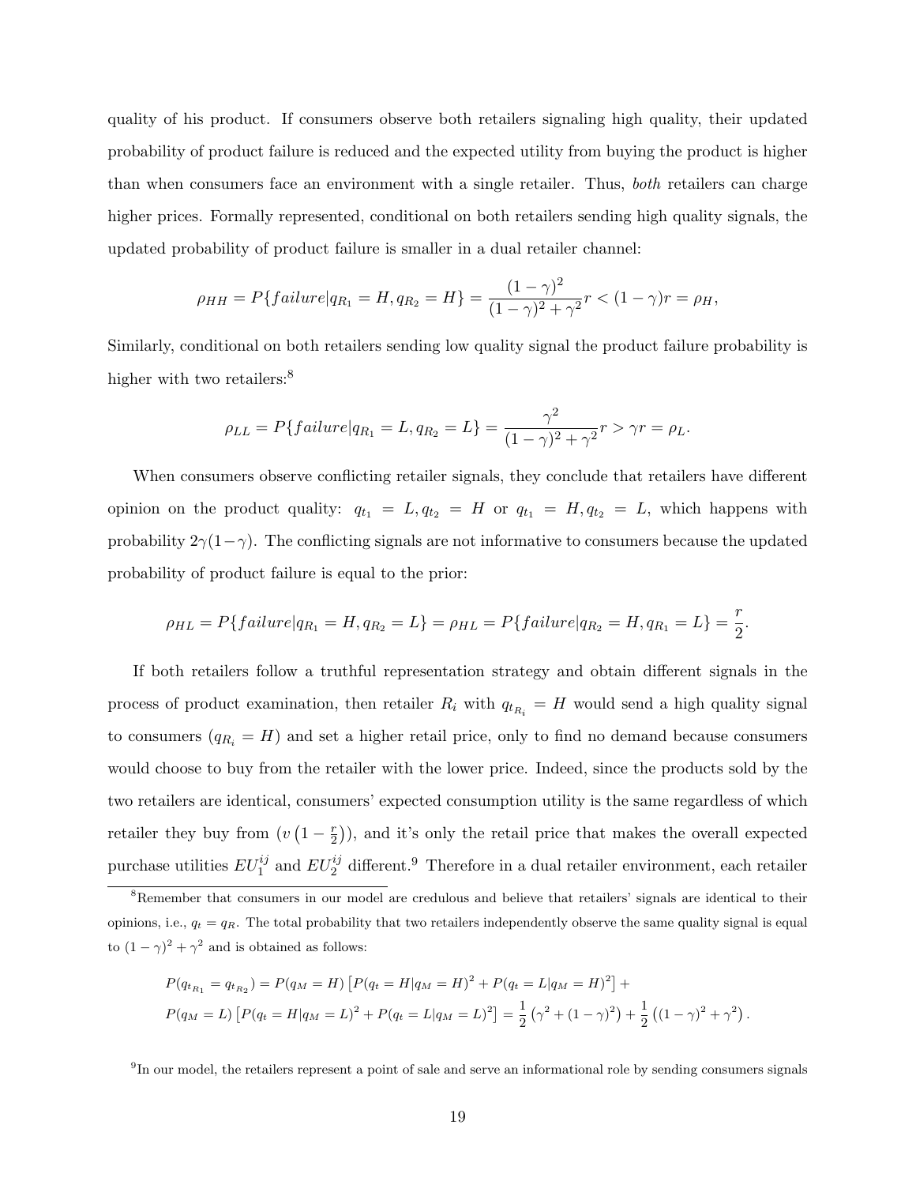quality of his product. If consumers observe both retailers signaling high quality, their updated probability of product failure is reduced and the expected utility from buying the product is higher than when consumers face an environment with a single retailer. Thus, *both* retailers can charge higher prices. Formally represented, conditional on both retailers sending high quality signals, the updated probability of product failure is smaller in a dual retailer channel:

$$\rho_{HH} = P\{failure|q_{R_1} = H, q_{R_2} = H\} = \frac{(1-\gamma)^2}{(1-\gamma)^2 + \gamma^2} r < (1-\gamma)r = \rho_H,$$

Similarly, conditional on both retailers sending low quality signal the product failure probability is higher with two retailers:[8]

$$\rho_{LL} = P\{failure|q_{R_1} = L, q_{R_2} = L\} = \frac{\gamma^2}{(1-\gamma)^2 + \gamma^2} r > \gamma r = \rho_L.$$

When consumers observe conflicting retailer signals, they conclude that retailers have different opinion on the product quality: $q_{t_1} = L, q_{t_2} = H$ or $q_{t_1} = H, q_{t_2} = L$, which happens with probability $2\gamma(1-\gamma)$. The conflicting signals are not informative to consumers because the updated probability of product failure is equal to the prior:

$$\rho_{HL} = P\{failure|q_{R_1} = H, q_{R_2} = L\} = \rho_{HL} = P\{failure|q_{R_2} = H, q_{R_1} = L\} = \frac{r}{2}.$$

If both retailers follow a truthful representation strategy and obtain different signals in the process of product examination, then retailer $R_i$ with $q_{t_{R_i}} = H$ would send a high quality signal to consumers ($q_{R_i} = H$) and set a higher retail price, only to find no demand because consumers would choose to buy from the retailer with the lower price. Indeed, since the products sold by the two retailers are identical, consumers' expected consumption utility is the same regardless of which retailer they buy from ($v\left(1 - \frac{r}{2}\right)$), and it's only the retail price that makes the overall expected purchase utilities $EU_1^{ij}$ and $EU_2^{ij}$ different.[9] Therefore in a dual retailer environment, each retailer

---

[8] Remember that consumers in our model are credulous and believe that retailers' signals are identical to their opinions, i.e., $q_t = q_R$. The total probability that two retailers independently observe the same quality signal is equal to $(1-\gamma)^2 + \gamma^2$ and is obtained as follows:

$$P(q_{t_{R_1}} = q_{t_{R_2}}) = P(q_M = H)\left[P(q_t = H|q_M = H)^2 + P(q_t = L|q_M = H)^2\right] +$$
$$P(q_M = L)\left[P(q_t = H|q_M = L)^2 + P(q_t = L|q_M = L)^2\right] = \frac{1}{2}\left(\gamma^2 + (1-\gamma)^2\right) + \frac{1}{2}\left((1-\gamma)^2 + \gamma^2\right).$$

[9] In our model, the retailers represent a point of sale and serve an informational role by sending consumers signals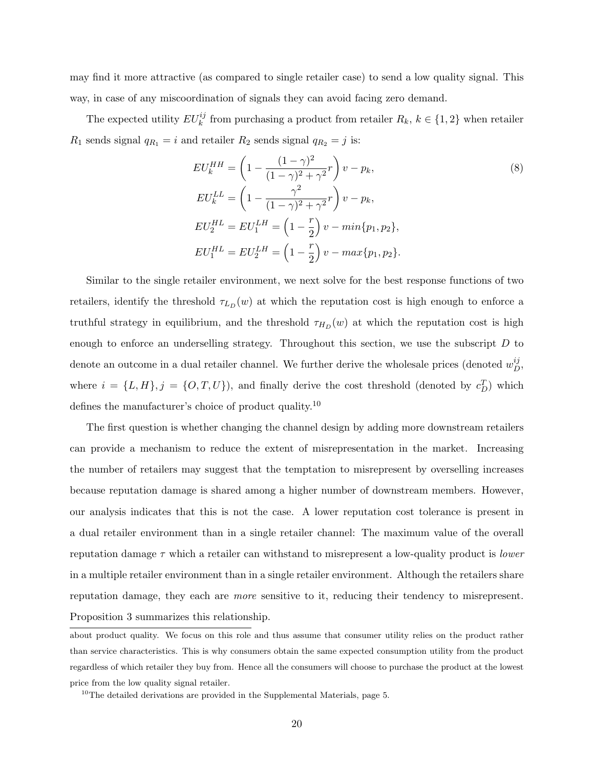may find it more attractive (as compared to single retailer case) to send a low quality signal. This way, in case of any miscoordination of signals they can avoid facing zero demand.

The expected utility $EU_k^{ij}$ from purchasing a product from retailer $R_k$, $k \in \{1, 2\}$ when retailer $R_1$ sends signal $q_{R_1} = i$ and retailer $R_2$ sends signal $q_{R_2} = j$ is:

$$
\begin{aligned}
EU_k^{HH} &= \left(1 - \frac{(1-\gamma)^2}{(1-\gamma)^2 + \gamma^2} r\right) v - p_k, \\
EU_k^{LL} &= \left(1 - \frac{\gamma^2}{(1-\gamma)^2 + \gamma^2} r\right) v - p_k, \\
EU_2^{HL} = EU_1^{LH} &= \left(1 - \frac{r}{2}\right) v - min\{p_1, p_2\}, \\
EU_1^{HL} = EU_2^{LH} &= \left(1 - \frac{r}{2}\right) v - max\{p_1, p_2\}.
\end{aligned}
\tag{8}
$$

Similar to the single retailer environment, we next solve for the best response functions of two retailers, identify the threshold $\tau_{L_D}(w)$ at which the reputation cost is high enough to enforce a truthful strategy in equilibrium, and the threshold $\tau_{H_D}(w)$ at which the reputation cost is high enough to enforce an underselling strategy. Throughout this section, we use the subscript $D$ to denote an outcome in a dual retailer channel. We further derive the wholesale prices (denoted $w_D^{ij}$, where $i = \{L, H\}, j = \{O, T, U\}$), and finally derive the cost threshold (denoted by $c_D^T$) which defines the manufacturer's choice of product quality.[10]

The first question is whether changing the channel design by adding more downstream retailers can provide a mechanism to reduce the extent of misrepresentation in the market. Increasing the number of retailers may suggest that the temptation to misrepresent by overselling increases because reputation damage is shared among a higher number of downstream members. However, our analysis indicates that this is not the case. A lower reputation cost tolerance is present in a dual retailer environment than in a single retailer channel: The maximum value of the overall reputation damage $\tau$ which a retailer can withstand to misrepresent a low-quality product is *lower* in a multiple retailer environment than in a single retailer environment. Although the retailers share reputation damage, they each are *more* sensitive to it, reducing their tendency to misrepresent. Proposition 3 summarizes this relationship.

about product quality. We focus on this role and thus assume that consumer utility relies on the product rather than service characteristics. This is why consumers obtain the same expected consumption utility from the product regardless of which retailer they buy from. Hence all the consumers will choose to purchase the product at the lowest price from the low quality signal retailer.

[10]The detailed derivations are provided in the Supplemental Materials, page 5.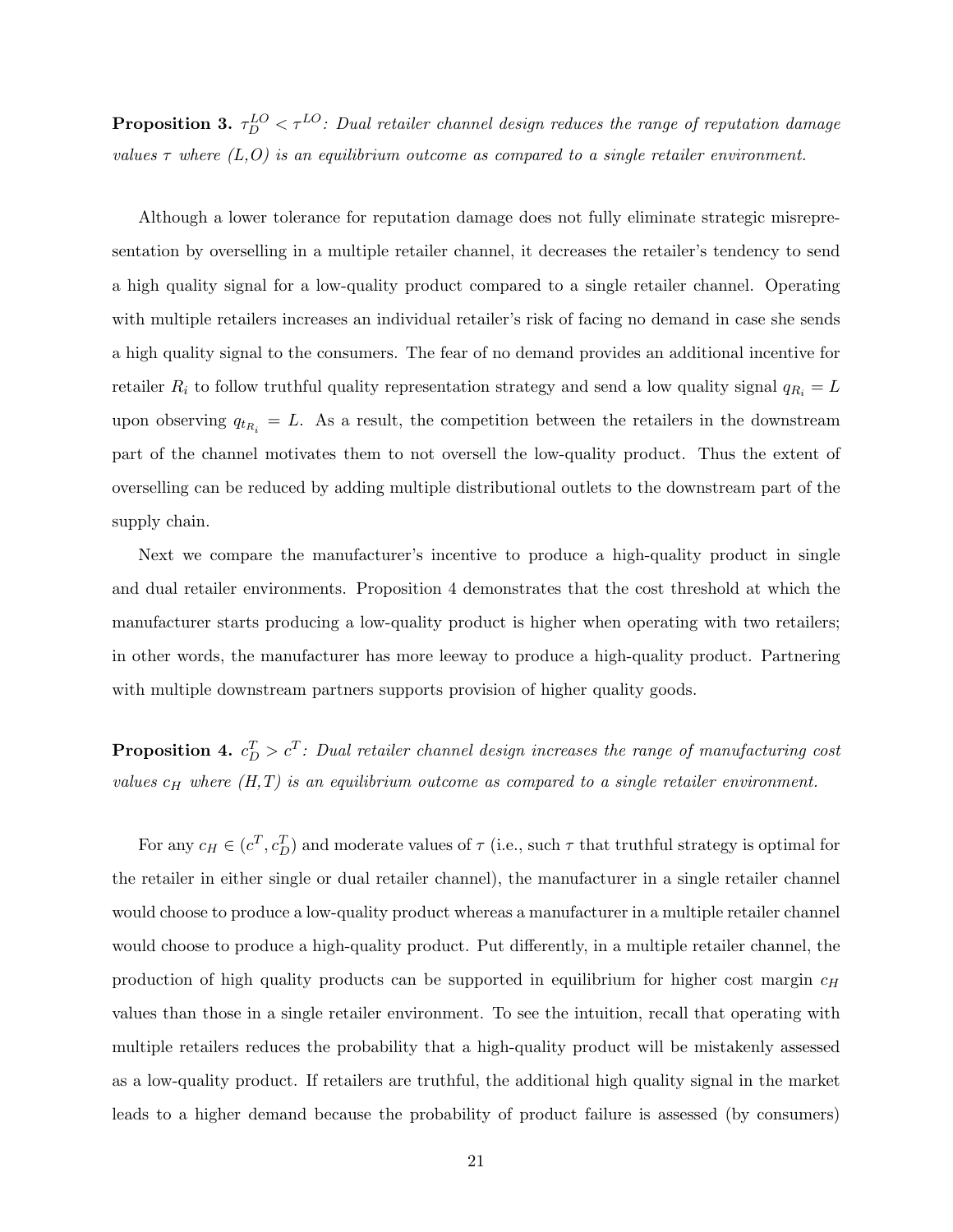**Proposition 3.** $\tau_D^{LO} < \tau^{LO}$*: Dual retailer channel design reduces the range of reputation damage values $\tau$ where (L,O) is an equilibrium outcome as compared to a single retailer environment.*

Although a lower tolerance for reputation damage does not fully eliminate strategic misrepresentation by overselling in a multiple retailer channel, it decreases the retailer's tendency to send a high quality signal for a low-quality product compared to a single retailer channel. Operating with multiple retailers increases an individual retailer's risk of facing no demand in case she sends a high quality signal to the consumers. The fear of no demand provides an additional incentive for retailer $R_i$ to follow truthful quality representation strategy and send a low quality signal $q_{R_i} = L$ upon observing $q_{t_{R_i}} = L$. As a result, the competition between the retailers in the downstream part of the channel motivates them to not oversell the low-quality product. Thus the extent of overselling can be reduced by adding multiple distributional outlets to the downstream part of the supply chain.

Next we compare the manufacturer's incentive to produce a high-quality product in single and dual retailer environments. Proposition 4 demonstrates that the cost threshold at which the manufacturer starts producing a low-quality product is higher when operating with two retailers; in other words, the manufacturer has more leeway to produce a high-quality product. Partnering with multiple downstream partners supports provision of higher quality goods.

**Proposition 4.** $c_D^T > c^T$*: Dual retailer channel design increases the range of manufacturing cost values $c_H$ where (H,T) is an equilibrium outcome as compared to a single retailer environment.*

For any $c_H \in (c^T, c_D^T)$ and moderate values of $\tau$ (i.e., such $\tau$ that truthful strategy is optimal for the retailer in either single or dual retailer channel), the manufacturer in a single retailer channel would choose to produce a low-quality product whereas a manufacturer in a multiple retailer channel would choose to produce a high-quality product. Put differently, in a multiple retailer channel, the production of high quality products can be supported in equilibrium for higher cost margin $c_H$ values than those in a single retailer environment. To see the intuition, recall that operating with multiple retailers reduces the probability that a high-quality product will be mistakenly assessed as a low-quality product. If retailers are truthful, the additional high quality signal in the market leads to a higher demand because the probability of product failure is assessed (by consumers)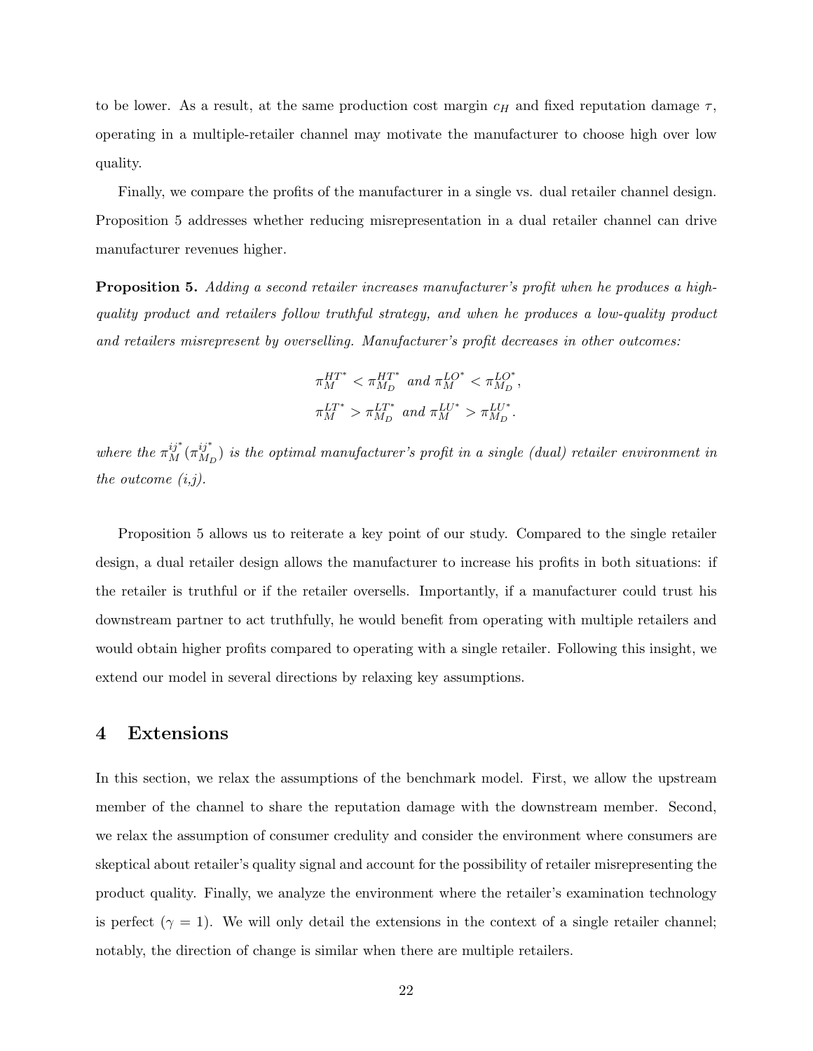to be lower. As a result, at the same production cost margin $c_H$ and fixed reputation damage $\tau$, operating in a multiple-retailer channel may motivate the manufacturer to choose high over low quality.

Finally, we compare the profits of the manufacturer in a single vs. dual retailer channel design. Proposition 5 addresses whether reducing misrepresentation in a dual retailer channel can drive manufacturer revenues higher.

**Proposition 5.** *Adding a second retailer increases manufacturer's profit when he produces a high-quality product and retailers follow truthful strategy, and when he produces a low-quality product and retailers misrepresent by overselling. Manufacturer's profit decreases in other outcomes:*

$$\pi_M^{HT^*} < \pi_{M_D}^{HT^*} \text{ and } \pi_M^{LO^*} < \pi_{M_D}^{LO^*},$$
$$\pi_M^{LT^*} > \pi_{M_D}^{LT^*} \text{ and } \pi_M^{LU^*} > \pi_{M_D}^{LU^*}.$$

*where the $\pi_M^{ij^*}$ ($\pi_{M_D}^{ij^*}$) is the optimal manufacturer's profit in a single (dual) retailer environment in the outcome (i,j).*

Proposition 5 allows us to reiterate a key point of our study. Compared to the single retailer design, a dual retailer design allows the manufacturer to increase his profits in both situations: if the retailer is truthful or if the retailer oversells. Importantly, if a manufacturer could trust his downstream partner to act truthfully, he would benefit from operating with multiple retailers and would obtain higher profits compared to operating with a single retailer. Following this insight, we extend our model in several directions by relaxing key assumptions.

# 4 Extensions

In this section, we relax the assumptions of the benchmark model. First, we allow the upstream member of the channel to share the reputation damage with the downstream member. Second, we relax the assumption of consumer credulity and consider the environment where consumers are skeptical about retailer's quality signal and account for the possibility of retailer misrepresenting the product quality. Finally, we analyze the environment where the retailer's examination technology is perfect ($\gamma = 1$). We will only detail the extensions in the context of a single retailer channel; notably, the direction of change is similar when there are multiple retailers.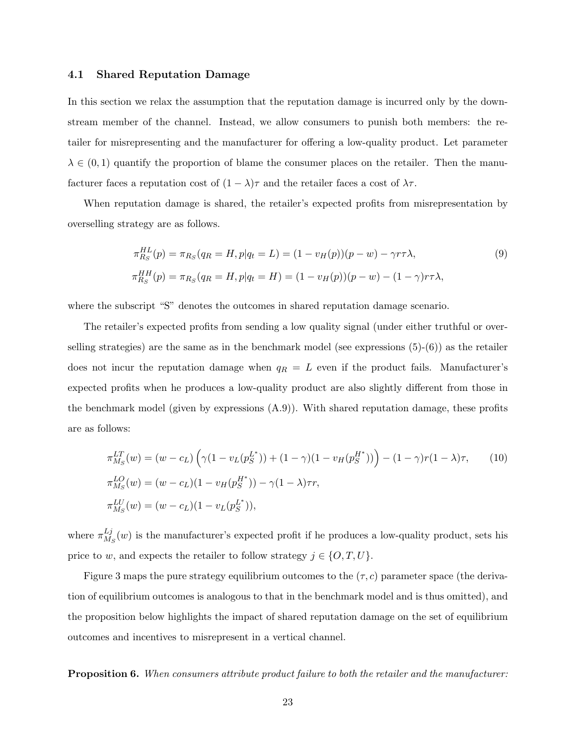### 4.1 Shared Reputation Damage

In this section we relax the assumption that the reputation damage is incurred only by the downstream member of the channel. Instead, we allow consumers to punish both members: the retailer for misrepresenting and the manufacturer for offering a low-quality product. Let parameter $\lambda \in (0, 1)$ quantify the proportion of blame the consumer places on the retailer. Then the manufacturer faces a reputation cost of $(1 - \lambda)\tau$ and the retailer faces a cost of $\lambda\tau$.

When reputation damage is shared, the retailer's expected profits from misrepresentation by overselling strategy are as follows.

$$
\begin{aligned}
\pi_{R_S}^{HL}(p) &= \pi_{R_S}(q_R = H, p|q_t = L) = (1 - v_H(p))(p - w) - \gamma r \tau \lambda, \\
\pi_{R_S}^{HH}(p) &= \pi_{R_S}(q_R = H, p|q_t = H) = (1 - v_H(p))(p - w) - (1 - \gamma) r \tau \lambda,
\end{aligned}
\tag{9}
$$

where the subscript "S" denotes the outcomes in shared reputation damage scenario.

The retailer's expected profits from sending a low quality signal (under either truthful or overselling strategies) are the same as in the benchmark model (see expressions (5)-(6)) as the retailer does not incur the reputation damage when $q_R = L$ even if the product fails. Manufacturer's expected profits when he produces a low-quality product are also slightly different from those in the benchmark model (given by expressions (A.9)). With shared reputation damage, these profits are as follows:

$$
\begin{aligned}
\pi_{M_S}^{LT}(w) &= (w - c_L)\Big(\gamma(1 - v_L(p_S^{L^*})) + (1 - \gamma)(1 - v_H(p_S^{H^*}))\Big) - (1 - \gamma) r (1 - \lambda)\tau, \\
\pi_{M_S}^{LO}(w) &= (w - c_L)(1 - v_H(p_S^{H^*})) - \gamma(1 - \lambda)\tau r, \\
\pi_{M_S}^{LU}(w) &= (w - c_L)(1 - v_L(p_S^{L^*})),
\end{aligned}
\tag{10}
$$

where $\pi_{M_S}^{Lj}(w)$ is the manufacturer's expected profit if he produces a low-quality product, sets his price to $w$, and expects the retailer to follow strategy $j \in \{O, T, U\}$.

Figure 3 maps the pure strategy equilibrium outcomes to the $(\tau, c)$ parameter space (the derivation of equilibrium outcomes is analogous to that in the benchmark model and is thus omitted), and the proposition below highlights the impact of shared reputation damage on the set of equilibrium outcomes and incentives to misrepresent in a vertical channel.

**Proposition 6.** *When consumers attribute product failure to both the retailer and the manufacturer:*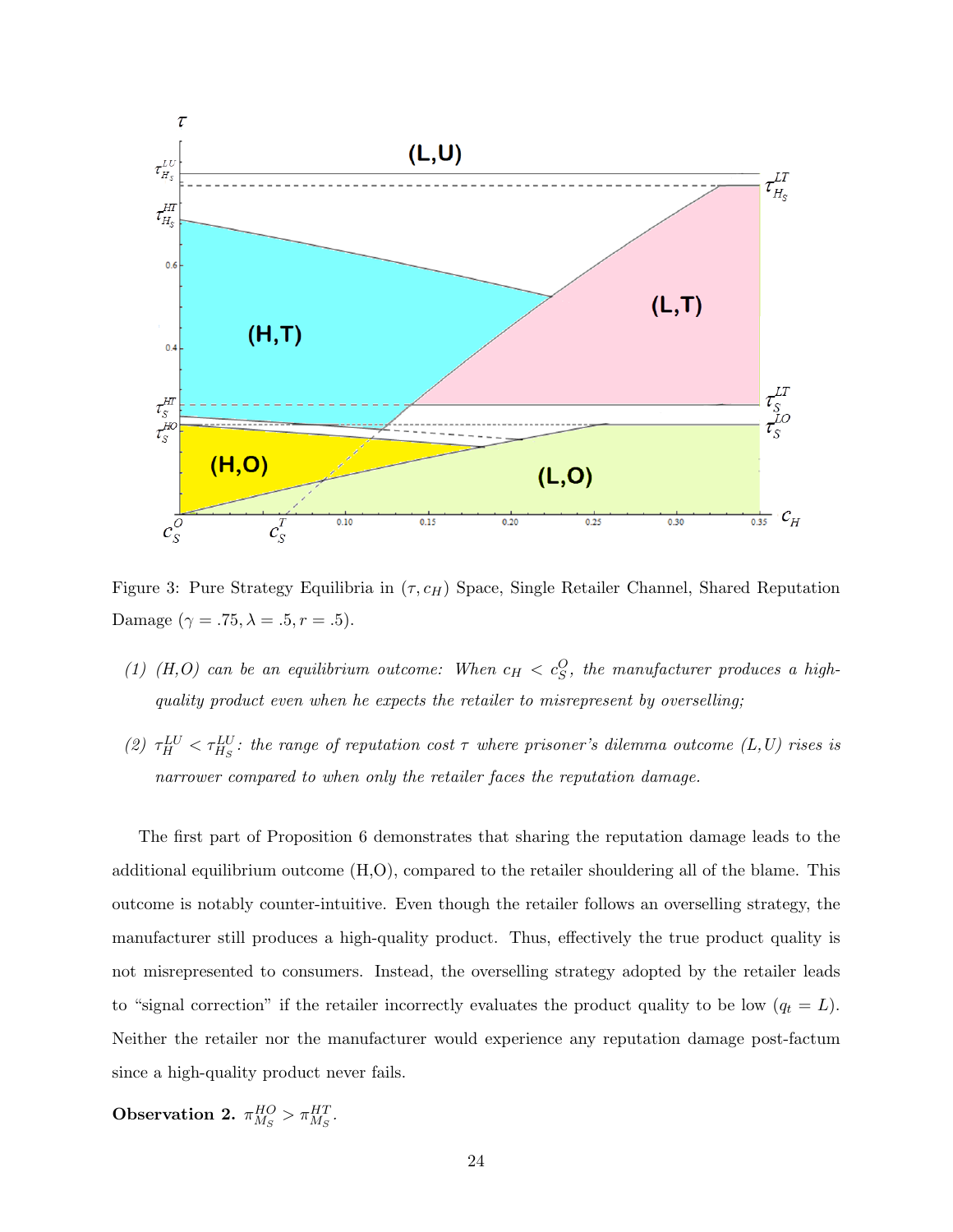Figure 3: Pure Strategy Equilibria in $(\tau, c_H)$ Space, Single Retailer Channel, Shared Reputation Damage ($\gamma = .75, \lambda = .5, r = .5$).

*(1) (H,O) can be an equilibrium outcome: When $c_H < c_S^O$, the manufacturer produces a high-quality product even when he expects the retailer to misrepresent by overselling;*

*(2) $\tau_H^{LU} < \tau_{H_S}^{LU}$: the range of reputation cost $\tau$ where prisoner's dilemma outcome (L,U) rises is narrower compared to when only the retailer faces the reputation damage.*

The first part of Proposition 6 demonstrates that sharing the reputation damage leads to the additional equilibrium outcome (H,O), compared to the retailer shouldering all of the blame. This outcome is notably counter-intuitive. Even though the retailer follows an overselling strategy, the manufacturer still produces a high-quality product. Thus, effectively the true product quality is not misrepresented to consumers. Instead, the overselling strategy adopted by the retailer leads to "signal correction" if the retailer incorrectly evaluates the product quality to be low ($q_t = L$). Neither the retailer nor the manufacturer would experience any reputation damage post-factum since a high-quality product never fails.

**Observation 2.** $\pi_{M_S}^{HO} > \pi_{M_S}^{HT}$.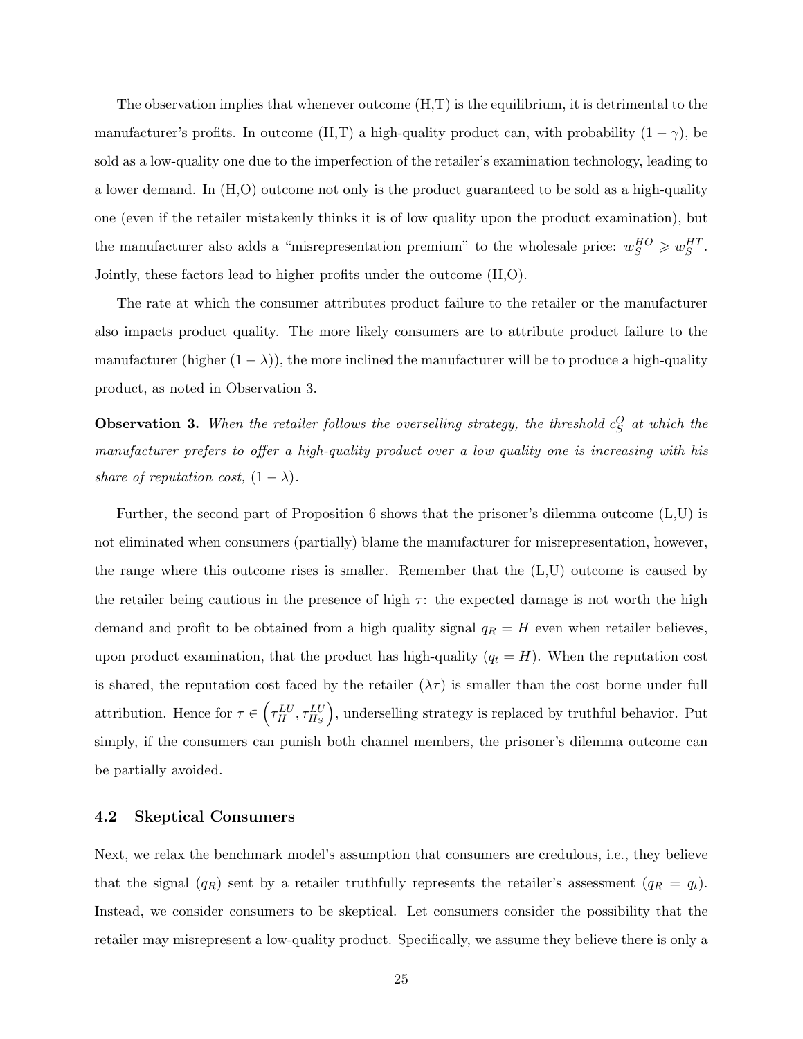The observation implies that whenever outcome (H,T) is the equilibrium, it is detrimental to the manufacturer's profits. In outcome (H,T) a high-quality product can, with probability $(1-\gamma)$, be sold as a low-quality one due to the imperfection of the retailer's examination technology, leading to a lower demand. In (H,O) outcome not only is the product guaranteed to be sold as a high-quality one (even if the retailer mistakenly thinks it is of low quality upon the product examination), but the manufacturer also adds a "misrepresentation premium" to the wholesale price: $w_S^{HO} \geqslant w_S^{HT}$. Jointly, these factors lead to higher profits under the outcome (H,O).

The rate at which the consumer attributes product failure to the retailer or the manufacturer also impacts product quality. The more likely consumers are to attribute product failure to the manufacturer (higher $(1-\lambda)$), the more inclined the manufacturer will be to produce a high-quality product, as noted in Observation 3.

**Observation 3.** *When the retailer follows the overselling strategy, the threshold $c_S^O$ at which the manufacturer prefers to offer a high-quality product over a low quality one is increasing with his share of reputation cost, $(1-\lambda)$.*

Further, the second part of Proposition 6 shows that the prisoner's dilemma outcome (L,U) is not eliminated when consumers (partially) blame the manufacturer for misrepresentation, however, the range where this outcome rises is smaller. Remember that the (L,U) outcome is caused by the retailer being cautious in the presence of high $\tau$: the expected damage is not worth the high demand and profit to be obtained from a high quality signal $q_R = H$ even when retailer believes, upon product examination, that the product has high-quality $(q_t = H)$. When the reputation cost is shared, the reputation cost faced by the retailer $(\lambda\tau)$ is smaller than the cost borne under full attribution. Hence for $\tau \in \left(\tau_H^{LU}, \tau_{H_S}^{LU}\right)$, underselling strategy is replaced by truthful behavior. Put simply, if the consumers can punish both channel members, the prisoner's dilemma outcome can be partially avoided.

### 4.2 Skeptical Consumers

Next, we relax the benchmark model's assumption that consumers are credulous, i.e., they believe that the signal $(q_R)$ sent by a retailer truthfully represents the retailer's assessment $(q_R = q_t)$. Instead, we consider consumers to be skeptical. Let consumers consider the possibility that the retailer may misrepresent a low-quality product. Specifically, we assume they believe there is only a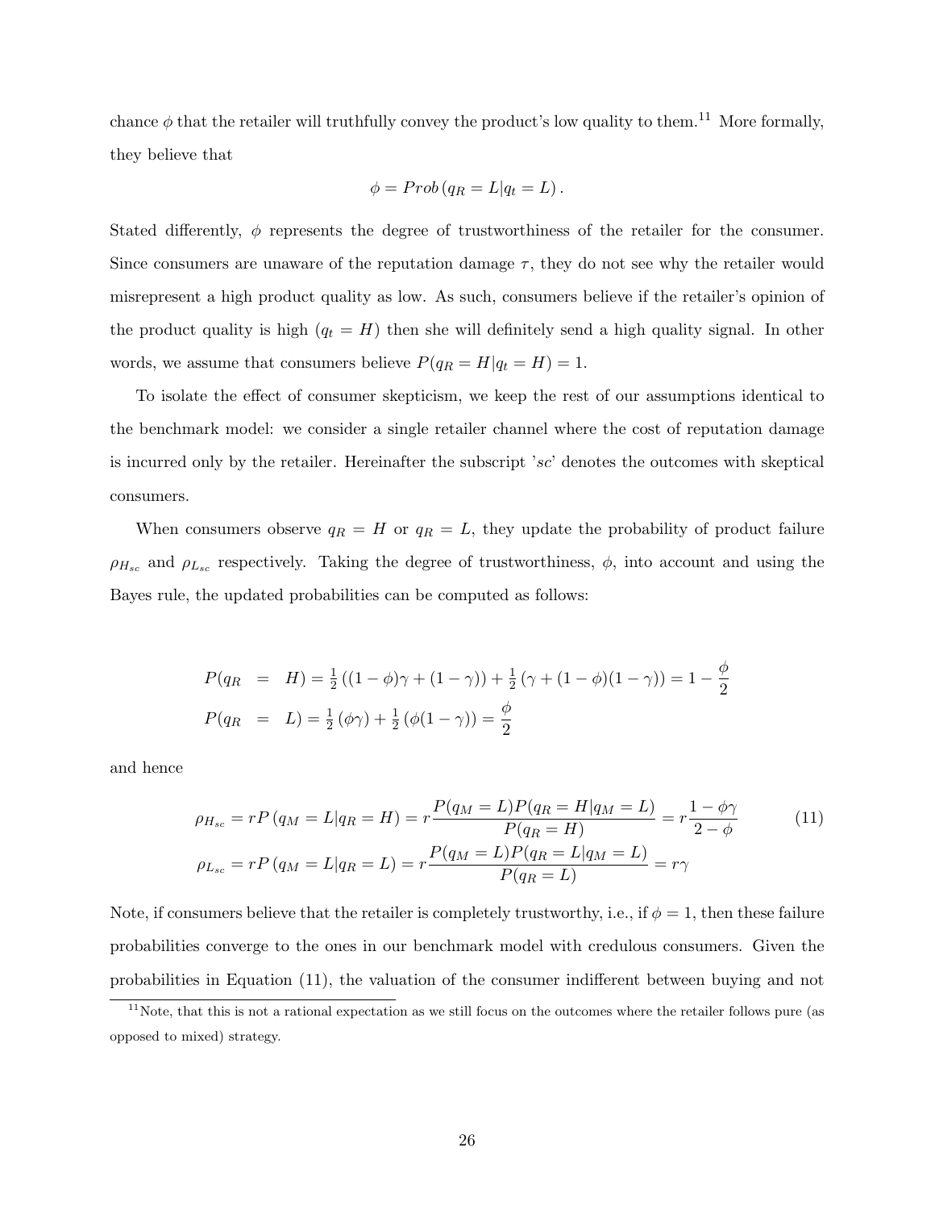chance $\phi$ that the retailer will truthfully convey the product's low quality to them.[11] More formally, they believe that

$$\phi = Prob\left(q_R = L | q_t = L\right).$$

Stated differently, $\phi$ represents the degree of trustworthiness of the retailer for the consumer. Since consumers are unaware of the reputation damage $\tau$, they do not see why the retailer would misrepresent a high product quality as low. As such, consumers believe if the retailer's opinion of the product quality is high ($q_t = H$) then she will definitely send a high quality signal. In other words, we assume that consumers believe $P(q_R = H|q_t = H) = 1$.

To isolate the effect of consumer skepticism, we keep the rest of our assumptions identical to the benchmark model: we consider a single retailer channel where the cost of reputation damage is incurred only by the retailer. Hereinafter the subscript '$sc$' denotes the outcomes with skeptical consumers.

When consumers observe $q_R = H$ or $q_R = L$, they update the probability of product failure $\rho_{H_{sc}}$ and $\rho_{L_{sc}}$ respectively. Taking the degree of trustworthiness, $\phi$, into account and using the Bayes rule, the updated probabilities can be computed as follows:

$$\begin{aligned}
P(q_R &= H) = \tfrac{1}{2}\left((1-\phi)\gamma + (1-\gamma)\right) + \tfrac{1}{2}\left(\gamma + (1-\phi)(1-\gamma)\right) = 1 - \frac{\phi}{2} \\
P(q_R &= L) = \tfrac{1}{2}\left(\phi\gamma\right) + \tfrac{1}{2}\left(\phi(1-\gamma)\right) = \frac{\phi}{2}
\end{aligned}$$

and hence

$$\begin{aligned}
\rho_{H_{sc}} &= rP\left(q_M = L | q_R = H\right) = r\frac{P(q_M = L)P(q_R = H|q_M = L)}{P(q_R = H)} = r\frac{1-\phi\gamma}{2-\phi} \\
\rho_{L_{sc}} &= rP\left(q_M = L | q_R = L\right) = r\frac{P(q_M = L)P(q_R = L|q_M = L)}{P(q_R = L)} = r\gamma
\end{aligned} \tag{11}$$

Note, if consumers believe that the retailer is completely trustworthy, i.e., if $\phi = 1$, then these failure probabilities converge to the ones in our benchmark model with credulous consumers. Given the probabilities in Equation (11), the valuation of the consumer indifferent between buying and not

[11] Note, that this is not a rational expectation as we still focus on the outcomes where the retailer follows pure (as opposed to mixed) strategy.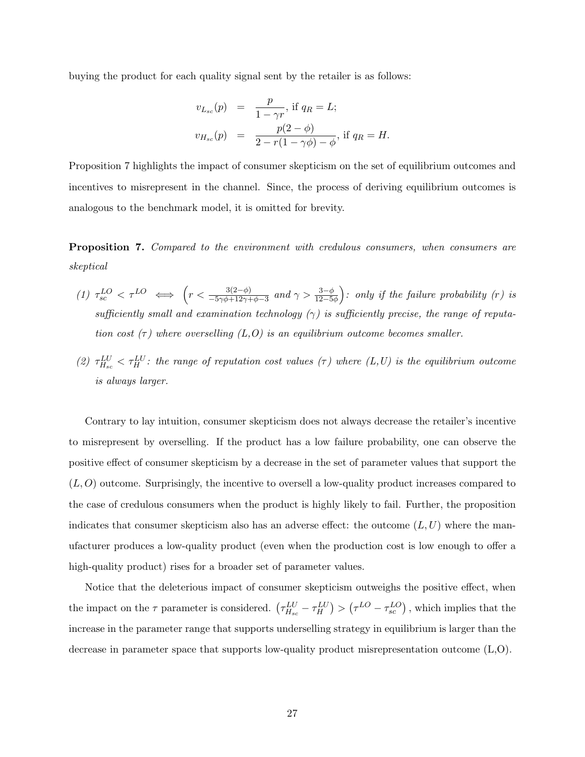buying the product for each quality signal sent by the retailer is as follows:

$$
\begin{aligned}
v_{L_{sc}}(p) &= \frac{p}{1-\gamma r}, \text{ if } q_R = L; \\
v_{H_{sc}}(p) &= \frac{p(2-\phi)}{2-r(1-\gamma\phi)-\phi}, \text{ if } q_R = H.
\end{aligned}
$$

Proposition 7 highlights the impact of consumer skepticism on the set of equilibrium outcomes and incentives to misrepresent in the channel. Since, the process of deriving equilibrium outcomes is analogous to the benchmark model, it is omitted for brevity.

**Proposition 7.** *Compared to the environment with credulous consumers, when consumers are skeptical*

*(1)* $\tau_{sc}^{LO} < \tau^{LO} \iff \left(r < \frac{3(2-\phi)}{-5\gamma\phi+12\gamma+\phi-3} \text{ and } \gamma > \frac{3-\phi}{12-5\phi}\right)$*: only if the failure probability ($r$) is sufficiently small and examination technology ($\gamma$) is sufficiently precise, the range of reputation cost ($\tau$) where overselling (L,O) is an equilibrium outcome becomes smaller.*

*(2)* $\tau_{H_{sc}}^{LU} < \tau_H^{LU}$*: the range of reputation cost values ($\tau$) where $(L,U)$ is the equilibrium outcome is always larger.*

Contrary to lay intuition, consumer skepticism does not always decrease the retailer's incentive to misrepresent by overselling. If the product has a low failure probability, one can observe the positive effect of consumer skepticism by a decrease in the set of parameter values that support the $(L,O)$ outcome. Surprisingly, the incentive to oversell a low-quality product increases compared to the case of credulous consumers when the product is highly likely to fail. Further, the proposition indicates that consumer skepticism also has an adverse effect: the outcome $(L,U)$ where the manufacturer produces a low-quality product (even when the production cost is low enough to offer a high-quality product) rises for a broader set of parameter values.

Notice that the deleterious impact of consumer skepticism outweighs the positive effect, when the impact on the $\tau$ parameter is considered. $\left(\tau_{H_{sc}}^{LU} - \tau_H^{LU}\right) > \left(\tau^{LO} - \tau_{sc}^{LO}\right)$, which implies that the increase in the parameter range that supports underselling strategy in equilibrium is larger than the decrease in parameter space that supports low-quality product misrepresentation outcome (L,O).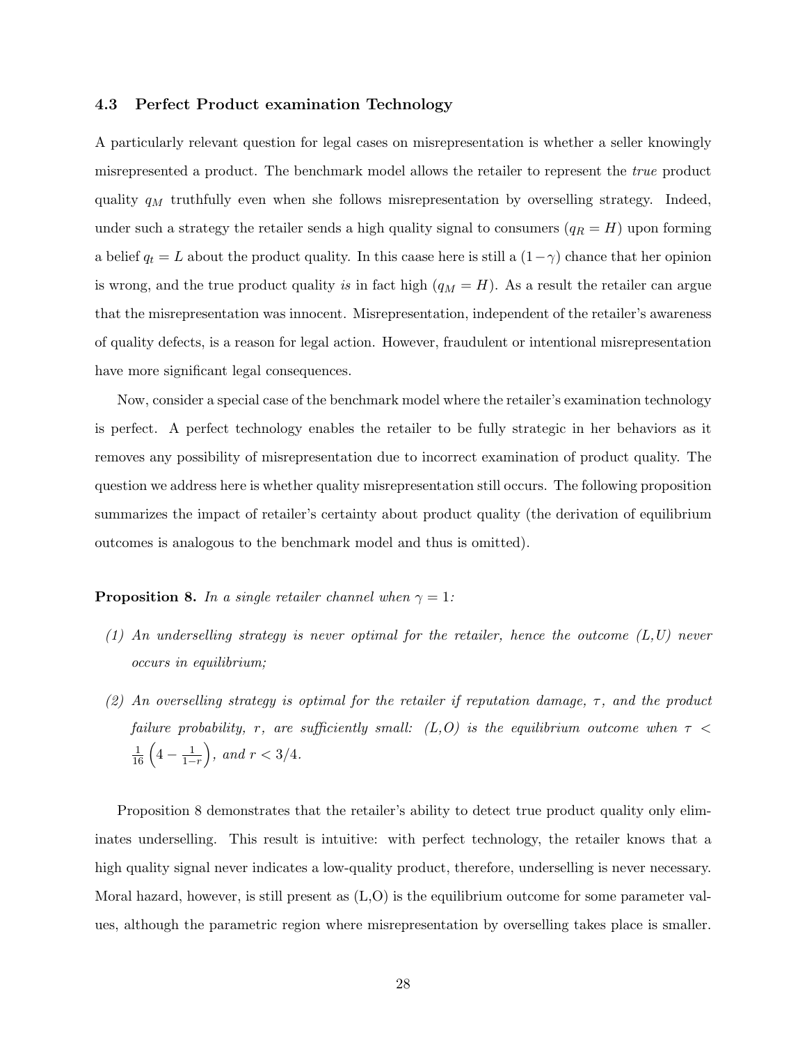### 4.3 Perfect Product examination Technology

A particularly relevant question for legal cases on misrepresentation is whether a seller knowingly misrepresented a product. The benchmark model allows the retailer to represent the *true* product quality $q_M$ truthfully even when she follows misrepresentation by overselling strategy. Indeed, under such a strategy the retailer sends a high quality signal to consumers ($q_R = H$) upon forming a belief $q_t = L$ about the product quality. In this caase here is still a $(1-\gamma)$ chance that her opinion is wrong, and the true product quality *is* in fact high ($q_M = H$). As a result the retailer can argue that the misrepresentation was innocent. Misrepresentation, independent of the retailer's awareness of quality defects, is a reason for legal action. However, fraudulent or intentional misrepresentation have more significant legal consequences.

Now, consider a special case of the benchmark model where the retailer's examination technology is perfect. A perfect technology enables the retailer to be fully strategic in her behaviors as it removes any possibility of misrepresentation due to incorrect examination of product quality. The question we address here is whether quality misrepresentation still occurs. The following proposition summarizes the impact of retailer's certainty about product quality (the derivation of equilibrium outcomes is analogous to the benchmark model and thus is omitted).

**Proposition 8.** *In a single retailer channel when $\gamma = 1$:*

*(1) An underselling strategy is never optimal for the retailer, hence the outcome (L,U) never occurs in equilibrium;*

*(2) An overselling strategy is optimal for the retailer if reputation damage, $\tau$, and the product failure probability, $r$, are sufficiently small: (L,O) is the equilibrium outcome when $\tau < \frac{1}{16}\left(4 - \frac{1}{1-r}\right)$, and $r < 3/4$.*

Proposition 8 demonstrates that the retailer's ability to detect true product quality only eliminates underselling. This result is intuitive: with perfect technology, the retailer knows that a high quality signal never indicates a low-quality product, therefore, underselling is never necessary. Moral hazard, however, is still present as (L,O) is the equilibrium outcome for some parameter values, although the parametric region where misrepresentation by overselling takes place is smaller.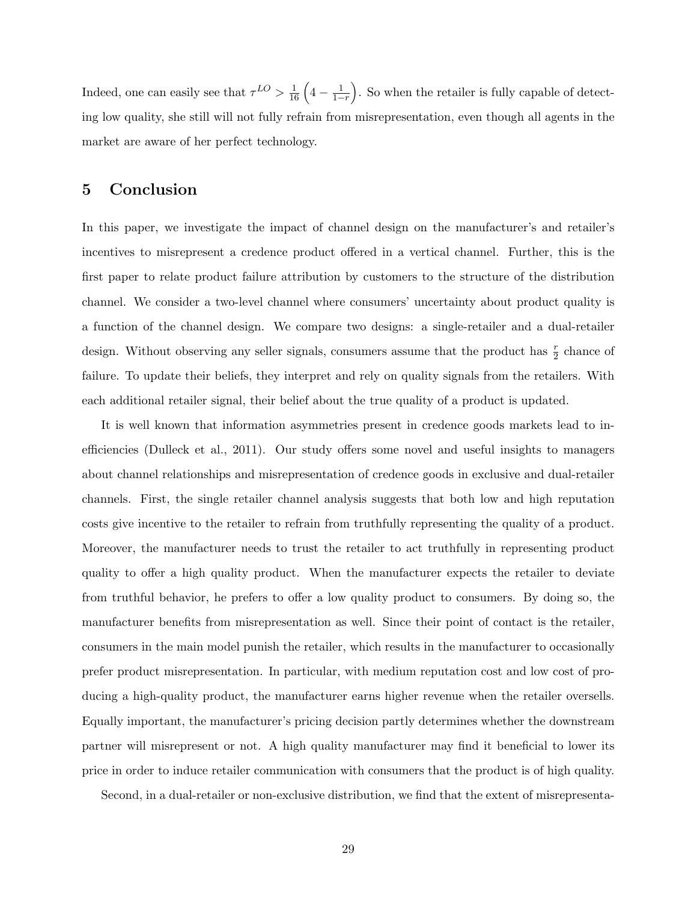Indeed, one can easily see that $\tau^{LO} > \frac{1}{16}\left(4 - \frac{1}{1-r}\right)$. So when the retailer is fully capable of detecting low quality, she still will not fully refrain from misrepresentation, even though all agents in the market are aware of her perfect technology.

# 5 Conclusion

In this paper, we investigate the impact of channel design on the manufacturer's and retailer's incentives to misrepresent a credence product offered in a vertical channel. Further, this is the first paper to relate product failure attribution by customers to the structure of the distribution channel. We consider a two-level channel where consumers' uncertainty about product quality is a function of the channel design. We compare two designs: a single-retailer and a dual-retailer design. Without observing any seller signals, consumers assume that the product has $\frac{r}{2}$ chance of failure. To update their beliefs, they interpret and rely on quality signals from the retailers. With each additional retailer signal, their belief about the true quality of a product is updated.

It is well known that information asymmetries present in credence goods markets lead to inefficiencies (Dulleck et al., 2011). Our study offers some novel and useful insights to managers about channel relationships and misrepresentation of credence goods in exclusive and dual-retailer channels. First, the single retailer channel analysis suggests that both low and high reputation costs give incentive to the retailer to refrain from truthfully representing the quality of a product. Moreover, the manufacturer needs to trust the retailer to act truthfully in representing product quality to offer a high quality product. When the manufacturer expects the retailer to deviate from truthful behavior, he prefers to offer a low quality product to consumers. By doing so, the manufacturer benefits from misrepresentation as well. Since their point of contact is the retailer, consumers in the main model punish the retailer, which results in the manufacturer to occasionally prefer product misrepresentation. In particular, with medium reputation cost and low cost of producing a high-quality product, the manufacturer earns higher revenue when the retailer oversells. Equally important, the manufacturer's pricing decision partly determines whether the downstream partner will misrepresent or not. A high quality manufacturer may find it beneficial to lower its price in order to induce retailer communication with consumers that the product is of high quality.

Second, in a dual-retailer or non-exclusive distribution, we find that the extent of misrepresenta-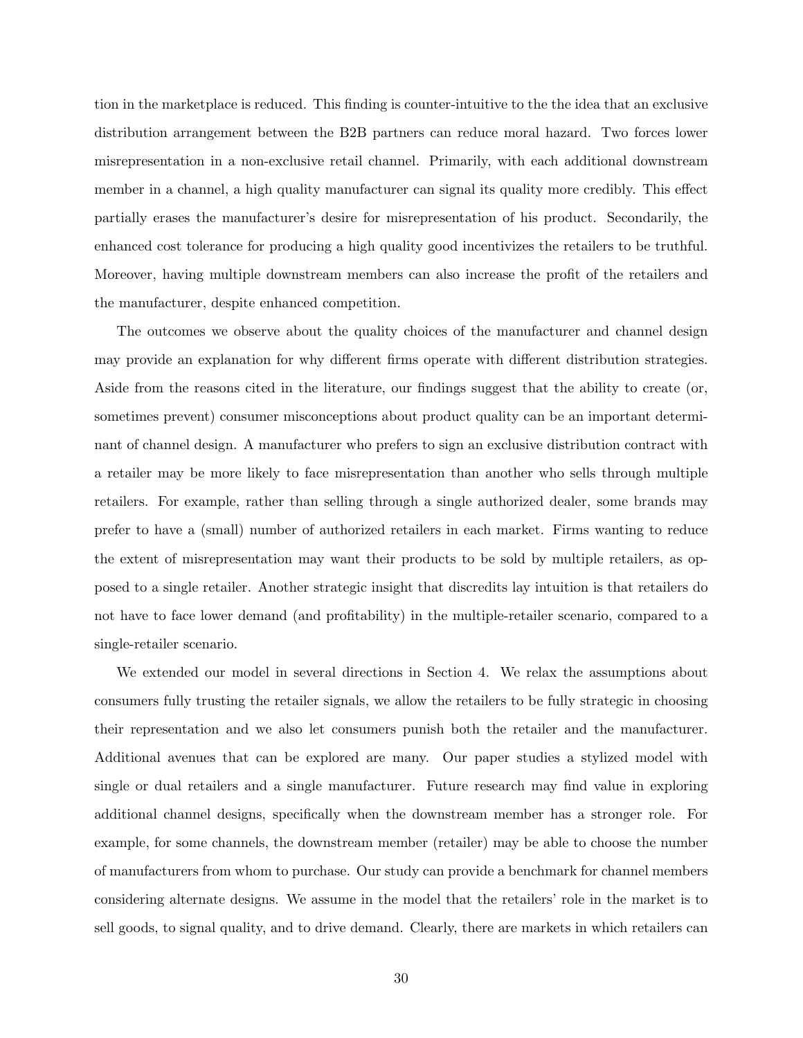tion in the marketplace is reduced. This finding is counter-intuitive to the the idea that an exclusive distribution arrangement between the B2B partners can reduce moral hazard. Two forces lower misrepresentation in a non-exclusive retail channel. Primarily, with each additional downstream member in a channel, a high quality manufacturer can signal its quality more credibly. This effect partially erases the manufacturer's desire for misrepresentation of his product. Secondarily, the enhanced cost tolerance for producing a high quality good incentivizes the retailers to be truthful. Moreover, having multiple downstream members can also increase the profit of the retailers and the manufacturer, despite enhanced competition.

The outcomes we observe about the quality choices of the manufacturer and channel design may provide an explanation for why different firms operate with different distribution strategies. Aside from the reasons cited in the literature, our findings suggest that the ability to create (or, sometimes prevent) consumer misconceptions about product quality can be an important determinant of channel design. A manufacturer who prefers to sign an exclusive distribution contract with a retailer may be more likely to face misrepresentation than another who sells through multiple retailers. For example, rather than selling through a single authorized dealer, some brands may prefer to have a (small) number of authorized retailers in each market. Firms wanting to reduce the extent of misrepresentation may want their products to be sold by multiple retailers, as opposed to a single retailer. Another strategic insight that discredits lay intuition is that retailers do not have to face lower demand (and profitability) in the multiple-retailer scenario, compared to a single-retailer scenario.

We extended our model in several directions in Section 4. We relax the assumptions about consumers fully trusting the retailer signals, we allow the retailers to be fully strategic in choosing their representation and we also let consumers punish both the retailer and the manufacturer. Additional avenues that can be explored are many. Our paper studies a stylized model with single or dual retailers and a single manufacturer. Future research may find value in exploring additional channel designs, specifically when the downstream member has a stronger role. For example, for some channels, the downstream member (retailer) may be able to choose the number of manufacturers from whom to purchase. Our study can provide a benchmark for channel members considering alternate designs. We assume in the model that the retailers' role in the market is to sell goods, to signal quality, and to drive demand. Clearly, there are markets in which retailers can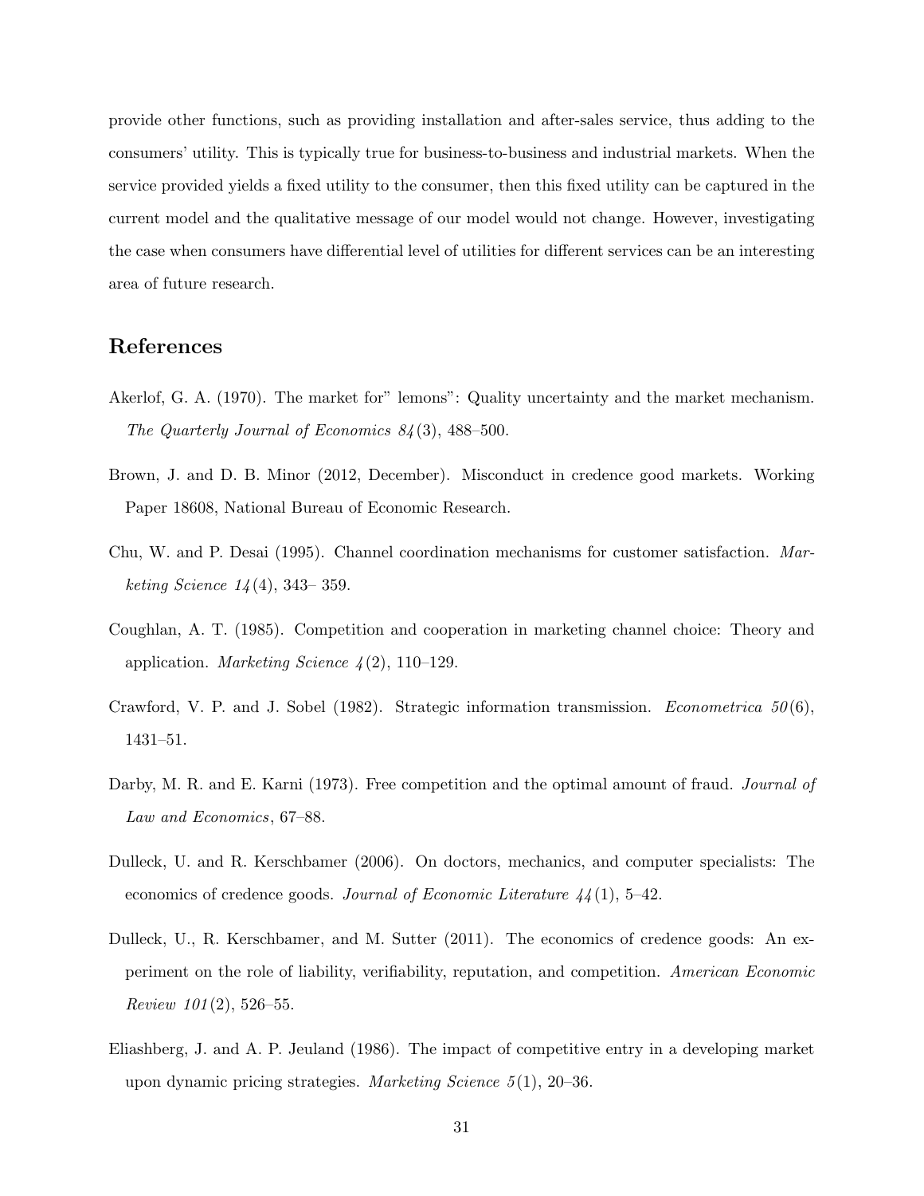provide other functions, such as providing installation and after-sales service, thus adding to the consumers' utility. This is typically true for business-to-business and industrial markets. When the service provided yields a fixed utility to the consumer, then this fixed utility can be captured in the current model and the qualitative message of our model would not change. However, investigating the case when consumers have differential level of utilities for different services can be an interesting area of future research.

## References

Akerlof, G. A. (1970). The market for" lemons": Quality uncertainty and the market mechanism. *The Quarterly Journal of Economics 84*(3), 488–500.

Brown, J. and D. B. Minor (2012, December). Misconduct in credence good markets. Working Paper 18608, National Bureau of Economic Research.

Chu, W. and P. Desai (1995). Channel coordination mechanisms for customer satisfaction. *Marketing Science 14*(4), 343– 359.

Coughlan, A. T. (1985). Competition and cooperation in marketing channel choice: Theory and application. *Marketing Science 4*(2), 110–129.

Crawford, V. P. and J. Sobel (1982). Strategic information transmission. *Econometrica 50*(6), 1431–51.

Darby, M. R. and E. Karni (1973). Free competition and the optimal amount of fraud. *Journal of Law and Economics*, 67–88.

Dulleck, U. and R. Kerschbamer (2006). On doctors, mechanics, and computer specialists: The economics of credence goods. *Journal of Economic Literature 44*(1), 5–42.

Dulleck, U., R. Kerschbamer, and M. Sutter (2011). The economics of credence goods: An experiment on the role of liability, verifiability, reputation, and competition. *American Economic Review 101*(2), 526–55.

Eliashberg, J. and A. P. Jeuland (1986). The impact of competitive entry in a developing market upon dynamic pricing strategies. *Marketing Science 5*(1), 20–36.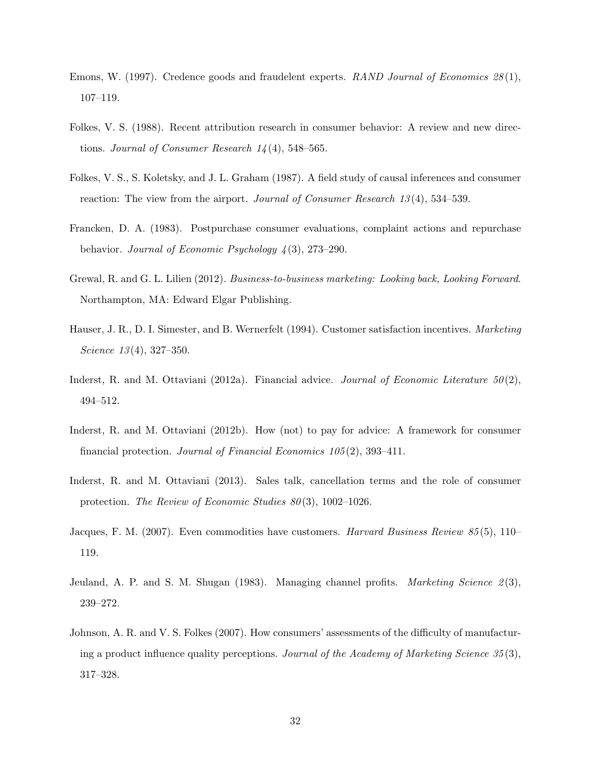Emons, W. (1997). Credence goods and fraudelent experts. *RAND Journal of Economics 28*(1), 107–119.

Folkes, V. S. (1988). Recent attribution research in consumer behavior: A review and new directions. *Journal of Consumer Research 14*(4), 548–565.

Folkes, V. S., S. Koletsky, and J. L. Graham (1987). A field study of causal inferences and consumer reaction: The view from the airport. *Journal of Consumer Research 13*(4), 534–539.

Francken, D. A. (1983). Postpurchase consumer evaluations, complaint actions and repurchase behavior. *Journal of Economic Psychology 4*(3), 273–290.

Grewal, R. and G. L. Lilien (2012). *Business-to-business marketing: Looking back, Looking Forward*. Northampton, MA: Edward Elgar Publishing.

Hauser, J. R., D. I. Simester, and B. Wernerfelt (1994). Customer satisfaction incentives. *Marketing Science 13*(4), 327–350.

Inderst, R. and M. Ottaviani (2012a). Financial advice. *Journal of Economic Literature 50*(2), 494–512.

Inderst, R. and M. Ottaviani (2012b). How (not) to pay for advice: A framework for consumer financial protection. *Journal of Financial Economics 105*(2), 393–411.

Inderst, R. and M. Ottaviani (2013). Sales talk, cancellation terms and the role of consumer protection. *The Review of Economic Studies 80*(3), 1002–1026.

Jacques, F. M. (2007). Even commodities have customers. *Harvard Business Review 85*(5), 110–119.

Jeuland, A. P. and S. M. Shugan (1983). Managing channel profits. *Marketing Science 2*(3), 239–272.

Johnson, A. R. and V. S. Folkes (2007). How consumers' assessments of the difficulty of manufacturing a product influence quality perceptions. *Journal of the Academy of Marketing Science 35*(3), 317–328.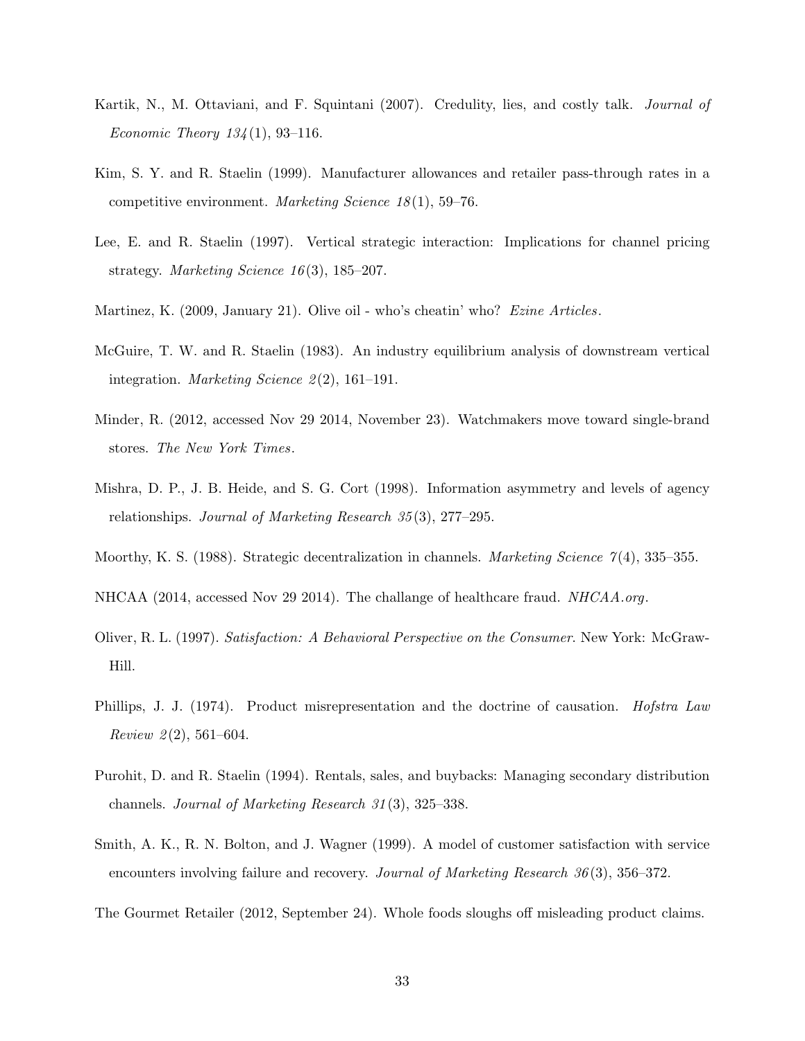Kartik, N., M. Ottaviani, and F. Squintani (2007). Credulity, lies, and costly talk. *Journal of Economic Theory 134*(1), 93–116.

Kim, S. Y. and R. Staelin (1999). Manufacturer allowances and retailer pass-through rates in a competitive environment. *Marketing Science 18*(1), 59–76.

Lee, E. and R. Staelin (1997). Vertical strategic interaction: Implications for channel pricing strategy. *Marketing Science 16*(3), 185–207.

Martinez, K. (2009, January 21). Olive oil - who's cheatin' who? *Ezine Articles*.

McGuire, T. W. and R. Staelin (1983). An industry equilibrium analysis of downstream vertical integration. *Marketing Science 2*(2), 161–191.

Minder, R. (2012, accessed Nov 29 2014, November 23). Watchmakers move toward single-brand stores. *The New York Times*.

Mishra, D. P., J. B. Heide, and S. G. Cort (1998). Information asymmetry and levels of agency relationships. *Journal of Marketing Research 35*(3), 277–295.

Moorthy, K. S. (1988). Strategic decentralization in channels. *Marketing Science 7*(4), 335–355.

NHCAA (2014, accessed Nov 29 2014). The challange of healthcare fraud. *NHCAA.org*.

Oliver, R. L. (1997). *Satisfaction: A Behavioral Perspective on the Consumer*. New York: McGraw-Hill.

Phillips, J. J. (1974). Product misrepresentation and the doctrine of causation. *Hofstra Law Review 2*(2), 561–604.

Purohit, D. and R. Staelin (1994). Rentals, sales, and buybacks: Managing secondary distribution channels. *Journal of Marketing Research 31*(3), 325–338.

Smith, A. K., R. N. Bolton, and J. Wagner (1999). A model of customer satisfaction with service encounters involving failure and recovery. *Journal of Marketing Research 36*(3), 356–372.

The Gourmet Retailer (2012, September 24). Whole foods sloughs off misleading product claims.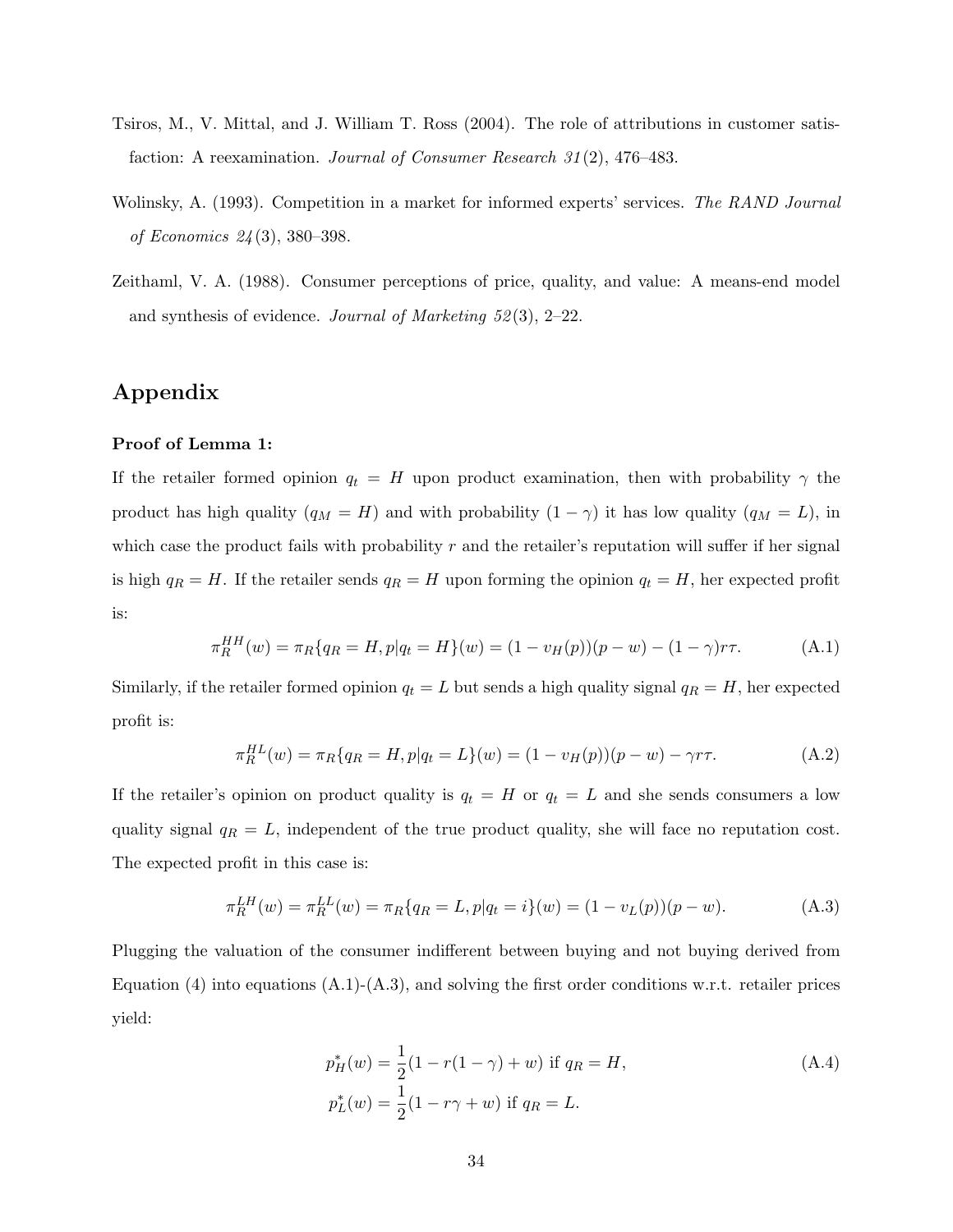Tsiros, M., V. Mittal, and J. William T. Ross (2004). The role of attributions in customer satisfaction: A reexamination. *Journal of Consumer Research 31*(2), 476–483.

Wolinsky, A. (1993). Competition in a market for informed experts' services. *The RAND Journal of Economics 24*(3), 380–398.

Zeithaml, V. A. (1988). Consumer perceptions of price, quality, and value: A means-end model and synthesis of evidence. *Journal of Marketing 52*(3), 2–22.

# Appendix

**Proof of Lemma 1:**

If the retailer formed opinion $q_t = H$ upon product examination, then with probability $\gamma$ the product has high quality ($q_M = H$) and with probability $(1-\gamma)$ it has low quality ($q_M = L$), in which case the product fails with probability $r$ and the retailer's reputation will suffer if her signal is high $q_R = H$. If the retailer sends $q_R = H$ upon forming the opinion $q_t = H$, her expected profit is:

$$\pi_R^{HH}(w) = \pi_R\{q_R = H, p|q_t = H\}(w) = (1 - v_H(p))(p - w) - (1-\gamma)r\tau. \tag{A.1}$$

Similarly, if the retailer formed opinion $q_t = L$ but sends a high quality signal $q_R = H$, her expected profit is:

$$\pi_R^{HL}(w) = \pi_R\{q_R = H, p|q_t = L\}(w) = (1 - v_H(p))(p - w) - \gamma r\tau. \tag{A.2}$$

If the retailer's opinion on product quality is $q_t = H$ or $q_t = L$ and she sends consumers a low quality signal $q_R = L$, independent of the true product quality, she will face no reputation cost. The expected profit in this case is:

$$\pi_R^{LH}(w) = \pi_R^{LL}(w) = \pi_R\{q_R = L, p|q_t = i\}(w) = (1 - v_L(p))(p - w). \tag{A.3}$$

Plugging the valuation of the consumer indifferent between buying and not buying derived from Equation (4) into equations (A.1)-(A.3), and solving the first order conditions w.r.t. retailer prices yield:

$$\begin{aligned} p_H^*(w) &= \frac{1}{2}(1 - r(1-\gamma) + w) \text{ if } q_R = H, \\ p_L^*(w) &= \frac{1}{2}(1 - r\gamma + w) \text{ if } q_R = L. \end{aligned} \tag{A.4}$$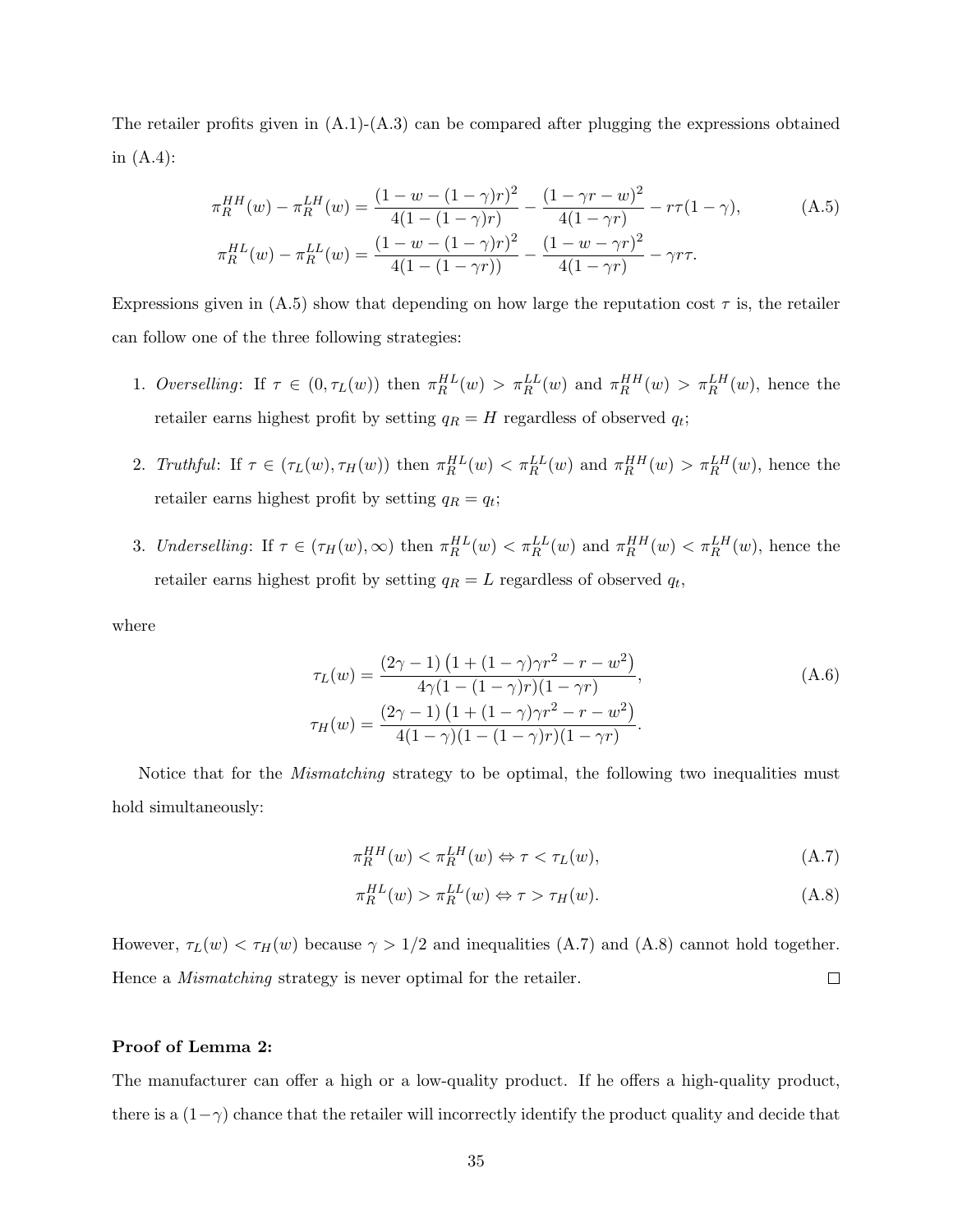The retailer profits given in (A.1)-(A.3) can be compared after plugging the expressions obtained in (A.4):

$$
\begin{aligned}
\pi_R^{HH}(w) - \pi_R^{LH}(w) &= \frac{(1-w-(1-\gamma)r)^2}{4(1-(1-\gamma)r)} - \frac{(1-\gamma r-w)^2}{4(1-\gamma r)} - r\tau(1-\gamma), \\
\pi_R^{HL}(w) - \pi_R^{LL}(w) &= \frac{(1-w-(1-\gamma)r)^2}{4(1-(1-\gamma r))} - \frac{(1-w-\gamma r)^2}{4(1-\gamma r)} - \gamma r\tau.
\end{aligned}
\tag{A.5}
$$

Expressions given in (A.5) show that depending on how large the reputation cost $\tau$ is, the retailer can follow one of the three following strategies:

1. *Overselling*: If $\tau \in (0, \tau_L(w))$ then $\pi_R^{HL}(w) > \pi_R^{LL}(w)$ and $\pi_R^{HH}(w) > \pi_R^{LH}(w)$, hence the retailer earns highest profit by setting $q_R = H$ regardless of observed $q_t$;

2. *Truthful*: If $\tau \in (\tau_L(w), \tau_H(w))$ then $\pi_R^{HL}(w) < \pi_R^{LL}(w)$ and $\pi_R^{HH}(w) > \pi_R^{LH}(w)$, hence the retailer earns highest profit by setting $q_R = q_t$;

3. *Underselling*: If $\tau \in (\tau_H(w), \infty)$ then $\pi_R^{HL}(w) < \pi_R^{LL}(w)$ and $\pi_R^{HH}(w) < \pi_R^{LH}(w)$, hence the retailer earns highest profit by setting $q_R = L$ regardless of observed $q_t$,

where

$$
\begin{aligned}
\tau_L(w) &= \frac{(2\gamma-1)\left(1+(1-\gamma)\gamma r^2 - r - w^2\right)}{4\gamma(1-(1-\gamma)r)(1-\gamma r)}, \\
\tau_H(w) &= \frac{(2\gamma-1)\left(1+(1-\gamma)\gamma r^2 - r - w^2\right)}{4(1-\gamma)(1-(1-\gamma)r)(1-\gamma r)}.
\end{aligned}
\tag{A.6}
$$

Notice that for the *Mismatching* strategy to be optimal, the following two inequalities must hold simultaneously:

$$
\pi_R^{HH}(w) < \pi_R^{LH}(w) \Leftrightarrow \tau < \tau_L(w), \tag{A.7}
$$

$$
\pi_R^{HL}(w) > \pi_R^{LL}(w) \Leftrightarrow \tau > \tau_H(w). \tag{A.8}
$$

However, $\tau_L(w) < \tau_H(w)$ because $\gamma > 1/2$ and inequalities (A.7) and (A.8) cannot hold together. Hence a *Mismatching* strategy is never optimal for the retailer. □

**Proof of Lemma 2:**

The manufacturer can offer a high or a low-quality product. If he offers a high-quality product, there is a $(1-\gamma)$ chance that the retailer will incorrectly identify the product quality and decide that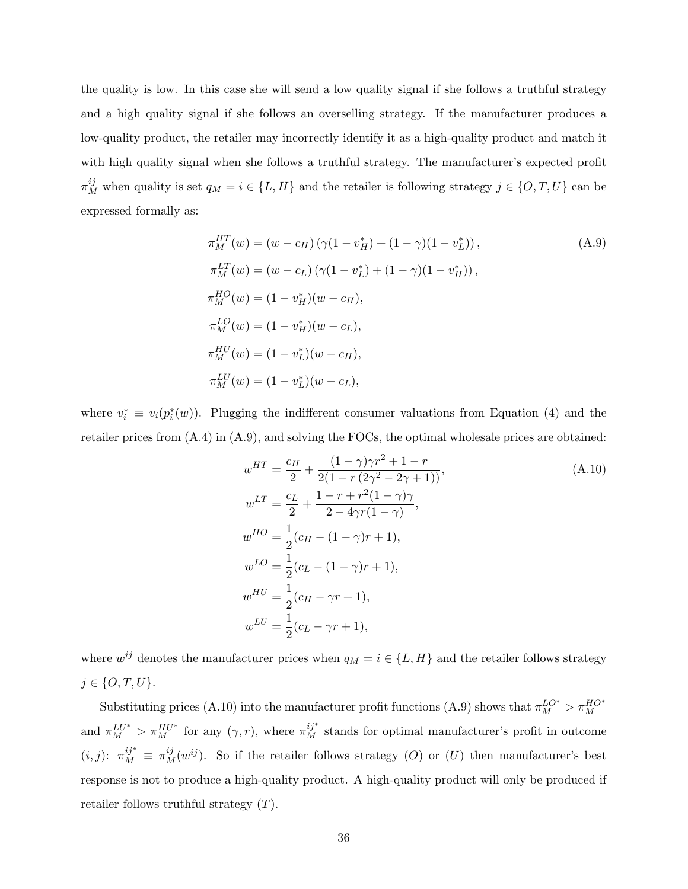the quality is low. In this case she will send a low quality signal if she follows a truthful strategy and a high quality signal if she follows an overselling strategy. If the manufacturer produces a low-quality product, the retailer may incorrectly identify it as a high-quality product and match it with high quality signal when she follows a truthful strategy. The manufacturer's expected profit $\pi_M^{ij}$ when quality is set $q_M = i \in \{L, H\}$ and the retailer is following strategy $j \in \{O, T, U\}$ can be expressed formally as:

$$
\begin{aligned}
\pi_M^{HT}(w) &= (w - c_H)\left(\gamma(1 - v_H^*) + (1-\gamma)(1 - v_L^*)\right), \\
\pi_M^{LT}(w) &= (w - c_L)\left(\gamma(1 - v_L^*) + (1-\gamma)(1 - v_H^*)\right), \\
\pi_M^{HO}(w) &= (1 - v_H^*)(w - c_H), \\
\pi_M^{LO}(w) &= (1 - v_H^*)(w - c_L), \\
\pi_M^{HU}(w) &= (1 - v_L^*)(w - c_H), \\
\pi_M^{LU}(w) &= (1 - v_L^*)(w - c_L),
\end{aligned} \tag{A.9}
$$

where $v_i^* \equiv v_i(p_i^*(w))$. Plugging the indifferent consumer valuations from Equation (4) and the retailer prices from (A.4) in (A.9), and solving the FOCs, the optimal wholesale prices are obtained:

$$
\begin{aligned}
w^{HT} &= \frac{c_H}{2} + \frac{(1-\gamma)\gamma r^2 + 1 - r}{2(1 - r(2\gamma^2 - 2\gamma + 1))}, \\
w^{LT} &= \frac{c_L}{2} + \frac{1 - r + r^2(1-\gamma)\gamma}{2 - 4\gamma r(1-\gamma)}, \\
w^{HO} &= \frac{1}{2}(c_H - (1-\gamma)r + 1), \\
w^{LO} &= \frac{1}{2}(c_L - (1-\gamma)r + 1), \\
w^{HU} &= \frac{1}{2}(c_H - \gamma r + 1), \\
w^{LU} &= \frac{1}{2}(c_L - \gamma r + 1),
\end{aligned} \tag{A.10}
$$

where $w^{ij}$ denotes the manufacturer prices when $q_M = i \in \{L, H\}$ and the retailer follows strategy $j \in \{O, T, U\}$.

Substituting prices (A.10) into the manufacturer profit functions (A.9) shows that $\pi_M^{LO^*} > \pi_M^{HO^*}$ and $\pi_M^{LU^*} > \pi_M^{HU^*}$ for any $(\gamma, r)$, where $\pi_M^{ij^*}$ stands for optimal manufacturer's profit in outcome $(i, j)$: $\pi_M^{ij^*} \equiv \pi_M^{ij}(w^{ij})$. So if the retailer follows strategy $(O)$ or $(U)$ then manufacturer's best response is not to produce a high-quality product. A high-quality product will only be produced if retailer follows truthful strategy $(T)$.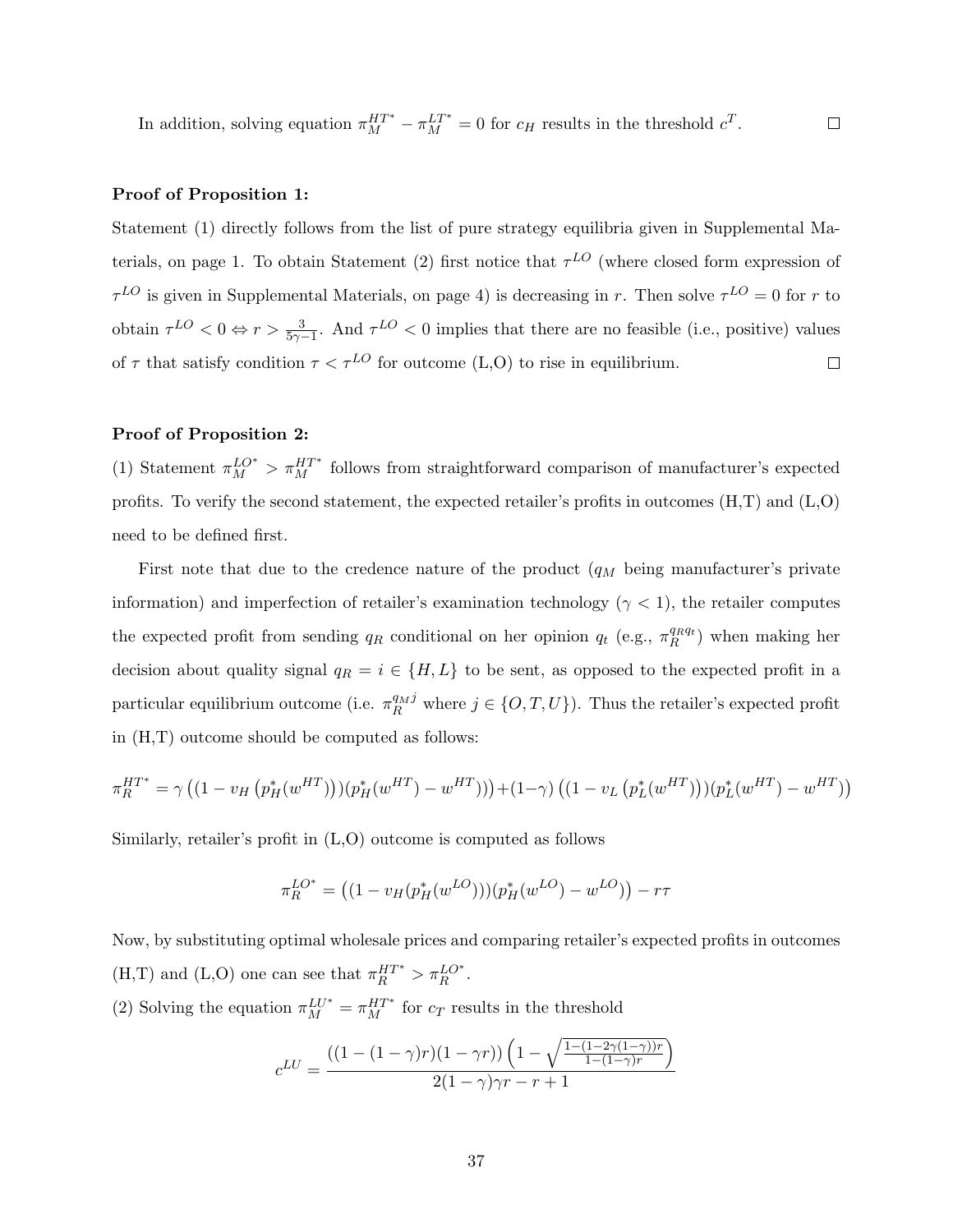In addition, solving equation $\pi_M^{HT^*} - \pi_M^{LT^*} = 0$ for $c_H$ results in the threshold $c^T$. □

**Proof of Proposition 1:**

Statement (1) directly follows from the list of pure strategy equilibria given in Supplemental Materials, on page 1. To obtain Statement (2) first notice that $\tau^{LO}$ (where closed form expression of $\tau^{LO}$ is given in Supplemental Materials, on page 4) is decreasing in $r$. Then solve $\tau^{LO} = 0$ for $r$ to obtain $\tau^{LO} < 0 \Leftrightarrow r > \frac{3}{5\gamma - 1}$. And $\tau^{LO} < 0$ implies that there are no feasible (i.e., positive) values of $\tau$ that satisfy condition $\tau < \tau^{LO}$ for outcome (L,O) to rise in equilibrium. □

**Proof of Proposition 2:**

(1) Statement $\pi_M^{LO^*} > \pi_M^{HT^*}$ follows from straightforward comparison of manufacturer's expected profits. To verify the second statement, the expected retailer's profits in outcomes (H,T) and (L,O) need to be defined first.

First note that due to the credence nature of the product ($q_M$ being manufacturer's private information) and imperfection of retailer's examination technology ($\gamma < 1$), the retailer computes the expected profit from sending $q_R$ conditional on her opinion $q_t$ (e.g., $\pi_R^{q_R q_t}$) when making her decision about quality signal $q_R = i \in \{H, L\}$ to be sent, as opposed to the expected profit in a particular equilibrium outcome (i.e. $\pi_R^{q_M j}$ where $j \in \{O, T, U\}$). Thus the retailer's expected profit in (H,T) outcome should be computed as follows:

$$\pi_R^{HT^*} = \gamma\left((1 - v_H\left(p_H^*(w^{HT})\right))(p_H^*(w^{HT}) - w^{HT})\right) + (1-\gamma)\left((1 - v_L\left(p_L^*(w^{HT})\right))(p_L^*(w^{HT}) - w^{HT}\right)$$

Similarly, retailer's profit in (L,O) outcome is computed as follows

$$\pi_R^{LO^*} = \left((1 - v_H(p_H^*(w^{LO})))(p_H^*(w^{LO}) - w^{LO})\right) - r\tau$$

Now, by substituting optimal wholesale prices and comparing retailer's expected profits in outcomes (H,T) and (L,O) one can see that $\pi_R^{HT^*} > \pi_R^{LO^*}$.

(2) Solving the equation $\pi_M^{LU^*} = \pi_M^{HT^*}$ for $c_T$ results in the threshold

$$c^{LU} = \frac{((1-(1-\gamma)r)(1-\gamma r))\left(1 - \sqrt{\frac{1-(1-2\gamma(1-\gamma))r}{1-(1-\gamma)r}}\right)}{2(1-\gamma)\gamma r - r + 1}$$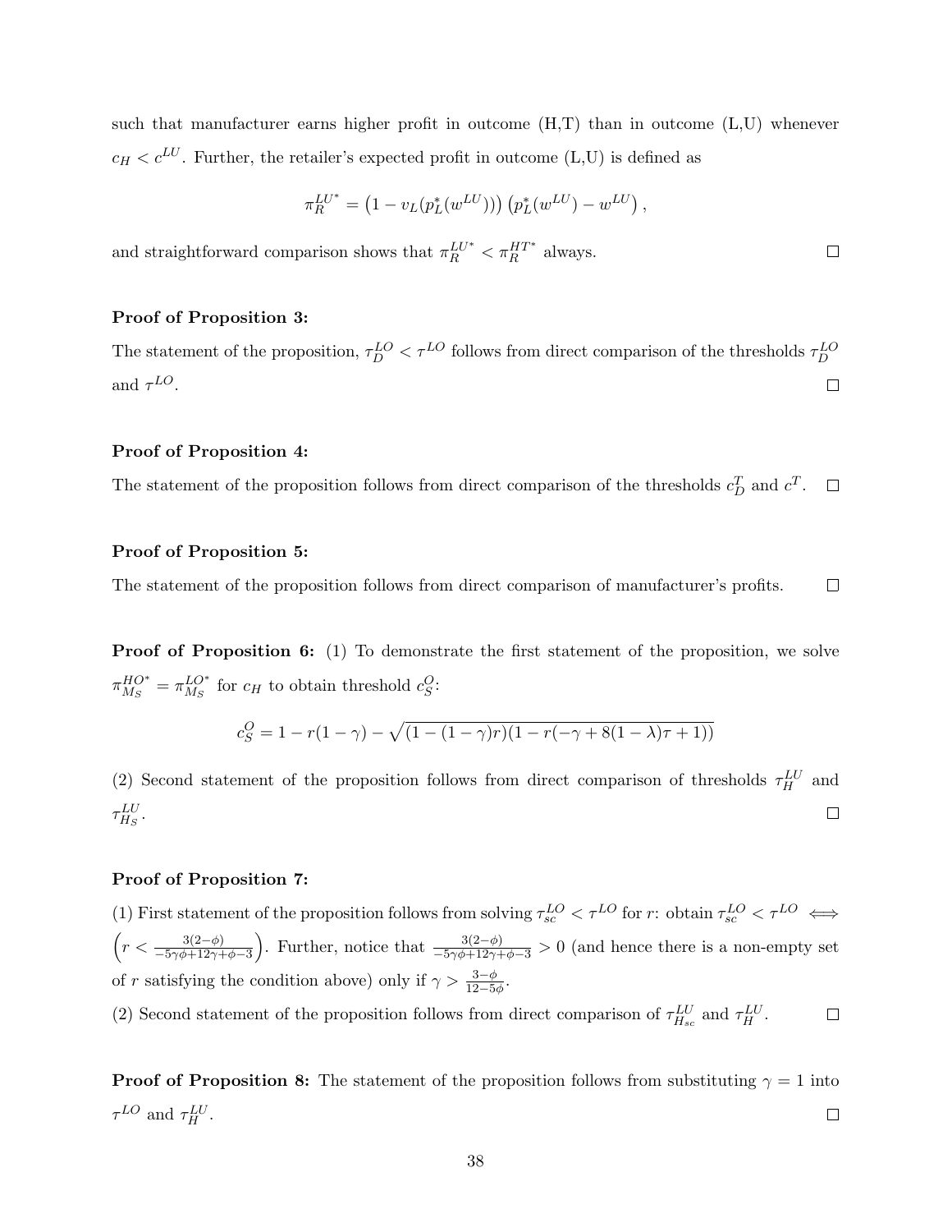such that manufacturer earns higher profit in outcome (H,T) than in outcome (L,U) whenever $c_H < c^{LU}$. Further, the retailer's expected profit in outcome (L,U) is defined as

$$\pi_R^{LU^*} = \left(1 - v_L(p_L^*(w^{LU}))\right)\left(p_L^*(w^{LU}) - w^{LU}\right),$$

and straightforward comparison shows that $\pi_R^{LU^*} < \pi_R^{HT^*}$ always. □

**Proof of Proposition 3:**

The statement of the proposition, $\tau_D^{LO} < \tau^{LO}$ follows from direct comparison of the thresholds $\tau_D^{LO}$ and $\tau^{LO}$. □

**Proof of Proposition 4:**

The statement of the proposition follows from direct comparison of the thresholds $c_D^T$ and $c^T$. □

**Proof of Proposition 5:**

The statement of the proposition follows from direct comparison of manufacturer's profits. □

**Proof of Proposition 6:** (1) To demonstrate the first statement of the proposition, we solve $\pi_{M_S}^{HO^*} = \pi_{M_S}^{LO^*}$ for $c_H$ to obtain threshold $c_S^O$:

$$c_S^O = 1 - r(1-\gamma) - \sqrt{(1-(1-\gamma)r)(1 - r(-\gamma + 8(1-\lambda)\tau + 1))}$$

(2) Second statement of the proposition follows from direct comparison of thresholds $\tau_H^{LU}$ and $\tau_{H_S}^{LU}$. □

**Proof of Proposition 7:**

(1) First statement of the proposition follows from solving $\tau_{sc}^{LO} < \tau^{LO}$ for $r$: obtain $\tau_{sc}^{LO} < \tau^{LO} \iff \left(r < \frac{3(2-\phi)}{-5\gamma\phi+12\gamma+\phi-3}\right)$. Further, notice that $\frac{3(2-\phi)}{-5\gamma\phi+12\gamma+\phi-3} > 0$ (and hence there is a non-empty set of $r$ satisfying the condition above) only if $\gamma > \frac{3-\phi}{12-5\phi}$.

(2) Second statement of the proposition follows from direct comparison of $\tau_{H_{sc}}^{LU}$ and $\tau_H^{LU}$. □

**Proof of Proposition 8:** The statement of the proposition follows from substituting $\gamma = 1$ into $\tau^{LO}$ and $\tau_H^{LU}$. □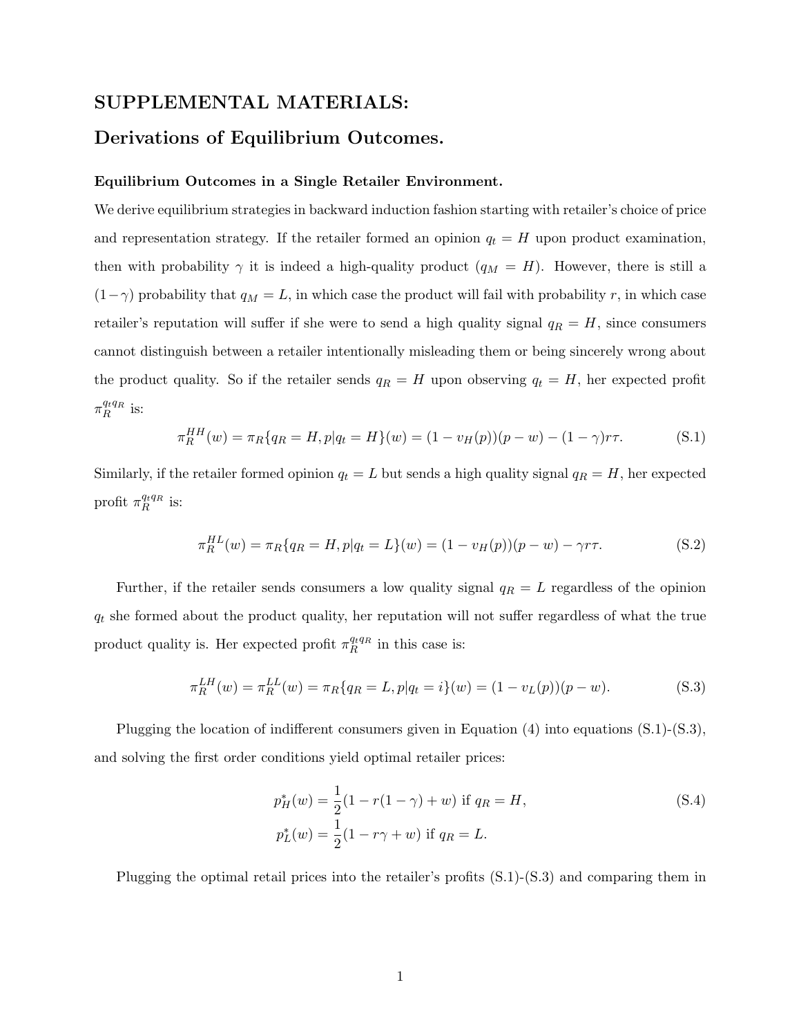## SUPPLEMENTAL MATERIALS:

## Derivations of Equilibrium Outcomes.

### Equilibrium Outcomes in a Single Retailer Environment.

We derive equilibrium strategies in backward induction fashion starting with retailer's choice of price and representation strategy. If the retailer formed an opinion $q_t = H$ upon product examination, then with probability $\gamma$ it is indeed a high-quality product ($q_M = H$). However, there is still a $(1-\gamma)$ probability that $q_M = L$, in which case the product will fail with probability $r$, in which case retailer's reputation will suffer if she were to send a high quality signal $q_R = H$, since consumers cannot distinguish between a retailer intentionally misleading them or being sincerely wrong about the product quality. So if the retailer sends $q_R = H$ upon observing $q_t = H$, her expected profit $\pi_R^{q_t q_R}$ is:

$$\pi_R^{HH}(w) = \pi_R\{q_R = H, p|q_t = H\}(w) = (1 - v_H(p))(p - w) - (1-\gamma)r\tau. \tag{S.1}$$

Similarly, if the retailer formed opinion $q_t = L$ but sends a high quality signal $q_R = H$, her expected profit $\pi_R^{q_t q_R}$ is:

$$\pi_R^{HL}(w) = \pi_R\{q_R = H, p|q_t = L\}(w) = (1 - v_H(p))(p - w) - \gamma r\tau. \tag{S.2}$$

Further, if the retailer sends consumers a low quality signal $q_R = L$ regardless of the opinion $q_t$ she formed about the product quality, her reputation will not suffer regardless of what the true product quality is. Her expected profit $\pi_R^{q_t q_R}$ in this case is:

$$\pi_R^{LH}(w) = \pi_R^{LL}(w) = \pi_R\{q_R = L, p|q_t = i\}(w) = (1 - v_L(p))(p - w). \tag{S.3}$$

Plugging the location of indifferent consumers given in Equation (4) into equations (S.1)-(S.3), and solving the first order conditions yield optimal retailer prices:

$$\begin{aligned} p_H^*(w) &= \frac{1}{2}(1 - r(1-\gamma) + w) \text{ if } q_R = H, \\ p_L^*(w) &= \frac{1}{2}(1 - r\gamma + w) \text{ if } q_R = L. \end{aligned} \tag{S.4}$$

Plugging the optimal retail prices into the retailer's profits (S.1)-(S.3) and comparing them in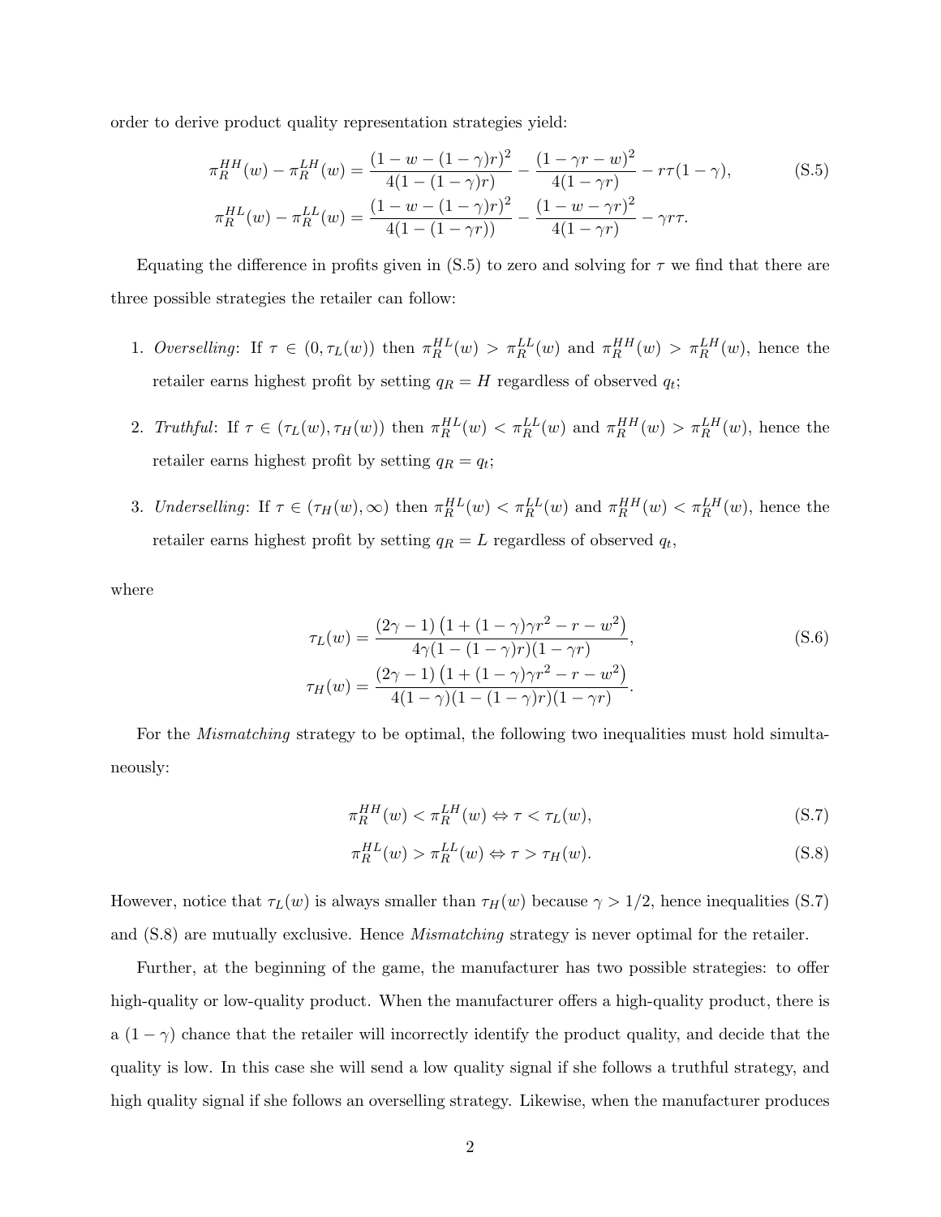order to derive product quality representation strategies yield:

$$
\begin{aligned}
\pi_R^{HH}(w) - \pi_R^{LH}(w) &= \frac{(1-w-(1-\gamma)r)^2}{4(1-(1-\gamma)r)} - \frac{(1-\gamma r - w)^2}{4(1-\gamma r)} - r\tau(1-\gamma), \\
\pi_R^{HL}(w) - \pi_R^{LL}(w) &= \frac{(1-w-(1-\gamma)r)^2}{4(1-(1-\gamma r))} - \frac{(1-w-\gamma r)^2}{4(1-\gamma r)} - \gamma r\tau.
\end{aligned}
\tag{S.5}
$$

Equating the difference in profits given in (S.5) to zero and solving for $\tau$ we find that there are three possible strategies the retailer can follow:

1. *Overselling*: If $\tau \in (0, \tau_L(w))$ then $\pi_R^{HL}(w) > \pi_R^{LL}(w)$ and $\pi_R^{HH}(w) > \pi_R^{LH}(w)$, hence the retailer earns highest profit by setting $q_R = H$ regardless of observed $q_t$;

2. *Truthful*: If $\tau \in (\tau_L(w), \tau_H(w))$ then $\pi_R^{HL}(w) < \pi_R^{LL}(w)$ and $\pi_R^{HH}(w) > \pi_R^{LH}(w)$, hence the retailer earns highest profit by setting $q_R = q_t$;

3. *Underselling*: If $\tau \in (\tau_H(w), \infty)$ then $\pi_R^{HL}(w) < \pi_R^{LL}(w)$ and $\pi_R^{HH}(w) < \pi_R^{LH}(w)$, hence the retailer earns highest profit by setting $q_R = L$ regardless of observed $q_t$,

where

$$
\begin{aligned}
\tau_L(w) &= \frac{(2\gamma-1)\left(1+(1-\gamma)\gamma r^2 - r - w^2\right)}{4\gamma(1-(1-\gamma)r)(1-\gamma r)}, \\
\tau_H(w) &= \frac{(2\gamma-1)\left(1+(1-\gamma)\gamma r^2 - r - w^2\right)}{4(1-\gamma)(1-(1-\gamma)r)(1-\gamma r)}.
\end{aligned}
\tag{S.6}
$$

For the *Mismatching* strategy to be optimal, the following two inequalities must hold simultaneously:

$$
\pi_R^{HH}(w) < \pi_R^{LH}(w) \Leftrightarrow \tau < \tau_L(w), \tag{S.7}
$$

$$
\pi_R^{HL}(w) > \pi_R^{LL}(w) \Leftrightarrow \tau > \tau_H(w). \tag{S.8}
$$

However, notice that $\tau_L(w)$ is always smaller than $\tau_H(w)$ because $\gamma > 1/2$, hence inequalities (S.7) and (S.8) are mutually exclusive. Hence *Mismatching* strategy is never optimal for the retailer.

Further, at the beginning of the game, the manufacturer has two possible strategies: to offer high-quality or low-quality product. When the manufacturer offers a high-quality product, there is a $(1-\gamma)$ chance that the retailer will incorrectly identify the product quality, and decide that the quality is low. In this case she will send a low quality signal if she follows a truthful strategy, and high quality signal if she follows an overselling strategy. Likewise, when the manufacturer produces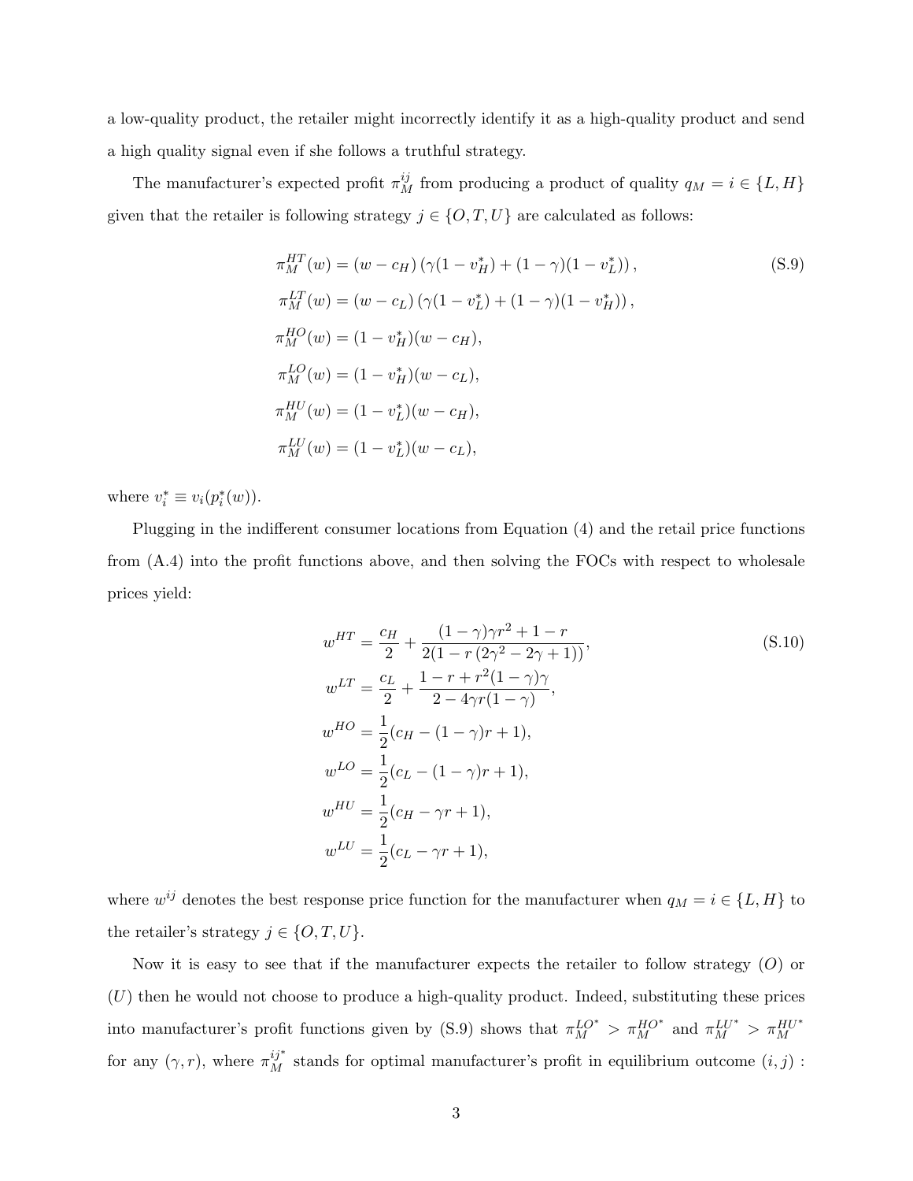a low-quality product, the retailer might incorrectly identify it as a high-quality product and send a high quality signal even if she follows a truthful strategy.

The manufacturer's expected profit $\pi_M^{ij}$ from producing a product of quality $q_M = i \in \{L, H\}$ given that the retailer is following strategy $j \in \{O, T, U\}$ are calculated as follows:

$$
\begin{aligned}
\pi_M^{HT}(w) &= (w - c_H)\left(\gamma(1 - v_H^*) + (1-\gamma)(1 - v_L^*)\right), \\
\pi_M^{LT}(w) &= (w - c_L)\left(\gamma(1 - v_L^*) + (1-\gamma)(1 - v_H^*)\right), \\
\pi_M^{HO}(w) &= (1 - v_H^*)(w - c_H), \\
\pi_M^{LO}(w) &= (1 - v_H^*)(w - c_L), \\
\pi_M^{HU}(w) &= (1 - v_L^*)(w - c_H), \\
\pi_M^{LU}(w) &= (1 - v_L^*)(w - c_L),
\end{aligned}
\tag{S.9}
$$

where $v_i^* \equiv v_i(p_i^*(w))$.

Plugging in the indifferent consumer locations from Equation (4) and the retail price functions from (A.4) into the profit functions above, and then solving the FOCs with respect to wholesale prices yield:

$$
\begin{aligned}
w^{HT} &= \frac{c_H}{2} + \frac{(1-\gamma)\gamma r^2 + 1 - r}{2(1 - r(2\gamma^2 - 2\gamma + 1))}, \\
w^{LT} &= \frac{c_L}{2} + \frac{1 - r + r^2(1-\gamma)\gamma}{2 - 4\gamma r(1-\gamma)}, \\
w^{HO} &= \frac{1}{2}(c_H - (1-\gamma)r + 1), \\
w^{LO} &= \frac{1}{2}(c_L - (1-\gamma)r + 1), \\
w^{HU} &= \frac{1}{2}(c_H - \gamma r + 1), \\
w^{LU} &= \frac{1}{2}(c_L - \gamma r + 1),
\end{aligned}
\tag{S.10}
$$

where $w^{ij}$ denotes the best response price function for the manufacturer when $q_M = i \in \{L, H\}$ to the retailer's strategy $j \in \{O, T, U\}$.

Now it is easy to see that if the manufacturer expects the retailer to follow strategy $(O)$ or $(U)$ then he would not choose to produce a high-quality product. Indeed, substituting these prices into manufacturer's profit functions given by (S.9) shows that $\pi_M^{LO^*} > \pi_M^{HO^*}$ and $\pi_M^{LU^*} > \pi_M^{HU^*}$ for any $(\gamma, r)$, where $\pi_M^{ij^*}$ stands for optimal manufacturer's profit in equilibrium outcome $(i, j)$ :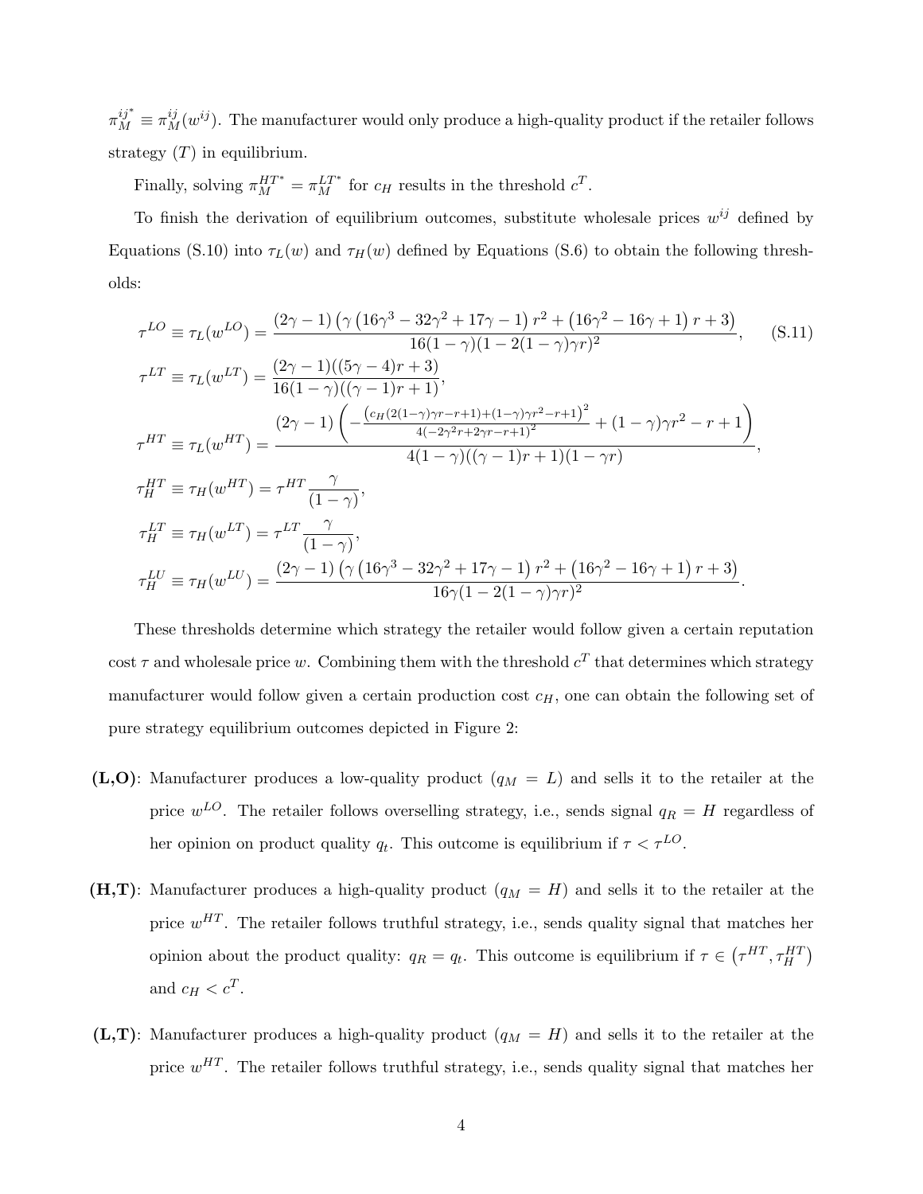$\pi_M^{ij^*} \equiv \pi_M^{ij}(w^{ij})$. The manufacturer would only produce a high-quality product if the retailer follows strategy $(T)$ in equilibrium.

Finally, solving $\pi_M^{HT^*} = \pi_M^{LT^*}$ for $c_H$ results in the threshold $c^T$.

To finish the derivation of equilibrium outcomes, substitute wholesale prices $w^{ij}$ defined by Equations (S.10) into $\tau_L(w)$ and $\tau_H(w)$ defined by Equations (S.6) to obtain the following thresholds:

$$
\begin{aligned}
\tau^{LO} &\equiv \tau_L(w^{LO}) = \frac{(2\gamma-1)\left(\gamma\left(16\gamma^3-32\gamma^2+17\gamma-1\right)r^2+\left(16\gamma^2-16\gamma+1\right)r+3\right)}{16(1-\gamma)(1-2(1-\gamma)\gamma r)^2}, \qquad \text{(S.11)}\\
\tau^{LT} &\equiv \tau_L(w^{LT}) = \frac{(2\gamma-1)((5\gamma-4)r+3)}{16(1-\gamma)((\gamma-1)r+1)},\\
\tau^{HT} &\equiv \tau_L(w^{HT}) = \frac{(2\gamma-1)\left(-\frac{\left(c_H(2(1-\gamma)\gamma r-r+1)+(1-\gamma)\gamma r^2-r+1\right)^2}{4\left(-2\gamma^2r+2\gamma r-r+1\right)^2}+(1-\gamma)\gamma r^2-r+1\right)}{4(1-\gamma)((\gamma-1)r+1)(1-\gamma r)},\\
\tau_H^{HT} &\equiv \tau_H(w^{HT}) = \tau^{HT}\frac{\gamma}{(1-\gamma)},\\
\tau_H^{LT} &\equiv \tau_H(w^{LT}) = \tau^{LT}\frac{\gamma}{(1-\gamma)},\\
\tau_H^{LU} &\equiv \tau_H(w^{LU}) = \frac{(2\gamma-1)\left(\gamma\left(16\gamma^3-32\gamma^2+17\gamma-1\right)r^2+\left(16\gamma^2-16\gamma+1\right)r+3\right)}{16\gamma(1-2(1-\gamma)\gamma r)^2}.
\end{aligned}
$$

These thresholds determine which strategy the retailer would follow given a certain reputation cost $\tau$ and wholesale price $w$. Combining them with the threshold $c^T$ that determines which strategy manufacturer would follow given a certain production cost $c_H$, one can obtain the following set of pure strategy equilibrium outcomes depicted in Figure 2:

- **(L,O)**: Manufacturer produces a low-quality product ($q_M = L$) and sells it to the retailer at the price $w^{LO}$. The retailer follows overselling strategy, i.e., sends signal $q_R = H$ regardless of her opinion on product quality $q_t$. This outcome is equilibrium if $\tau < \tau^{LO}$.

- **(H,T)**: Manufacturer produces a high-quality product ($q_M = H$) and sells it to the retailer at the price $w^{HT}$. The retailer follows truthful strategy, i.e., sends quality signal that matches her opinion about the product quality: $q_R = q_t$. This outcome is equilibrium if $\tau \in \left(\tau^{HT}, \tau_H^{HT}\right)$ and $c_H < c^T$.

- **(L,T)**: Manufacturer produces a high-quality product ($q_M = H$) and sells it to the retailer at the price $w^{HT}$. The retailer follows truthful strategy, i.e., sends quality signal that matches her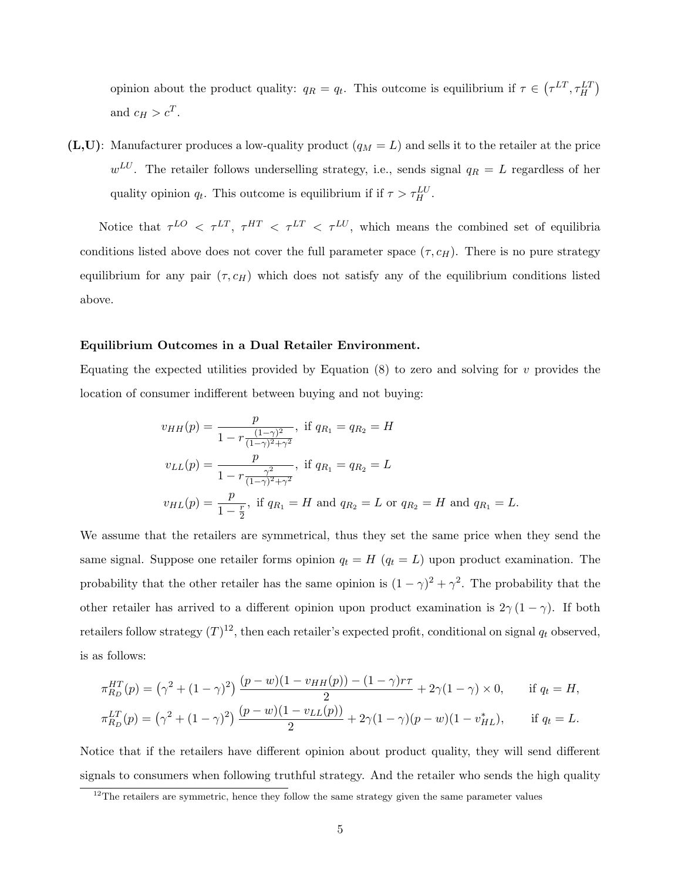opinion about the product quality: $q_R = q_t$. This outcome is equilibrium if $\tau \in \left(\tau^{LT}, \tau_H^{LT}\right)$ and $c_H > c^T$.

**(L,U)**: Manufacturer produces a low-quality product ($q_M = L$) and sells it to the retailer at the price $w^{LU}$. The retailer follows underselling strategy, i.e., sends signal $q_R = L$ regardless of her quality opinion $q_t$. This outcome is equilibrium if if $\tau > \tau_H^{LU}$.

Notice that $\tau^{LO} < \tau^{LT}$, $\tau^{HT} < \tau^{LT} < \tau^{LU}$, which means the combined set of equilibria conditions listed above does not cover the full parameter space $(\tau, c_H)$. There is no pure strategy equilibrium for any pair $(\tau, c_H)$ which does not satisfy any of the equilibrium conditions listed above.

**Equilibrium Outcomes in a Dual Retailer Environment.**

Equating the expected utilities provided by Equation (8) to zero and solving for $v$ provides the location of consumer indifferent between buying and not buying:

$$
\begin{aligned}
v_{HH}(p) &= \frac{p}{1 - r\frac{(1-\gamma)^2}{(1-\gamma)^2+\gamma^2}}, \text{ if } q_{R_1} = q_{R_2} = H \\
v_{LL}(p) &= \frac{p}{1 - r\frac{\gamma^2}{(1-\gamma)^2+\gamma^2}}, \text{ if } q_{R_1} = q_{R_2} = L \\
v_{HL}(p) &= \frac{p}{1 - \frac{r}{2}}, \text{ if } q_{R_1} = H \text{ and } q_{R_2} = L \text{ or } q_{R_2} = H \text{ and } q_{R_1} = L.
\end{aligned}
$$

We assume that the retailers are symmetrical, thus they set the same price when they send the same signal. Suppose one retailer forms opinion $q_t = H$ ($q_t = L$) upon product examination. The probability that the other retailer has the same opinion is $(1-\gamma)^2 + \gamma^2$. The probability that the other retailer has arrived to a different opinion upon product examination is $2\gamma(1-\gamma)$. If both retailers follow strategy $(T)$[12], then each retailer's expected profit, conditional on signal $q_t$ observed, is as follows:

$$
\begin{aligned}
\pi_{R_D}^{HT}(p) &= \left(\gamma^2 + (1-\gamma)^2\right) \frac{(p-w)(1-v_{HH}(p)) - (1-\gamma)r\tau}{2} + 2\gamma(1-\gamma) \times 0, \qquad \text{if } q_t = H, \\
\pi_{R_D}^{LT}(p) &= \left(\gamma^2 + (1-\gamma)^2\right) \frac{(p-w)(1-v_{LL}(p))}{2} + 2\gamma(1-\gamma)(p-w)(1-v_{HL}^*), \qquad \text{if } q_t = L.
\end{aligned}
$$

Notice that if the retailers have different opinion about product quality, they will send different signals to consumers when following truthful strategy. And the retailer who sends the high quality

[12] The retailers are symmetric, hence they follow the same strategy given the same parameter values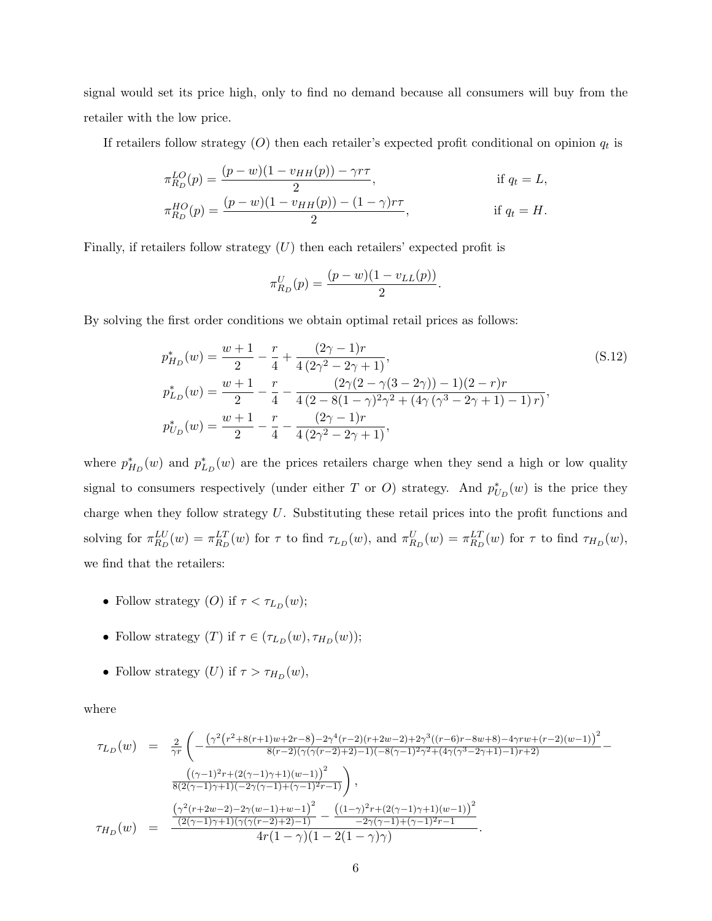signal would set its price high, only to find no demand because all consumers will buy from the retailer with the low price.

If retailers follow strategy $(O)$ then each retailer's expected profit conditional on opinion $q_t$ is

$$
\begin{aligned}
\pi_{R_D}^{LO}(p) &= \frac{(p-w)(1-v_{HH}(p)) - \gamma r\tau}{2}, && \text{if } q_t = L,\\
\pi_{R_D}^{HO}(p) &= \frac{(p-w)(1-v_{HH}(p)) - (1-\gamma) r\tau}{2}, && \text{if } q_t = H.
\end{aligned}
$$

Finally, if retailers follow strategy $(U)$ then each retailers' expected profit is

$$
\pi_{R_D}^{U}(p) = \frac{(p-w)(1-v_{LL}(p))}{2}.
$$

By solving the first order conditions we obtain optimal retail prices as follows:

$$
\begin{aligned}
p_{H_D}^*(w) &= \frac{w+1}{2} - \frac{r}{4} + \frac{(2\gamma-1)r}{4\left(2\gamma^2-2\gamma+1\right)}, \\
p_{L_D}^*(w) &= \frac{w+1}{2} - \frac{r}{4} - \frac{(2\gamma(2-\gamma(3-2\gamma))-1)(2-r)r}{4\left(2-8(1-\gamma)^2\gamma^2+\left(4\gamma\left(\gamma^3-2\gamma+1\right)-1\right)r\right)}, \\
p_{U_D}^*(w) &= \frac{w+1}{2} - \frac{r}{4} - \frac{(2\gamma-1)r}{4\left(2\gamma^2-2\gamma+1\right)},
\end{aligned}
\tag{S.12}
$$

where $p_{H_D}^*(w)$ and $p_{L_D}^*(w)$ are the prices retailers charge when they send a high or low quality signal to consumers respectively (under either $T$ or $O$) strategy. And $p_{U_D}^*(w)$ is the price they charge when they follow strategy $U$. Substituting these retail prices into the profit functions and solving for $\pi_{R_D}^{LU}(w) = \pi_{R_D}^{LT}(w)$ for $\tau$ to find $\tau_{L_D}(w)$, and $\pi_{R_D}^{U}(w) = \pi_{R_D}^{LT}(w)$ for $\tau$ to find $\tau_{H_D}(w)$, we find that the retailers:

- Follow strategy $(O)$ if $\tau < \tau_{L_D}(w)$;
- Follow strategy $(T)$ if $\tau \in (\tau_{L_D}(w), \tau_{H_D}(w))$;
- Follow strategy $(U)$ if $\tau > \tau_{H_D}(w)$,

where

$$
\begin{aligned}
\tau_{L_D}(w) &= \frac{2}{\gamma r}\Bigg(-\frac{\left(\gamma^2\left(r^2+8(r+1)w+2r-8\right)-2\gamma^4(r-2)(r+2w-2)+2\gamma^3((r-6)r-8w+8)-4\gamma r w+(r-2)(w-1)\right)^2}{8(r-2)(\gamma(\gamma(r-2)+2)-1)\left(-8(\gamma-1)^2\gamma^2+\left(4\gamma\left(\gamma^3-2\gamma+1\right)-1\right)r+2\right)} - \\
&\qquad \frac{\left((\gamma-1)^2 r+(2(\gamma-1)\gamma+1)(w-1)\right)^2}{8(2(\gamma-1)\gamma+1)\left(-2\gamma(\gamma-1)+(\gamma-1)^2 r-1\right)}\Bigg),\\
\tau_{H_D}(w) &= \frac{\dfrac{\left(\gamma^2(r+2w-2)-2\gamma(w-1)+w-1\right)^2}{(2(\gamma-1)\gamma+1)(\gamma(\gamma(r-2)+2)-1)} - \dfrac{\left((1-\gamma)^2 r+(2(\gamma-1)\gamma+1)(w-1)\right)^2}{-2\gamma(\gamma-1)+(\gamma-1)^2 r-1}}{4r(1-\gamma)(1-2(1-\gamma)\gamma)}.
\end{aligned}
$$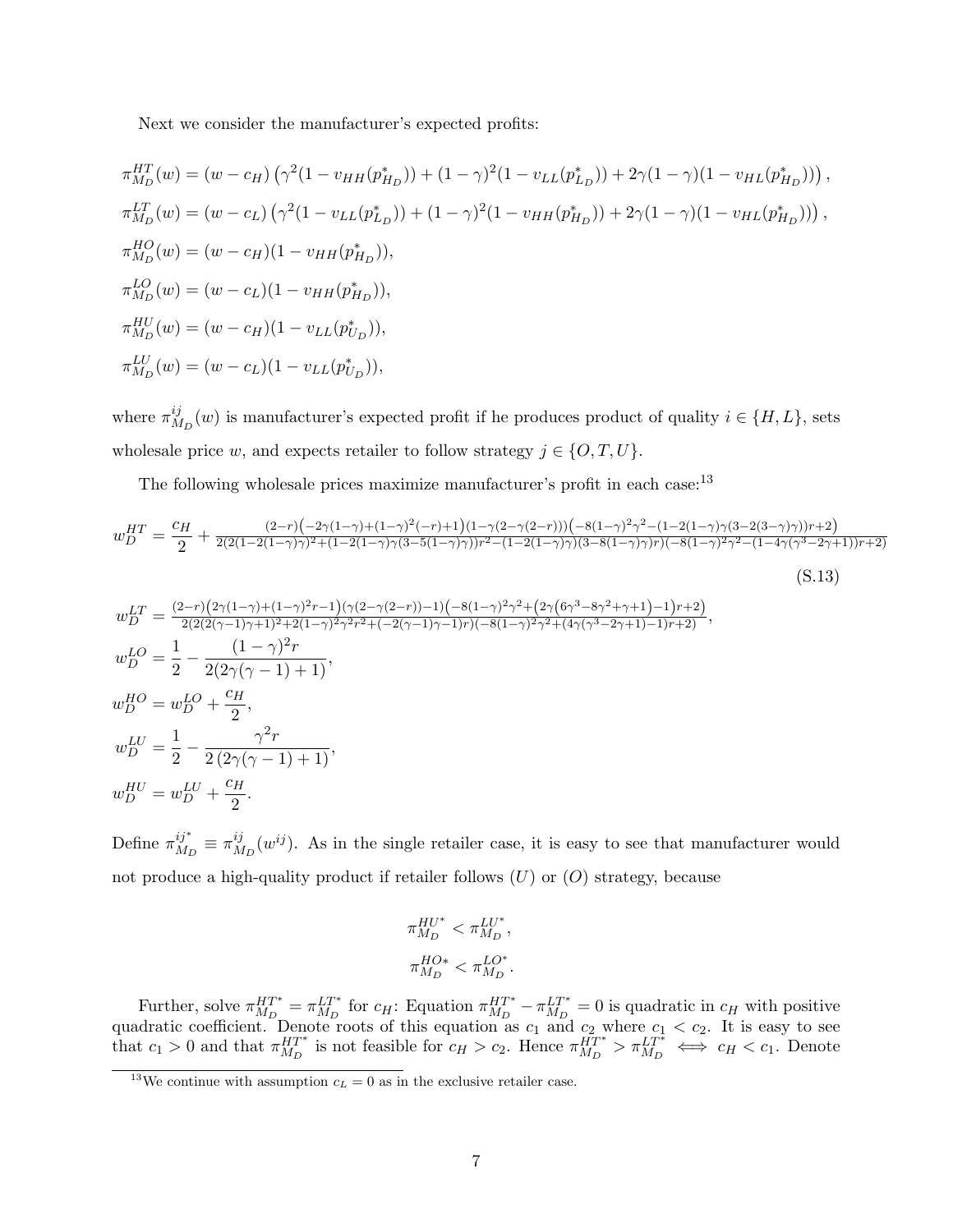Next we consider the manufacturer's expected profits:

$$\pi^{HT}_{M_D}(w) = (w - c_H)\left(\gamma^2(1 - v_{HH}(p^*_{H_D})) + (1-\gamma)^2(1 - v_{LL}(p^*_{L_D})) + 2\gamma(1-\gamma)(1 - v_{HL}(p^*_{H_D}))\right),$$

$$\pi^{LT}_{M_D}(w) = (w - c_L)\left(\gamma^2(1 - v_{LL}(p^*_{L_D})) + (1-\gamma)^2(1 - v_{HH}(p^*_{H_D})) + 2\gamma(1-\gamma)(1 - v_{HL}(p^*_{H_D}))\right),$$

$$\pi^{HO}_{M_D}(w) = (w - c_H)(1 - v_{HH}(p^*_{H_D})),$$

$$\pi^{LO}_{M_D}(w) = (w - c_L)(1 - v_{HH}(p^*_{H_D})),$$

$$\pi^{HU}_{M_D}(w) = (w - c_H)(1 - v_{LL}(p^*_{U_D})),$$

$$\pi^{LU}_{M_D}(w) = (w - c_L)(1 - v_{LL}(p^*_{U_D})),$$

where $\pi^{ij}_{M_D}(w)$ is manufacturer's expected profit if he produces product of quality $i \in \{H, L\}$, sets wholesale price $w$, and expects retailer to follow strategy $j \in \{O, T, U\}$.

The following wholesale prices maximize manufacturer's profit in each case:[13]

$$w^{HT}_D = \frac{c_H}{2} + \frac{(2-r)\left(-2\gamma(1-\gamma)+(1-\gamma)^2(-r)+1\right)(1-\gamma(2-\gamma(2-r)))\left(-8(1-\gamma)^2\gamma^2-(1-2(1-\gamma)\gamma(3-2(3-\gamma)\gamma))r+2\right)}{2(2(1-2(1-\gamma)\gamma)^2+(1-2(1-\gamma)\gamma(3-5(1-\gamma)\gamma))r^2-(1-2(1-\gamma)\gamma)(3-8(1-\gamma)\gamma)r)(-8(1-\gamma)^2\gamma^2-(1-4\gamma(\gamma^3-2\gamma+1))r+2)} \tag{S.13}$$

$$w^{LT}_D = \frac{(2-r)\left(2\gamma(1-\gamma)+(1-\gamma)^2r-1\right)(\gamma(2-\gamma(2-r))-1)\left(-8(1-\gamma)^2\gamma^2+\left(2\gamma\left(6\gamma^3-8\gamma^2+\gamma+1\right)-1\right)r+2\right)}{2(2(2(\gamma-1)\gamma+1)^2+2(1-\gamma)^2\gamma^2r^2+(-2(\gamma-1)\gamma-1)r)(-8(1-\gamma)^2\gamma^2+(4\gamma(\gamma^3-2\gamma+1)-1)r+2)},$$

$$w^{LO}_D = \frac{1}{2} - \frac{(1-\gamma)^2 r}{2(2\gamma(\gamma-1)+1)},$$

$$w^{HO}_D = w^{LO}_D + \frac{c_H}{2},$$

$$w^{LU}_D = \frac{1}{2} - \frac{\gamma^2 r}{2\left(2\gamma(\gamma-1)+1\right)},$$

$$w^{HU}_D = w^{LU}_D + \frac{c_H}{2}.$$

Define $\pi^{ij^*}_{M_D} \equiv \pi^{ij}_{M_D}(w^{ij})$. As in the single retailer case, it is easy to see that manufacturer would not produce a high-quality product if retailer follows $(U)$ or $(O)$ strategy, because

$$\pi^{HU^*}_{M_D} < \pi^{LU^*}_{M_D},$$

$$\pi^{HO*}_{M_D} < \pi^{LO^*}_{M_D}.$$

Further, solve $\pi^{HT^*}_{M_D} = \pi^{LT^*}_{M_D}$ for $c_H$: Equation $\pi^{HT^*}_{M_D} - \pi^{LT^*}_{M_D} = 0$ is quadratic in $c_H$ with positive quadratic coefficient. Denote roots of this equation as $c_1$ and $c_2$ where $c_1 < c_2$. It is easy to see that $c_1 > 0$ and that $\pi^{HT^*}_{M_D}$ is not feasible for $c_H > c_2$. Hence $\pi^{HT^*}_{M_D} > \pi^{LT^*}_{M_D} \iff c_H < c_1$. Denote

[13] We continue with assumption $c_L = 0$ as in the exclusive retailer case.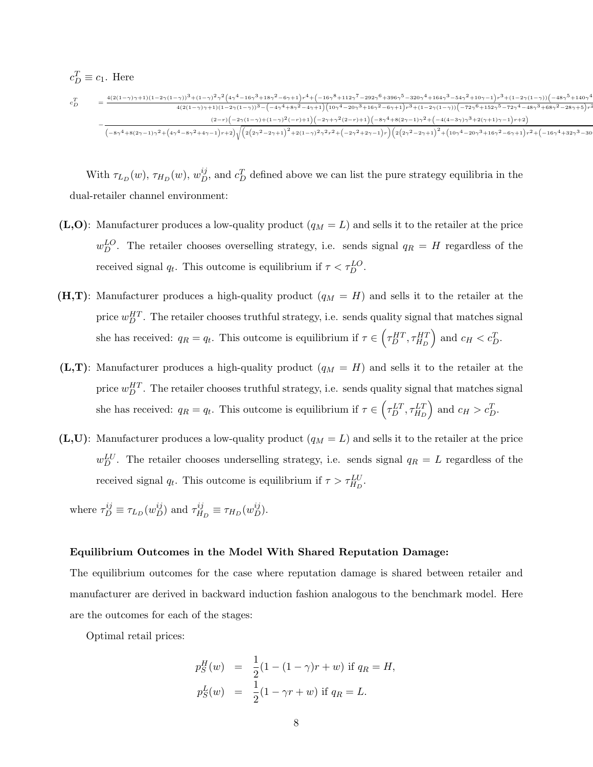$c_D^T \equiv c_1$. Here

$$c_D^T = \frac{4(2(1-\gamma)\gamma+1)(1-2\gamma(1-\gamma))^3+(1-\gamma)^2\gamma^2\left(4\gamma^4-16\gamma^3+18\gamma^2-6\gamma+1\right)r^4+\left(-16\gamma^8+112\gamma^7-292\gamma^6+396\gamma^5-320\gamma^4+164\gamma^3-54\gamma^2+10\gamma-1\right)r^3+(1-2\gamma(1-\gamma))\left(-48\gamma^5+140\gamma^4\cdots\right.}{4(2(1-\gamma)\gamma+1)(1-2\gamma(1-\gamma))^3-\left(-4\gamma^4+8\gamma^2-4\gamma+1\right)\left(10\gamma^4-20\gamma^3+16\gamma^2-6\gamma+1\right)r^3+(1-2\gamma(1-\gamma))\left(-72\gamma^6+152\gamma^5-72\gamma^4-48\gamma^3+68\gamma^2-28\gamma+5\right)r^2\cdots}$$

$$-\frac{(2-r)\left(-2\gamma(1-\gamma)+(1-\gamma)^2(-r)+1\right)\left(-2\gamma+\gamma^2(2-r)+1\right)\left(-8\gamma^4+8(2\gamma-1)\gamma^2+\left(-4(4-3\gamma)\gamma^3+2(\gamma+1)\gamma-1\right)r+2\right)}{\left(-8\gamma^4+8(2\gamma-1)\gamma^2+\left(4\gamma^4-8\gamma^2+4\gamma-1\right)r+2\right)\sqrt{\left(2\left(2\gamma^2-2\gamma+1\right)^2+2(1-\gamma)^2\gamma^2r^2+\left(-2\gamma^2+2\gamma-1\right)r\right)\left(2\left(2\gamma^2-2\gamma+1\right)^2+\left(10\gamma^4-20\gamma^3+16\gamma^2-6\gamma+1\right)r^2+\left(-16\gamma^4+32\gamma^3-30\cdots\right.\right.}}$$

With $\tau_{L_D}(w)$, $\tau_{H_D}(w)$, $w_D^{ij}$, and $c_D^T$ defined above we can list the pure strategy equilibria in the dual-retailer channel environment:

- **(L,O)**: Manufacturer produces a low-quality product ($q_M = L$) and sells it to the retailer at the price $w_D^{LO}$. The retailer chooses overselling strategy, i.e. sends signal $q_R = H$ regardless of the received signal $q_t$. This outcome is equilibrium if $\tau < \tau_D^{LO}$.
- **(H,T)**: Manufacturer produces a high-quality product ($q_M = H$) and sells it to the retailer at the price $w_D^{HT}$. The retailer chooses truthful strategy, i.e. sends quality signal that matches signal she has received: $q_R = q_t$. This outcome is equilibrium if $\tau \in \left(\tau_D^{HT}, \tau_{H_D}^{HT}\right)$ and $c_H < c_D^T$.
- **(L,T)**: Manufacturer produces a high-quality product ($q_M = H$) and sells it to the retailer at the price $w_D^{HT}$. The retailer chooses truthful strategy, i.e. sends quality signal that matches signal she has received: $q_R = q_t$. This outcome is equilibrium if $\tau \in \left(\tau_D^{LT}, \tau_{H_D}^{LT}\right)$ and $c_H > c_D^T$.
- **(L,U)**: Manufacturer produces a low-quality product ($q_M = L$) and sells it to the retailer at the price $w_D^{LU}$. The retailer chooses underselling strategy, i.e. sends signal $q_R = L$ regardless of the received signal $q_t$. This outcome is equilibrium if $\tau > \tau_{H_D}^{LU}$.

where $\tau_D^{ij} \equiv \tau_{L_D}(w_D^{ij})$ and $\tau_{H_D}^{ij} \equiv \tau_{H_D}(w_D^{ij})$.

**Equilibrium Outcomes in the Model With Shared Reputation Damage:**

The equilibrium outcomes for the case where reputation damage is shared between retailer and manufacturer are derived in backward induction fashion analogous to the benchmark model. Here are the outcomes for each of the stages:

Optimal retail prices:

$$p_S^H(w) = \frac{1}{2}(1-(1-\gamma)r+w) \text{ if } q_R = H,$$
$$p_S^L(w) = \frac{1}{2}(1-\gamma r+w) \text{ if } q_R = L.$$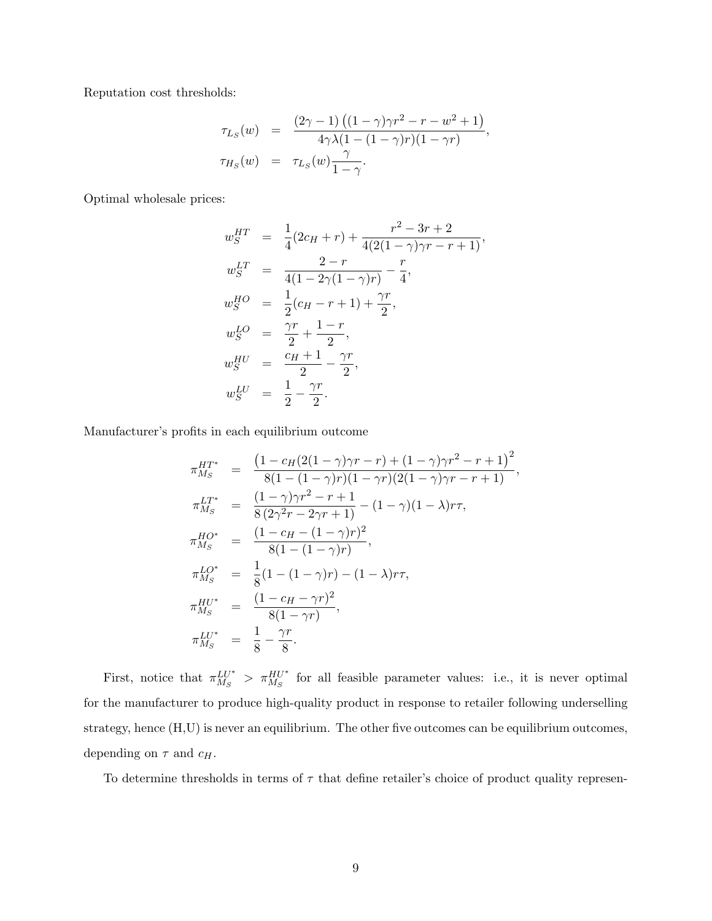Reputation cost thresholds:

$$
\begin{aligned}
\tau_{L_S}(w) &= \frac{(2\gamma-1)\left((1-\gamma)\gamma r^2 - r - w^2 + 1\right)}{4\gamma\lambda(1-(1-\gamma)r)(1-\gamma r)}, \\
\tau_{H_S}(w) &= \tau_{L_S}(w)\frac{\gamma}{1-\gamma}.
\end{aligned}
$$

Optimal wholesale prices:

$$
\begin{aligned}
w_S^{HT} &= \frac{1}{4}(2c_H + r) + \frac{r^2 - 3r + 2}{4(2(1-\gamma)\gamma r - r + 1)}, \\
w_S^{LT} &= \frac{2-r}{4(1-2\gamma(1-\gamma)r)} - \frac{r}{4}, \\
w_S^{HO} &= \frac{1}{2}(c_H - r + 1) + \frac{\gamma r}{2}, \\
w_S^{LO} &= \frac{\gamma r}{2} + \frac{1-r}{2}, \\
w_S^{HU} &= \frac{c_H + 1}{2} - \frac{\gamma r}{2}, \\
w_S^{LU} &= \frac{1}{2} - \frac{\gamma r}{2}.
\end{aligned}
$$

Manufacturer's profits in each equilibrium outcome

$$
\begin{aligned}
\pi_{M_S}^{HT^*} &= \frac{\left(1 - c_H(2(1-\gamma)\gamma r - r) + (1-\gamma)\gamma r^2 - r + 1\right)^2}{8(1-(1-\gamma)r)(1-\gamma r)(2(1-\gamma)\gamma r - r + 1)}, \\
\pi_{M_S}^{LT^*} &= \frac{(1-\gamma)\gamma r^2 - r + 1}{8\left(2\gamma^2 r - 2\gamma r + 1\right)} - (1-\gamma)(1-\lambda)r\tau, \\
\pi_{M_S}^{HO^*} &= \frac{(1 - c_H - (1-\gamma)r)^2}{8(1-(1-\gamma)r)}, \\
\pi_{M_S}^{LO^*} &= \frac{1}{8}(1-(1-\gamma)r) - (1-\lambda)r\tau, \\
\pi_{M_S}^{HU^*} &= \frac{(1 - c_H - \gamma r)^2}{8(1-\gamma r)}, \\
\pi_{M_S}^{LU^*} &= \frac{1}{8} - \frac{\gamma r}{8}.
\end{aligned}
$$

First, notice that $\pi_{M_S}^{LU^*} > \pi_{M_S}^{HU^*}$ for all feasible parameter values: i.e., it is never optimal for the manufacturer to produce high-quality product in response to retailer following underselling strategy, hence (H,U) is never an equilibrium. The other five outcomes can be equilibrium outcomes, depending on $\tau$ and $c_H$.

To determine thresholds in terms of $\tau$ that define retailer's choice of product quality represen-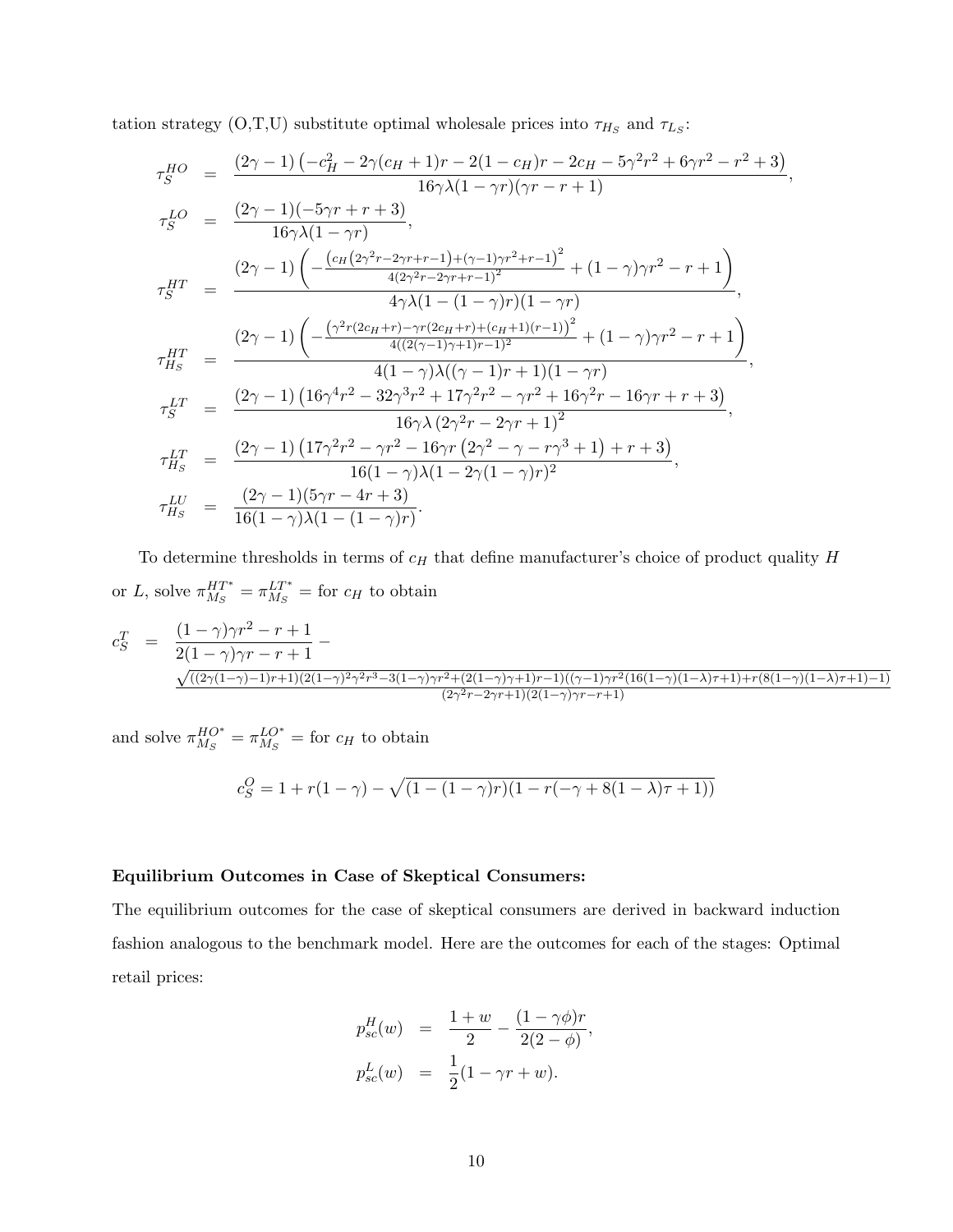tation strategy (O,T,U) substitute optimal wholesale prices into $\tau_{H_S}$ and $\tau_{L_S}$:

$$
\begin{aligned}
\tau_S^{HO} &= \frac{(2\gamma-1)\left(-c_H^2-2\gamma(c_H+1)r-2(1-c_H)r-2c_H-5\gamma^2r^2+6\gamma r^2-r^2+3\right)}{16\gamma\lambda(1-\gamma r)(\gamma r-r+1)},\\
\tau_S^{LO} &= \frac{(2\gamma-1)(-5\gamma r+r+3)}{16\gamma\lambda(1-\gamma r)},\\
\tau_S^{HT} &= \frac{(2\gamma-1)\left(-\frac{\left(c_H\left(2\gamma^2r-2\gamma r+r-1\right)+(\gamma-1)\gamma r^2+r-1\right)^2}{4\left(2\gamma^2r-2\gamma r+r-1\right)^2}+(1-\gamma)\gamma r^2-r+1\right)}{4\gamma\lambda(1-(1-\gamma)r)(1-\gamma r)},\\
\tau_{H_S}^{HT} &= \frac{(2\gamma-1)\left(-\frac{\left(\gamma^2r(2c_H+r)-\gamma r(2c_H+r)+(c_H+1)(r-1)\right)^2}{4((2(\gamma-1)\gamma+1)r-1)^2}+(1-\gamma)\gamma r^2-r+1\right)}{4(1-\gamma)\lambda((\gamma-1)r+1)(1-\gamma r)},\\
\tau_S^{LT} &= \frac{(2\gamma-1)\left(16\gamma^4r^2-32\gamma^3r^2+17\gamma^2r^2-\gamma r^2+16\gamma^2r-16\gamma r+r+3\right)}{16\gamma\lambda\left(2\gamma^2r-2\gamma r+1\right)^2},\\
\tau_{H_S}^{LT} &= \frac{(2\gamma-1)\left(17\gamma^2r^2-\gamma r^2-16\gamma r\left(2\gamma^2-\gamma-r\gamma^3+1\right)+r+3\right)}{16(1-\gamma)\lambda(1-2\gamma(1-\gamma)r)^2},\\
\tau_{H_S}^{LU} &= \frac{(2\gamma-1)(5\gamma r-4r+3)}{16(1-\gamma)\lambda(1-(1-\gamma)r)}.
\end{aligned}
$$

To determine thresholds in terms of $c_H$ that define manufacturer's choice of product quality $H$ or $L$, solve $\pi_{M_S}^{HT^*}=\pi_{M_S}^{LT^*}=$ for $c_H$ to obtain

$$
c_S^T = \frac{(1-\gamma)\gamma r^2-r+1}{2(1-\gamma)\gamma r-r+1} - \frac{\sqrt{((2\gamma(1-\gamma)-1)r+1)(2(1-\gamma)^2\gamma^2r^3-3(1-\gamma)\gamma r^2+(2(1-\gamma)\gamma+1)r-1)((\gamma-1)\gamma r^2(16(1-\gamma)(1-\lambda)\tau+1)+r(8(1-\gamma)(1-\lambda)\tau+1)-1)}}{(2\gamma^2r-2\gamma r+1)(2(1-\gamma)\gamma r-r+1)}
$$

and solve $\pi_{M_S}^{HO^*}=\pi_{M_S}^{LO^*}=$ for $c_H$ to obtain

$$
c_S^O = 1+r(1-\gamma)-\sqrt{(1-(1-\gamma)r)(1-r(-\gamma+8(1-\lambda)\tau+1))}
$$

**Equilibrium Outcomes in Case of Skeptical Consumers:**

The equilibrium outcomes for the case of skeptical consumers are derived in backward induction fashion analogous to the benchmark model. Here are the outcomes for each of the stages: Optimal retail prices:

$$
\begin{aligned}
p_{sc}^H(w) &= \frac{1+w}{2}-\frac{(1-\gamma\phi)r}{2(2-\phi)},\\
p_{sc}^L(w) &= \frac{1}{2}(1-\gamma r+w).
\end{aligned}
$$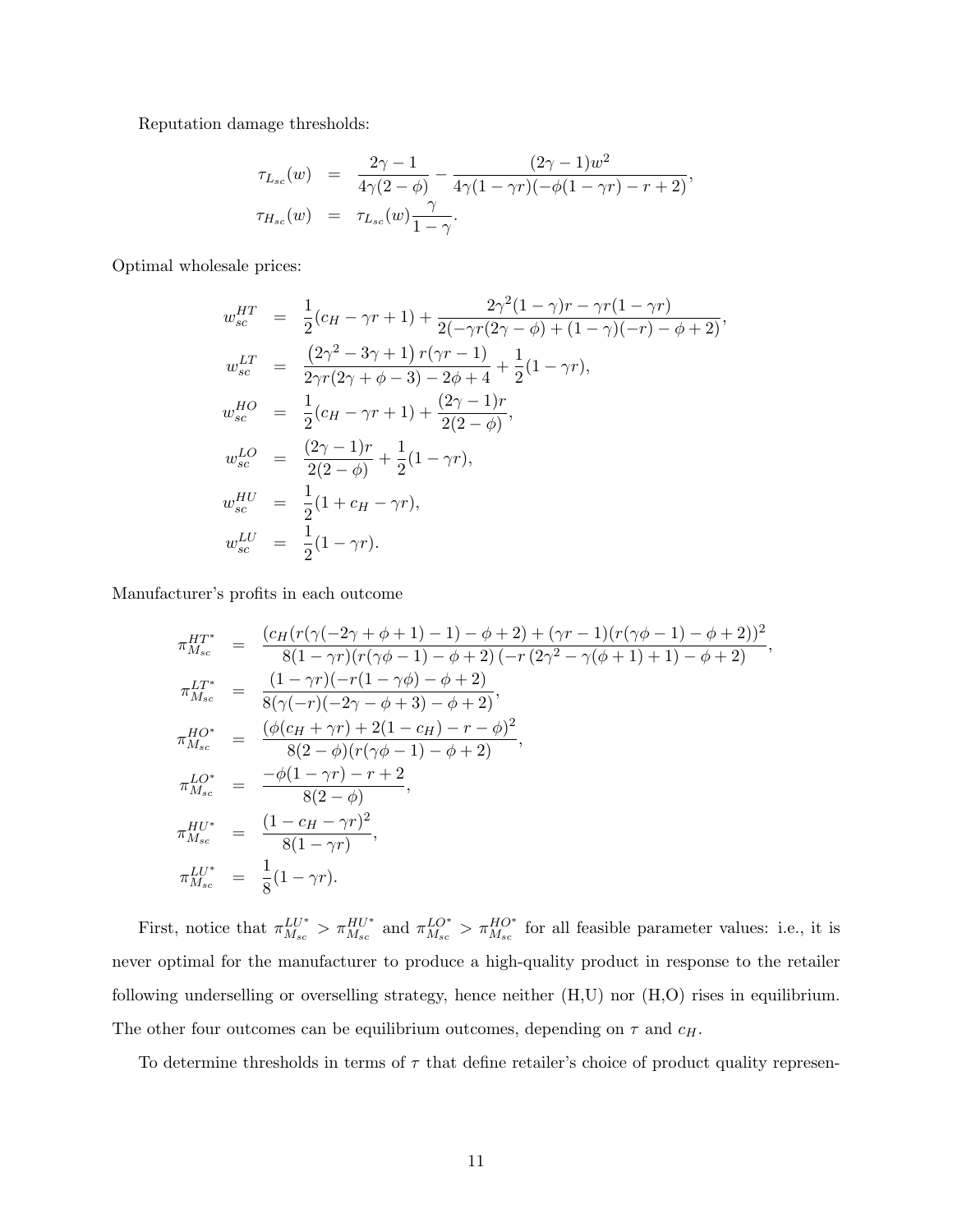Reputation damage thresholds:

$$
\begin{aligned}
\tau_{L_{sc}}(w) &= \frac{2\gamma-1}{4\gamma(2-\phi)} - \frac{(2\gamma-1)w^2}{4\gamma(1-\gamma r)(-\phi(1-\gamma r)-r+2)}, \\
\tau_{H_{sc}}(w) &= \tau_{L_{sc}}(w)\frac{\gamma}{1-\gamma}.
\end{aligned}
$$

Optimal wholesale prices:

$$
\begin{aligned}
w_{sc}^{HT} &= \frac{1}{2}(c_H - \gamma r + 1) + \frac{2\gamma^2(1-\gamma)r - \gamma r(1-\gamma r)}{2(-\gamma r(2\gamma-\phi) + (1-\gamma)(-r) - \phi + 2)}, \\
w_{sc}^{LT} &= \frac{\left(2\gamma^2 - 3\gamma + 1\right) r(\gamma r - 1)}{2\gamma r(2\gamma + \phi - 3) - 2\phi + 4} + \frac{1}{2}(1-\gamma r), \\
w_{sc}^{HO} &= \frac{1}{2}(c_H - \gamma r + 1) + \frac{(2\gamma-1)r}{2(2-\phi)}, \\
w_{sc}^{LO} &= \frac{(2\gamma-1)r}{2(2-\phi)} + \frac{1}{2}(1-\gamma r), \\
w_{sc}^{HU} &= \frac{1}{2}(1 + c_H - \gamma r), \\
w_{sc}^{LU} &= \frac{1}{2}(1-\gamma r).
\end{aligned}
$$

Manufacturer's profits in each outcome

$$
\begin{aligned}
\pi_{M_{sc}}^{HT^*} &= \frac{(c_H(r(\gamma(-2\gamma+\phi+1)-1)-\phi+2) + (\gamma r - 1)(r(\gamma\phi-1)-\phi+2))^2}{8(1-\gamma r)(r(\gamma\phi-1)-\phi+2)\left(-r\left(2\gamma^2 - \gamma(\phi+1)+1\right)-\phi+2\right)}, \\
\pi_{M_{sc}}^{LT^*} &= \frac{(1-\gamma r)(-r(1-\gamma\phi)-\phi+2)}{8(\gamma(-r)(-2\gamma-\phi+3)-\phi+2)}, \\
\pi_{M_{sc}}^{HO^*} &= \frac{(\phi(c_H+\gamma r) + 2(1-c_H) - r - \phi)^2}{8(2-\phi)(r(\gamma\phi-1)-\phi+2)}, \\
\pi_{M_{sc}}^{LO^*} &= \frac{-\phi(1-\gamma r) - r + 2}{8(2-\phi)}, \\
\pi_{M_{sc}}^{HU^*} &= \frac{(1-c_H-\gamma r)^2}{8(1-\gamma r)}, \\
\pi_{M_{sc}}^{LU^*} &= \frac{1}{8}(1-\gamma r).
\end{aligned}
$$

First, notice that $\pi_{M_{sc}}^{LU^*} > \pi_{M_{sc}}^{HU^*}$ and $\pi_{M_{sc}}^{LO^*} > \pi_{M_{sc}}^{HO^*}$ for all feasible parameter values: i.e., it is never optimal for the manufacturer to produce a high-quality product in response to the retailer following underselling or overselling strategy, hence neither (H,U) nor (H,O) rises in equilibrium. The other four outcomes can be equilibrium outcomes, depending on $\tau$ and $c_H$.

To determine thresholds in terms of $\tau$ that define retailer's choice of product quality represen-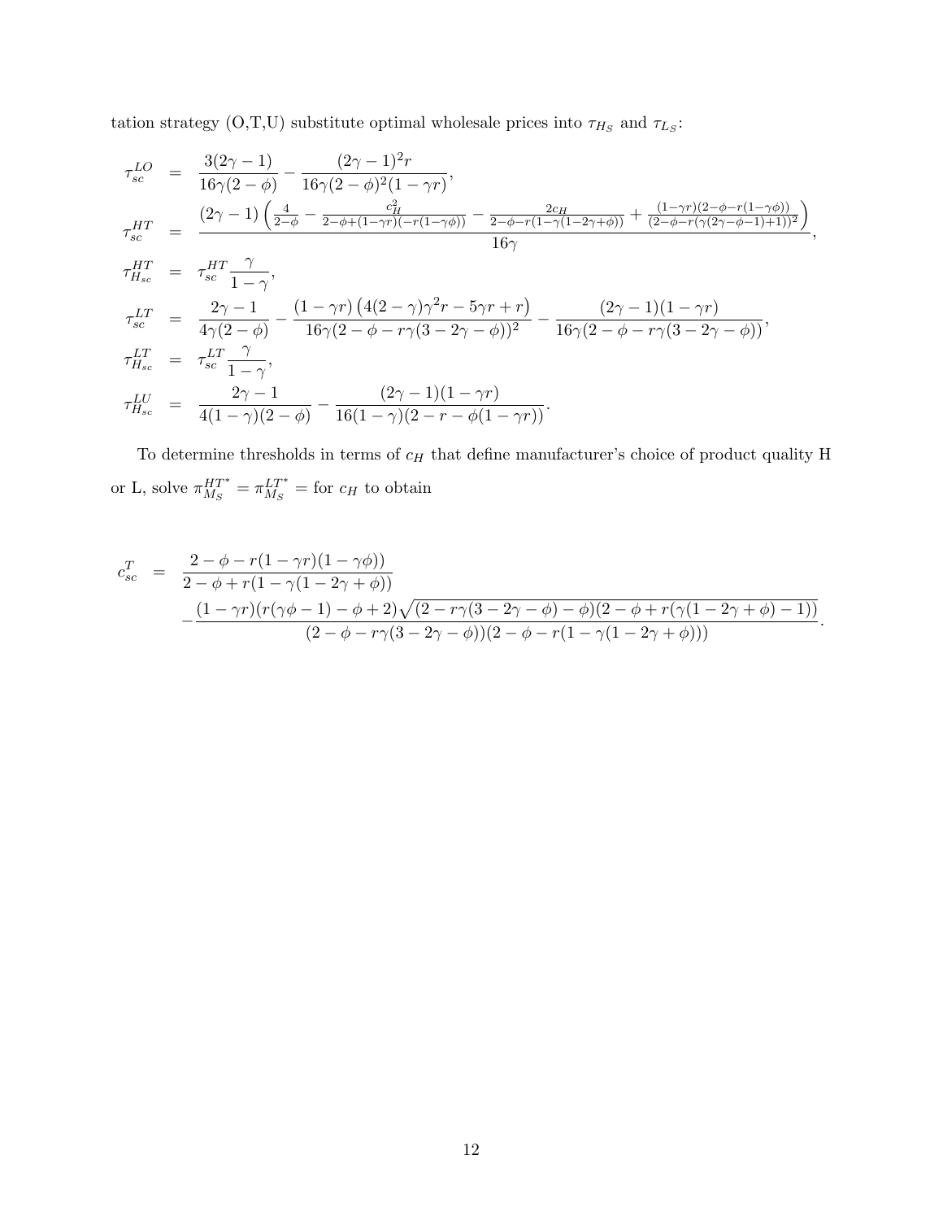tation strategy (O,T,U) substitute optimal wholesale prices into $\tau_{H_S}$ and $\tau_{L_S}$:

$$
\begin{aligned}
\tau_{sc}^{LO} &= \frac{3(2\gamma-1)}{16\gamma(2-\phi)} - \frac{(2\gamma-1)^2 r}{16\gamma(2-\phi)^2(1-\gamma r)}, \\
\tau_{sc}^{HT} &= \frac{(2\gamma-1)\left(\frac{4}{2-\phi} - \frac{c_H^2}{2-\phi+(1-\gamma r)(-r(1-\gamma\phi))} - \frac{2c_H}{2-\phi-r(1-\gamma(1-2\gamma+\phi))} + \frac{(1-\gamma r)(2-\phi-r(1-\gamma\phi))}{(2-\phi-r(\gamma(2\gamma-\phi-1)+1))^2}\right)}{16\gamma}, \\
\tau_{H_{sc}}^{HT} &= \tau_{sc}^{HT}\frac{\gamma}{1-\gamma}, \\
\tau_{sc}^{LT} &= \frac{2\gamma-1}{4\gamma(2-\phi)} - \frac{(1-\gamma r)\left(4(2-\gamma)\gamma^2 r - 5\gamma r + r\right)}{16\gamma(2-\phi-r\gamma(3-2\gamma-\phi))^2} - \frac{(2\gamma-1)(1-\gamma r)}{16\gamma(2-\phi-r\gamma(3-2\gamma-\phi))}, \\
\tau_{H_{sc}}^{LT} &= \tau_{sc}^{LT}\frac{\gamma}{1-\gamma}, \\
\tau_{H_{sc}}^{LU} &= \frac{2\gamma-1}{4(1-\gamma)(2-\phi)} - \frac{(2\gamma-1)(1-\gamma r)}{16(1-\gamma)(2-r-\phi(1-\gamma r))}.
\end{aligned}
$$

To determine thresholds in terms of $c_H$ that define manufacturer's choice of product quality H or L, solve $\pi_{M_S}^{HT^*} = \pi_{M_S}^{LT^*} =$ for $c_H$ to obtain

$$
\begin{aligned}
c_{sc}^{T} &= \frac{2-\phi-r(1-\gamma r)(1-\gamma\phi))}{2-\phi+r(1-\gamma(1-2\gamma+\phi))} \\
&\quad - \frac{(1-\gamma r)(r(\gamma\phi-1)-\phi+2)\sqrt{(2-r\gamma(3-2\gamma-\phi)-\phi)(2-\phi+r(\gamma(1-2\gamma+\phi)-1))}}{(2-\phi-r\gamma(3-2\gamma-\phi))(2-\phi-r(1-\gamma(1-2\gamma+\phi)))}.
\end{aligned}
$$